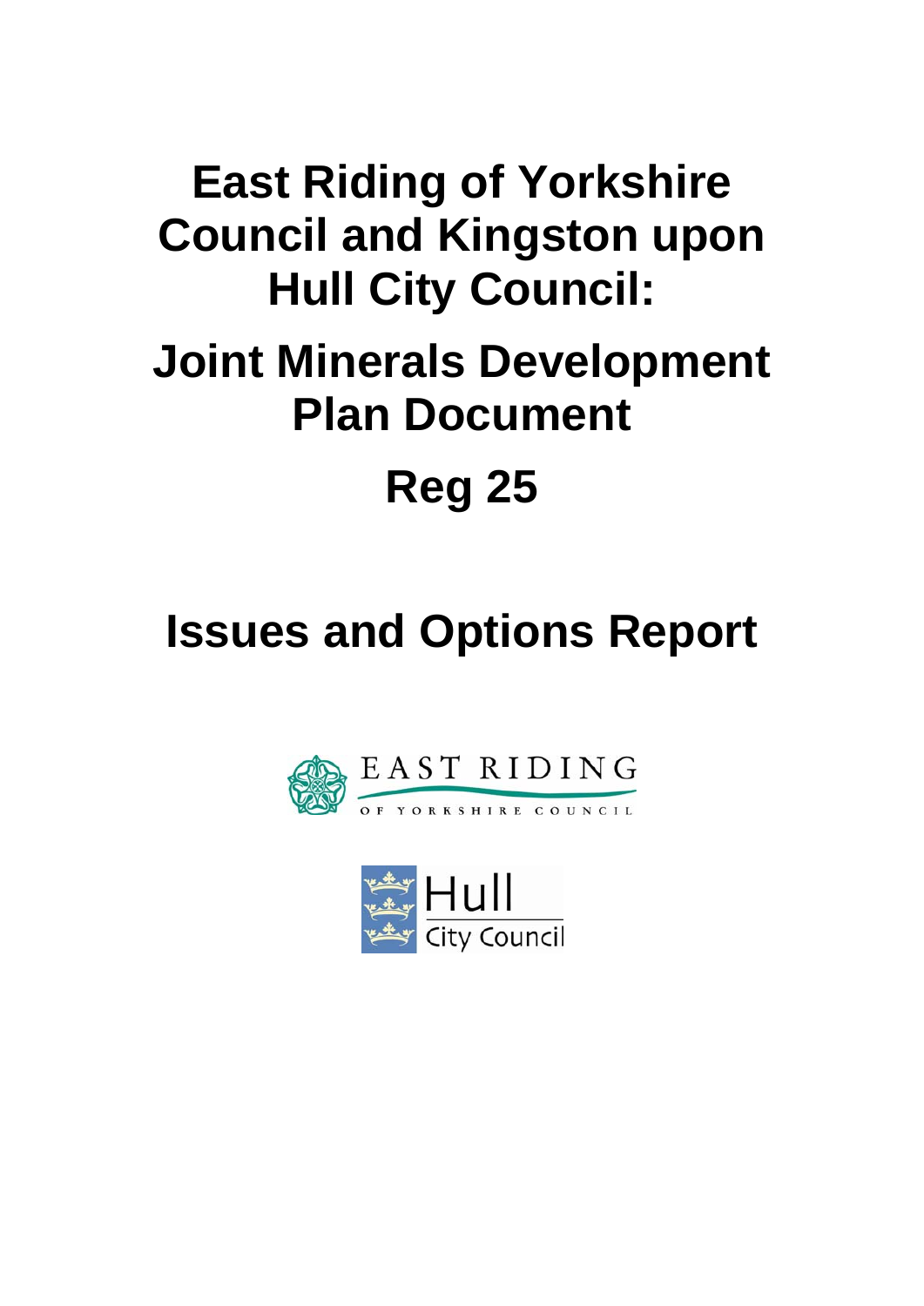# East Riding of Yorkshire Council and Kingston upon Hull City Council:

# Joint Minerals Development Plan Document

# Reg 25

# Issues and Options Report

EAST RIDING OF YORKSHIRE COUNCIL

Hull City Council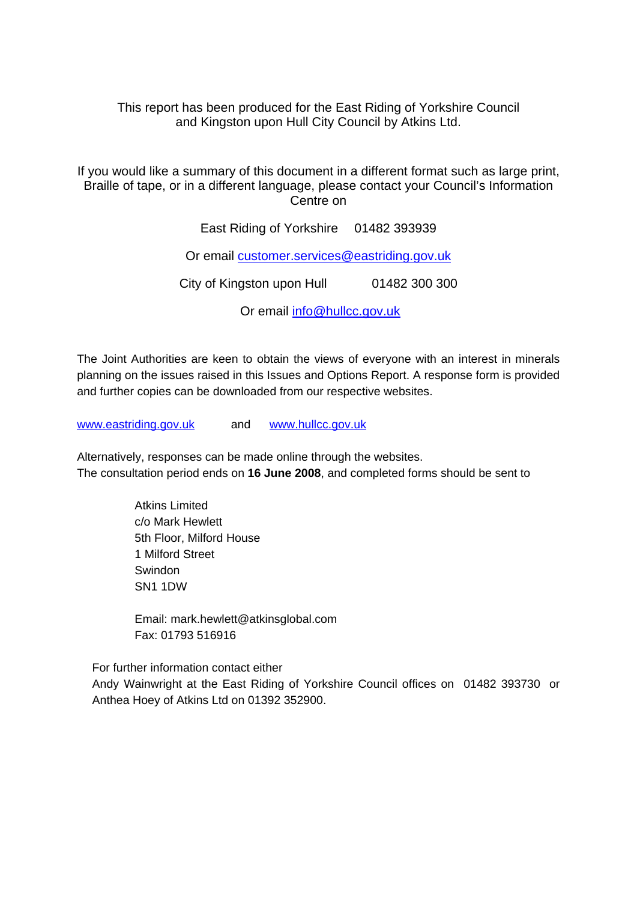This report has been produced for the East Riding of Yorkshire Council and Kingston upon Hull City Council by Atkins Ltd.

If you would like a summary of this document in a different format such as large print, Braille of tape, or in a different language, please contact your Council's Information Centre on

East Riding of Yorkshire 01482 393939

Or email customer.services@eastriding.gov.uk

City of Kingston upon Hull 01482 300 300

Or email info@hullcc.gov.uk

The Joint Authorities are keen to obtain the views of everyone with an interest in minerals planning on the issues raised in this Issues and Options Report. A response form is provided and further copies can be downloaded from our respective websites.

www.eastriding.gov.uk and www.hullcc.gov.uk

Alternatively, responses can be made online through the websites.
The consultation period ends on **16 June 2008**, and completed forms should be sent to

Atkins Limited
c/o Mark Hewlett
5th Floor, Milford House
1 Milford Street
Swindon
SN1 1DW

Email: mark.hewlett@atkinsglobal.com
Fax: 01793 516916

For further information contact either
Andy Wainwright at the East Riding of Yorkshire Council offices on 01482 393730 or Anthea Hoey of Atkins Ltd on 01392 352900.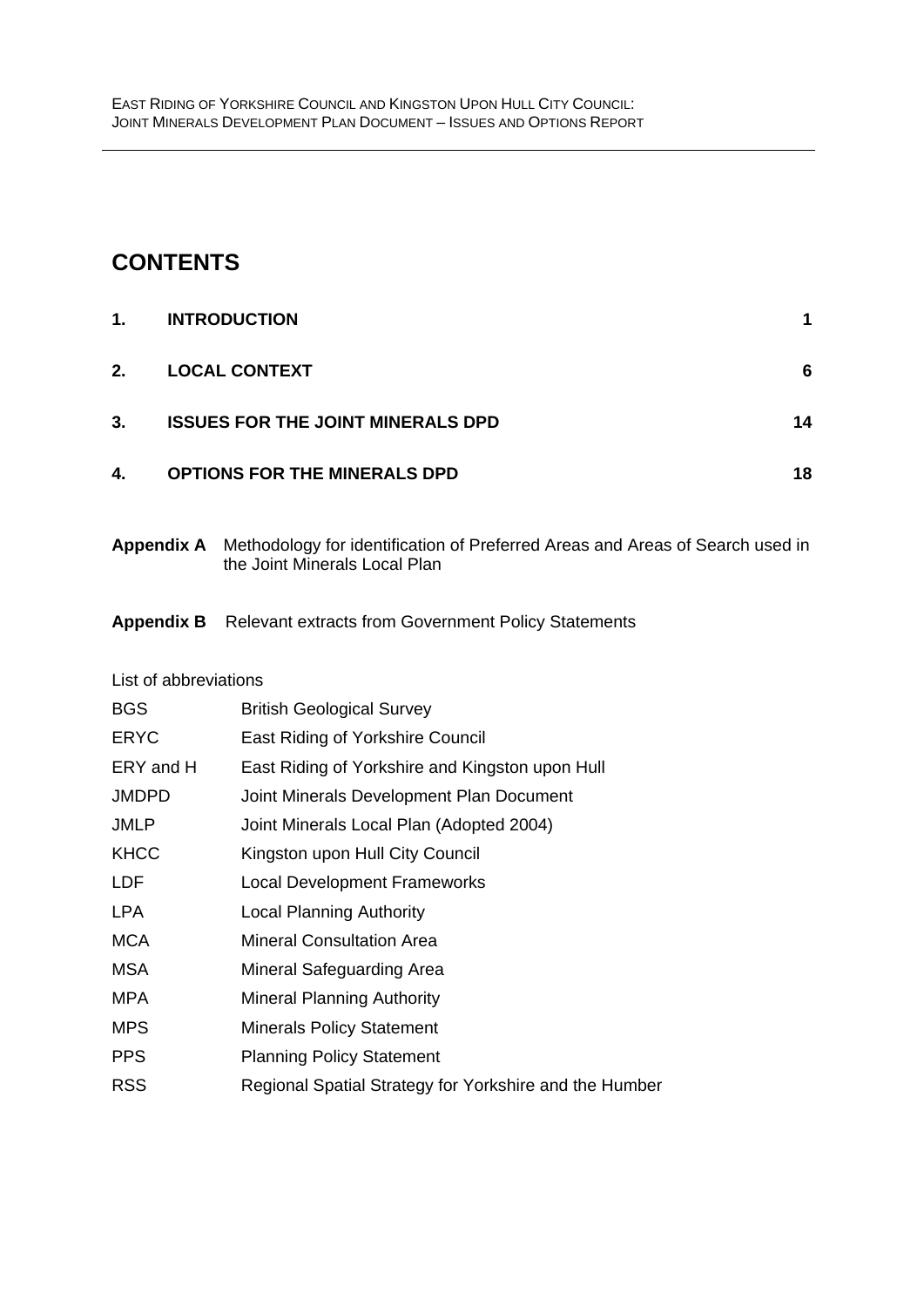# CONTENTS

| | | |
|---|---|---|
| **1.** | **INTRODUCTION** | **1** |
| **2.** | **LOCAL CONTEXT** | **6** |
| **3.** | **ISSUES FOR THE JOINT MINERALS DPD** | **14** |
| **4.** | **OPTIONS FOR THE MINERALS DPD** | **18** |

**Appendix A** Methodology for identification of Preferred Areas and Areas of Search used in the Joint Minerals Local Plan

**Appendix B** Relevant extracts from Government Policy Statements

List of abbreviations

| | |
|---|---|
| BGS | British Geological Survey |
| ERYC | East Riding of Yorkshire Council |
| ERY and H | East Riding of Yorkshire and Kingston upon Hull |
| JMDPD | Joint Minerals Development Plan Document |
| JMLP | Joint Minerals Local Plan (Adopted 2004) |
| KHCC | Kingston upon Hull City Council |
| LDF | Local Development Frameworks |
| LPA | Local Planning Authority |
| MCA | Mineral Consultation Area |
| MSA | Mineral Safeguarding Area |
| MPA | Mineral Planning Authority |
| MPS | Minerals Policy Statement |
| PPS | Planning Policy Statement |
| RSS | Regional Spatial Strategy for Yorkshire and the Humber |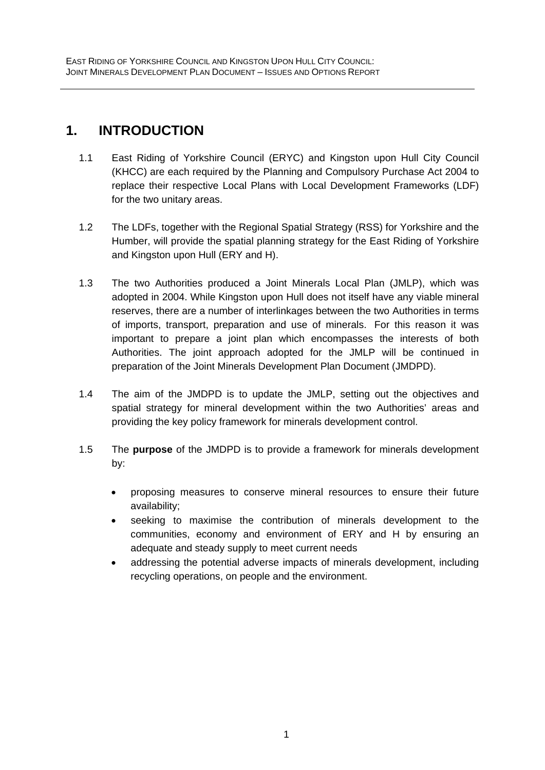# 1. INTRODUCTION

1.1 East Riding of Yorkshire Council (ERYC) and Kingston upon Hull City Council (KHCC) are each required by the Planning and Compulsory Purchase Act 2004 to replace their respective Local Plans with Local Development Frameworks (LDF) for the two unitary areas.

1.2 The LDFs, together with the Regional Spatial Strategy (RSS) for Yorkshire and the Humber, will provide the spatial planning strategy for the East Riding of Yorkshire and Kingston upon Hull (ERY and H).

1.3 The two Authorities produced a Joint Minerals Local Plan (JMLP), which was adopted in 2004. While Kingston upon Hull does not itself have any viable mineral reserves, there are a number of interlinkages between the two Authorities in terms of imports, transport, preparation and use of minerals. For this reason it was important to prepare a joint plan which encompasses the interests of both Authorities. The joint approach adopted for the JMLP will be continued in preparation of the Joint Minerals Development Plan Document (JMDPD).

1.4 The aim of the JMDPD is to update the JMLP, setting out the objectives and spatial strategy for mineral development within the two Authorities' areas and providing the key policy framework for minerals development control.

1.5 The **purpose** of the JMDPD is to provide a framework for minerals development by:

- proposing measures to conserve mineral resources to ensure their future availability;
- seeking to maximise the contribution of minerals development to the communities, economy and environment of ERY and H by ensuring an adequate and steady supply to meet current needs
- addressing the potential adverse impacts of minerals development, including recycling operations, on people and the environment.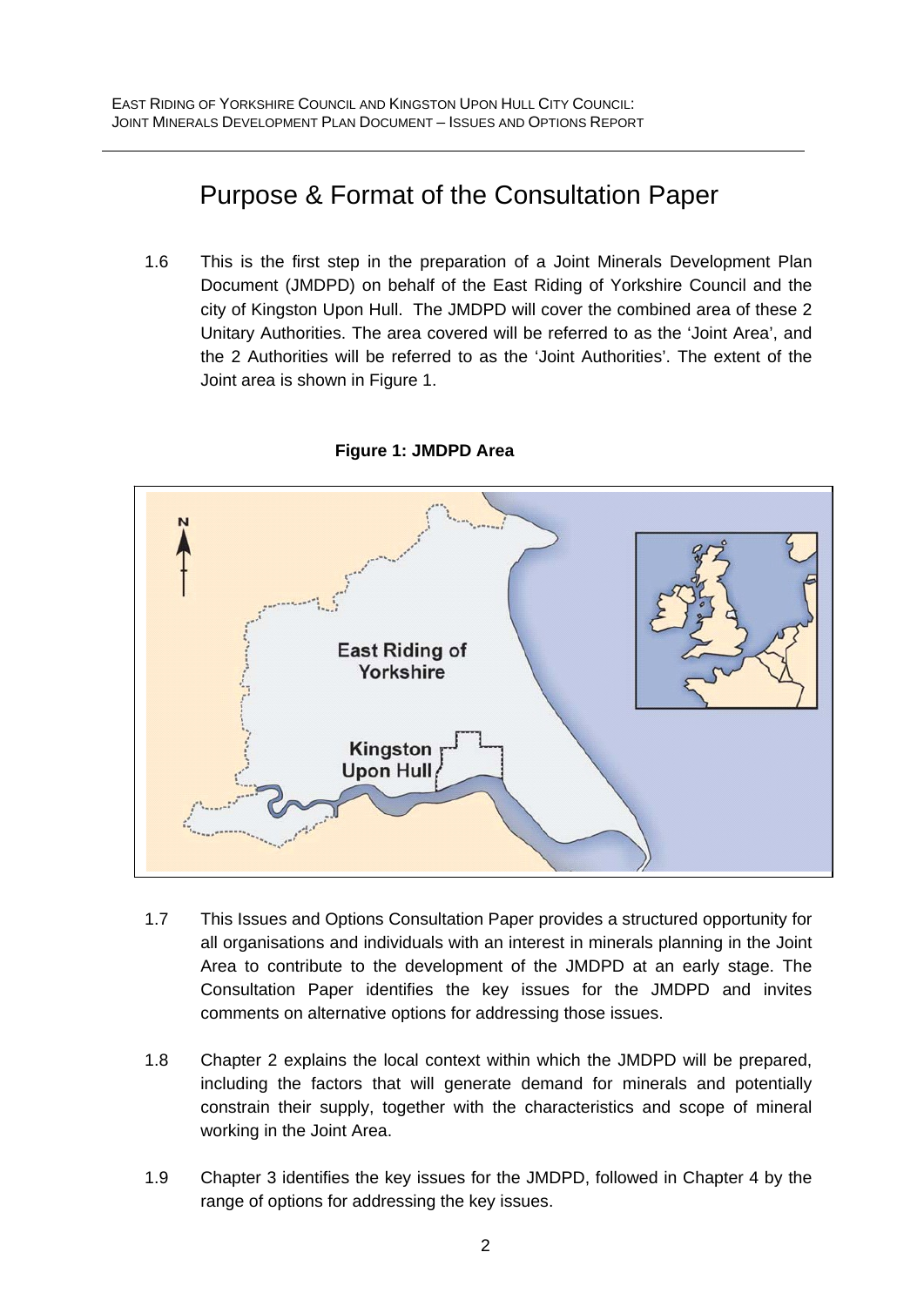# Purpose & Format of the Consultation Paper

1.6 This is the first step in the preparation of a Joint Minerals Development Plan Document (JMDPD) on behalf of the East Riding of Yorkshire Council and the city of Kingston Upon Hull. The JMDPD will cover the combined area of these 2 Unitary Authorities. The area covered will be referred to as the 'Joint Area', and the 2 Authorities will be referred to as the 'Joint Authorities'. The extent of the Joint area is shown in Figure 1.

**Figure 1: JMDPD Area**

1.7 This Issues and Options Consultation Paper provides a structured opportunity for all organisations and individuals with an interest in minerals planning in the Joint Area to contribute to the development of the JMDPD at an early stage. The Consultation Paper identifies the key issues for the JMDPD and invites comments on alternative options for addressing those issues.

1.8 Chapter 2 explains the local context within which the JMDPD will be prepared, including the factors that will generate demand for minerals and potentially constrain their supply, together with the characteristics and scope of mineral working in the Joint Area.

1.9 Chapter 3 identifies the key issues for the JMDPD, followed in Chapter 4 by the range of options for addressing the key issues.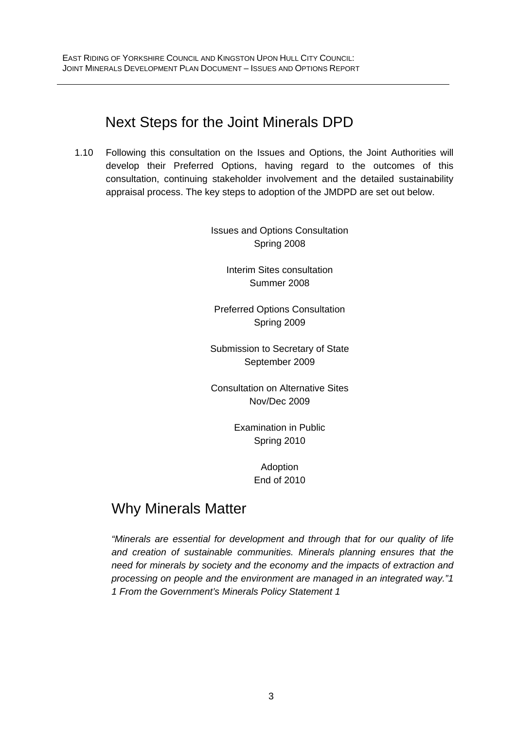## Next Steps for the Joint Minerals DPD

1.10 Following this consultation on the Issues and Options, the Joint Authorities will develop their Preferred Options, having regard to the outcomes of this consultation, continuing stakeholder involvement and the detailed sustainability appraisal process. The key steps to adoption of the JMDPD are set out below.

Issues and Options Consultation
Spring 2008

Interim Sites consultation
Summer 2008

Preferred Options Consultation
Spring 2009

Submission to Secretary of State
September 2009

Consultation on Alternative Sites
Nov/Dec 2009

Examination in Public
Spring 2010

Adoption
End of 2010

## Why Minerals Matter

*"Minerals are essential for development and through that for our quality of life and creation of sustainable communities. Minerals planning ensures that the need for minerals by society and the economy and the impacts of extraction and processing on people and the environment are managed in an integrated way."[1]*

*1 From the Government's Minerals Policy Statement 1*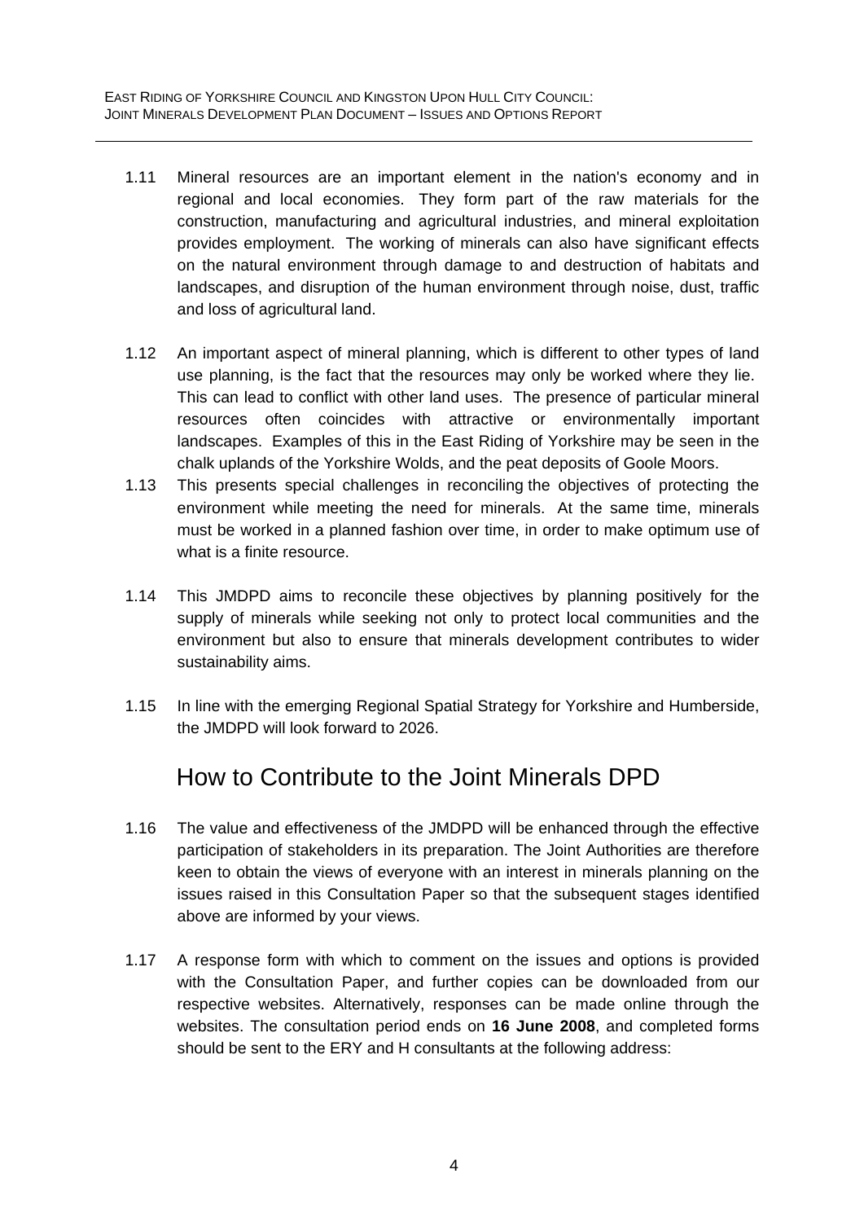1.11 Mineral resources are an important element in the nation's economy and in regional and local economies. They form part of the raw materials for the construction, manufacturing and agricultural industries, and mineral exploitation provides employment. The working of minerals can also have significant effects on the natural environment through damage to and destruction of habitats and landscapes, and disruption of the human environment through noise, dust, traffic and loss of agricultural land.

1.12 An important aspect of mineral planning, which is different to other types of land use planning, is the fact that the resources may only be worked where they lie. This can lead to conflict with other land uses. The presence of particular mineral resources often coincides with attractive or environmentally important landscapes. Examples of this in the East Riding of Yorkshire may be seen in the chalk uplands of the Yorkshire Wolds, and the peat deposits of Goole Moors.

1.13 This presents special challenges in reconciling the objectives of protecting the environment while meeting the need for minerals. At the same time, minerals must be worked in a planned fashion over time, in order to make optimum use of what is a finite resource.

1.14 This JMDPD aims to reconcile these objectives by planning positively for the supply of minerals while seeking not only to protect local communities and the environment but also to ensure that minerals development contributes to wider sustainability aims.

1.15 In line with the emerging Regional Spatial Strategy for Yorkshire and Humberside, the JMDPD will look forward to 2026.

## How to Contribute to the Joint Minerals DPD

1.16 The value and effectiveness of the JMDPD will be enhanced through the effective participation of stakeholders in its preparation. The Joint Authorities are therefore keen to obtain the views of everyone with an interest in minerals planning on the issues raised in this Consultation Paper so that the subsequent stages identified above are informed by your views.

1.17 A response form with which to comment on the issues and options is provided with the Consultation Paper, and further copies can be downloaded from our respective websites. Alternatively, responses can be made online through the websites. The consultation period ends on **16 June 2008**, and completed forms should be sent to the ERY and H consultants at the following address: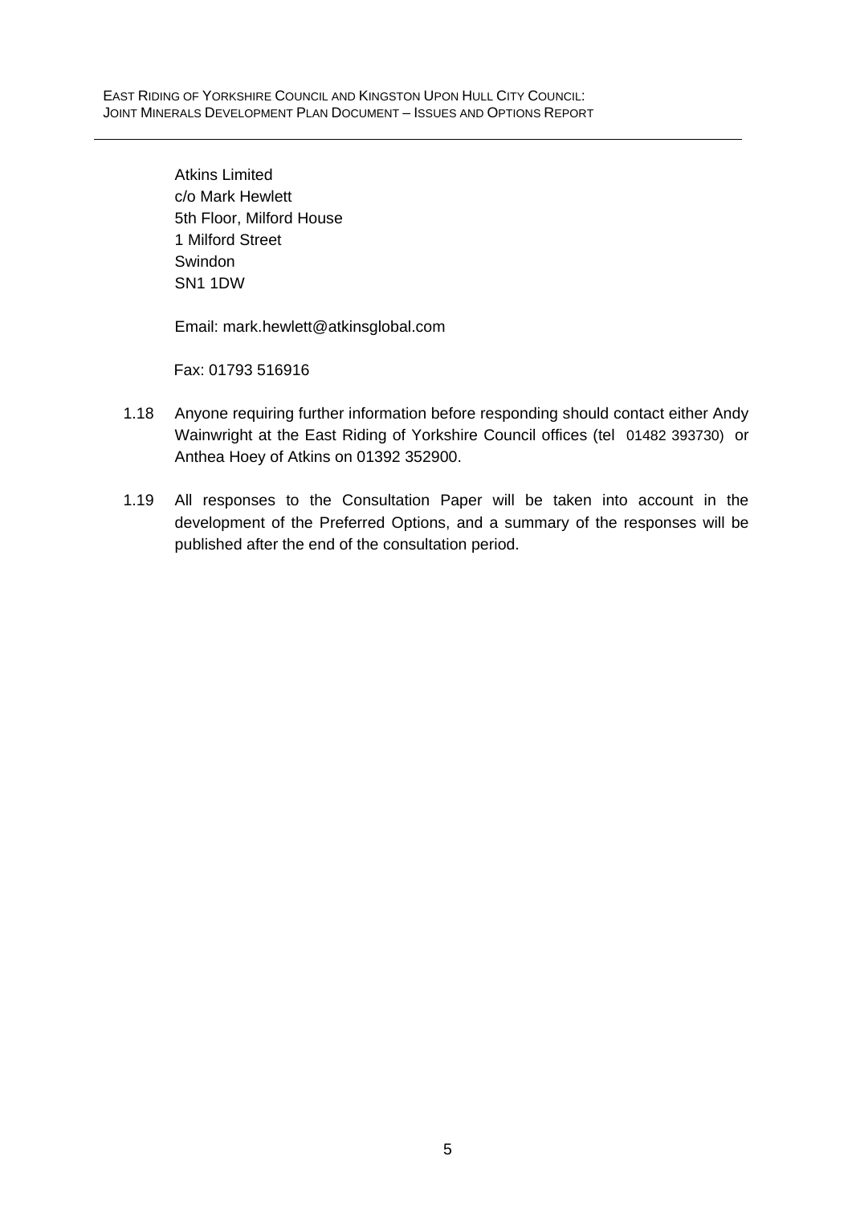Atkins Limited
c/o Mark Hewlett
5th Floor, Milford House
1 Milford Street
Swindon
SN1 1DW

Email: mark.hewlett@atkinsglobal.com

Fax: 01793 516916

1.18 Anyone requiring further information before responding should contact either Andy Wainwright at the East Riding of Yorkshire Council offices (tel 01482 393730) or Anthea Hoey of Atkins on 01392 352900.

1.19 All responses to the Consultation Paper will be taken into account in the development of the Preferred Options, and a summary of the responses will be published after the end of the consultation period.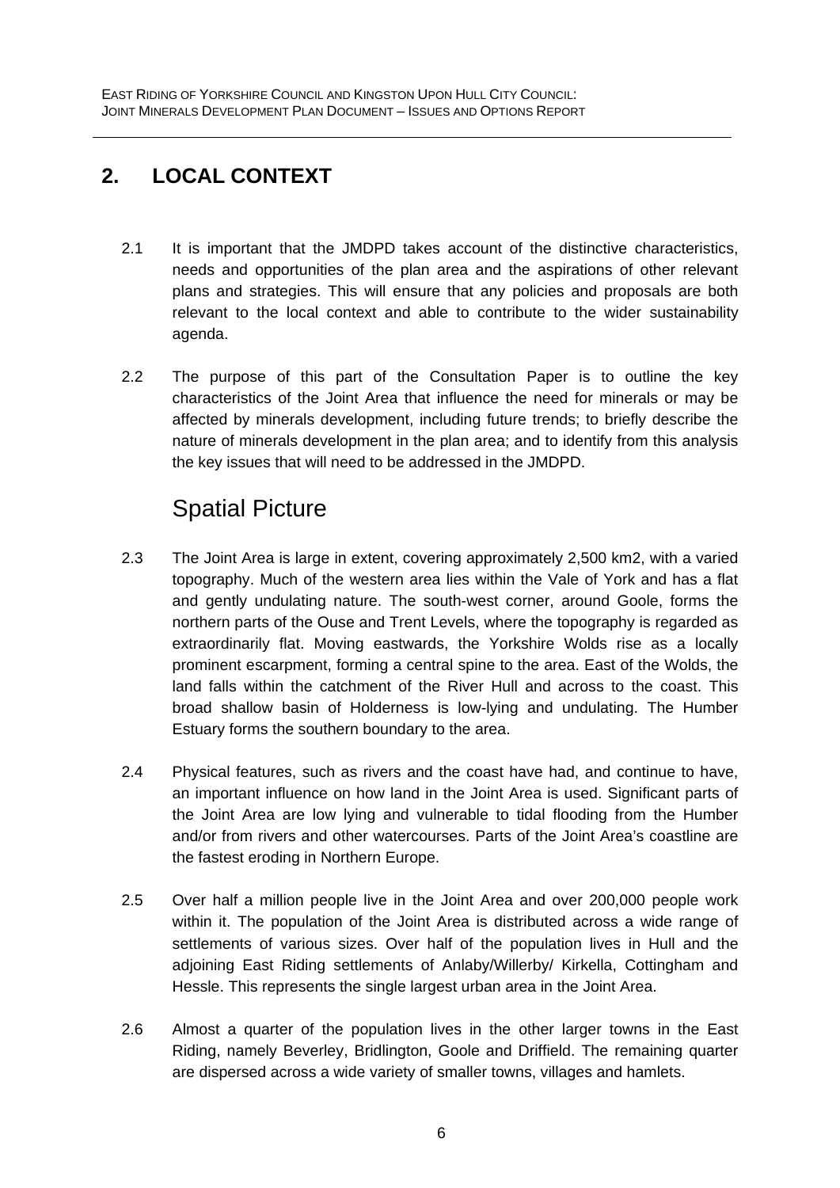## 2. LOCAL CONTEXT

2.1 It is important that the JMDPD takes account of the distinctive characteristics, needs and opportunities of the plan area and the aspirations of other relevant plans and strategies. This will ensure that any policies and proposals are both relevant to the local context and able to contribute to the wider sustainability agenda.

2.2 The purpose of this part of the Consultation Paper is to outline the key characteristics of the Joint Area that influence the need for minerals or may be affected by minerals development, including future trends; to briefly describe the nature of minerals development in the plan area; and to identify from this analysis the key issues that will need to be addressed in the JMDPD.

### Spatial Picture

2.3 The Joint Area is large in extent, covering approximately 2,500 km2, with a varied topography. Much of the western area lies within the Vale of York and has a flat and gently undulating nature. The south-west corner, around Goole, forms the northern parts of the Ouse and Trent Levels, where the topography is regarded as extraordinarily flat. Moving eastwards, the Yorkshire Wolds rise as a locally prominent escarpment, forming a central spine to the area. East of the Wolds, the land falls within the catchment of the River Hull and across to the coast. This broad shallow basin of Holderness is low-lying and undulating. The Humber Estuary forms the southern boundary to the area.

2.4 Physical features, such as rivers and the coast have had, and continue to have, an important influence on how land in the Joint Area is used. Significant parts of the Joint Area are low lying and vulnerable to tidal flooding from the Humber and/or from rivers and other watercourses. Parts of the Joint Area's coastline are the fastest eroding in Northern Europe.

2.5 Over half a million people live in the Joint Area and over 200,000 people work within it. The population of the Joint Area is distributed across a wide range of settlements of various sizes. Over half of the population lives in Hull and the adjoining East Riding settlements of Anlaby/Willerby/ Kirkella, Cottingham and Hessle. This represents the single largest urban area in the Joint Area.

2.6 Almost a quarter of the population lives in the other larger towns in the East Riding, namely Beverley, Bridlington, Goole and Driffield. The remaining quarter are dispersed across a wide variety of smaller towns, villages and hamlets.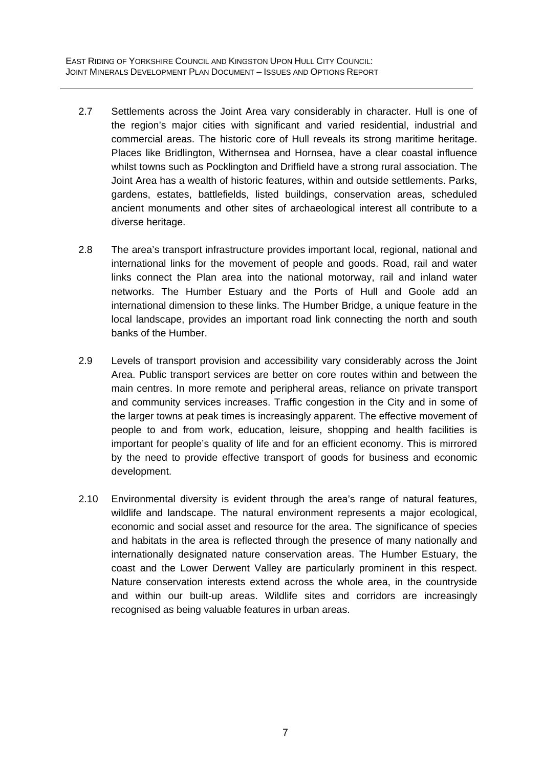2.7 Settlements across the Joint Area vary considerably in character. Hull is one of the region's major cities with significant and varied residential, industrial and commercial areas. The historic core of Hull reveals its strong maritime heritage. Places like Bridlington, Withernsea and Hornsea, have a clear coastal influence whilst towns such as Pocklington and Driffield have a strong rural association. The Joint Area has a wealth of historic features, within and outside settlements. Parks, gardens, estates, battlefields, listed buildings, conservation areas, scheduled ancient monuments and other sites of archaeological interest all contribute to a diverse heritage.

2.8 The area's transport infrastructure provides important local, regional, national and international links for the movement of people and goods. Road, rail and water links connect the Plan area into the national motorway, rail and inland water networks. The Humber Estuary and the Ports of Hull and Goole add an international dimension to these links. The Humber Bridge, a unique feature in the local landscape, provides an important road link connecting the north and south banks of the Humber.

2.9 Levels of transport provision and accessibility vary considerably across the Joint Area. Public transport services are better on core routes within and between the main centres. In more remote and peripheral areas, reliance on private transport and community services increases. Traffic congestion in the City and in some of the larger towns at peak times is increasingly apparent. The effective movement of people to and from work, education, leisure, shopping and health facilities is important for people's quality of life and for an efficient economy. This is mirrored by the need to provide effective transport of goods for business and economic development.

2.10 Environmental diversity is evident through the area's range of natural features, wildlife and landscape. The natural environment represents a major ecological, economic and social asset and resource for the area. The significance of species and habitats in the area is reflected through the presence of many nationally and internationally designated nature conservation areas. The Humber Estuary, the coast and the Lower Derwent Valley are particularly prominent in this respect. Nature conservation interests extend across the whole area, in the countryside and within our built-up areas. Wildlife sites and corridors are increasingly recognised as being valuable features in urban areas.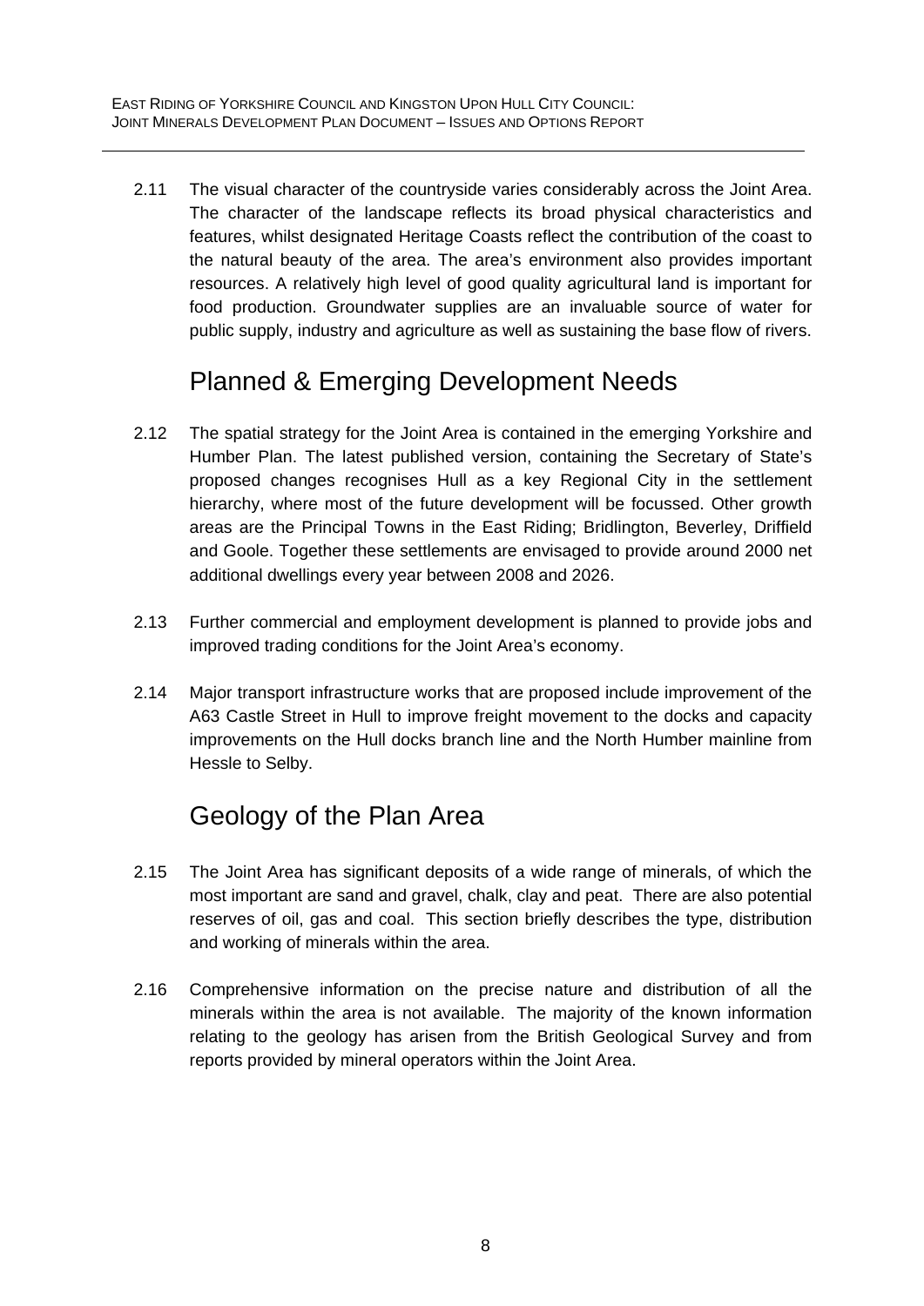2.11 The visual character of the countryside varies considerably across the Joint Area. The character of the landscape reflects its broad physical characteristics and features, whilst designated Heritage Coasts reflect the contribution of the coast to the natural beauty of the area. The area's environment also provides important resources. A relatively high level of good quality agricultural land is important for food production. Groundwater supplies are an invaluable source of water for public supply, industry and agriculture as well as sustaining the base flow of rivers.

## Planned & Emerging Development Needs

2.12 The spatial strategy for the Joint Area is contained in the emerging Yorkshire and Humber Plan. The latest published version, containing the Secretary of State's proposed changes recognises Hull as a key Regional City in the settlement hierarchy, where most of the future development will be focussed. Other growth areas are the Principal Towns in the East Riding; Bridlington, Beverley, Driffield and Goole. Together these settlements are envisaged to provide around 2000 net additional dwellings every year between 2008 and 2026.

2.13 Further commercial and employment development is planned to provide jobs and improved trading conditions for the Joint Area's economy.

2.14 Major transport infrastructure works that are proposed include improvement of the A63 Castle Street in Hull to improve freight movement to the docks and capacity improvements on the Hull docks branch line and the North Humber mainline from Hessle to Selby.

## Geology of the Plan Area

2.15 The Joint Area has significant deposits of a wide range of minerals, of which the most important are sand and gravel, chalk, clay and peat. There are also potential reserves of oil, gas and coal. This section briefly describes the type, distribution and working of minerals within the area.

2.16 Comprehensive information on the precise nature and distribution of all the minerals within the area is not available. The majority of the known information relating to the geology has arisen from the British Geological Survey and from reports provided by mineral operators within the Joint Area.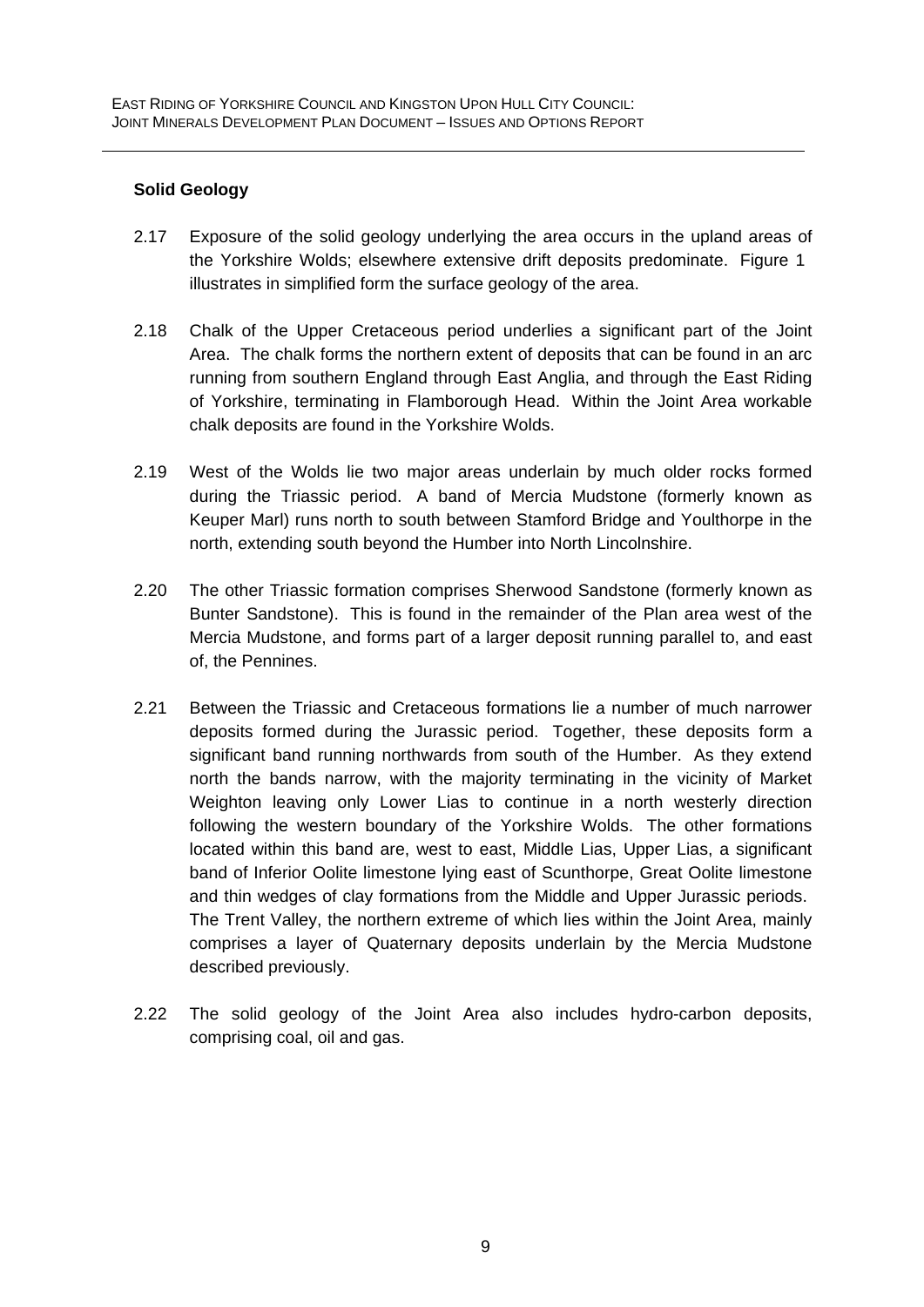### Solid Geology

2.17 Exposure of the solid geology underlying the area occurs in the upland areas of the Yorkshire Wolds; elsewhere extensive drift deposits predominate. Figure 1 illustrates in simplified form the surface geology of the area.

2.18 Chalk of the Upper Cretaceous period underlies a significant part of the Joint Area. The chalk forms the northern extent of deposits that can be found in an arc running from southern England through East Anglia, and through the East Riding of Yorkshire, terminating in Flamborough Head. Within the Joint Area workable chalk deposits are found in the Yorkshire Wolds.

2.19 West of the Wolds lie two major areas underlain by much older rocks formed during the Triassic period. A band of Mercia Mudstone (formerly known as Keuper Marl) runs north to south between Stamford Bridge and Youlthorpe in the north, extending south beyond the Humber into North Lincolnshire.

2.20 The other Triassic formation comprises Sherwood Sandstone (formerly known as Bunter Sandstone). This is found in the remainder of the Plan area west of the Mercia Mudstone, and forms part of a larger deposit running parallel to, and east of, the Pennines.

2.21 Between the Triassic and Cretaceous formations lie a number of much narrower deposits formed during the Jurassic period. Together, these deposits form a significant band running northwards from south of the Humber. As they extend north the bands narrow, with the majority terminating in the vicinity of Market Weighton leaving only Lower Lias to continue in a north westerly direction following the western boundary of the Yorkshire Wolds. The other formations located within this band are, west to east, Middle Lias, Upper Lias, a significant band of Inferior Oolite limestone lying east of Scunthorpe, Great Oolite limestone and thin wedges of clay formations from the Middle and Upper Jurassic periods. The Trent Valley, the northern extreme of which lies within the Joint Area, mainly comprises a layer of Quaternary deposits underlain by the Mercia Mudstone described previously.

2.22 The solid geology of the Joint Area also includes hydro-carbon deposits, comprising coal, oil and gas.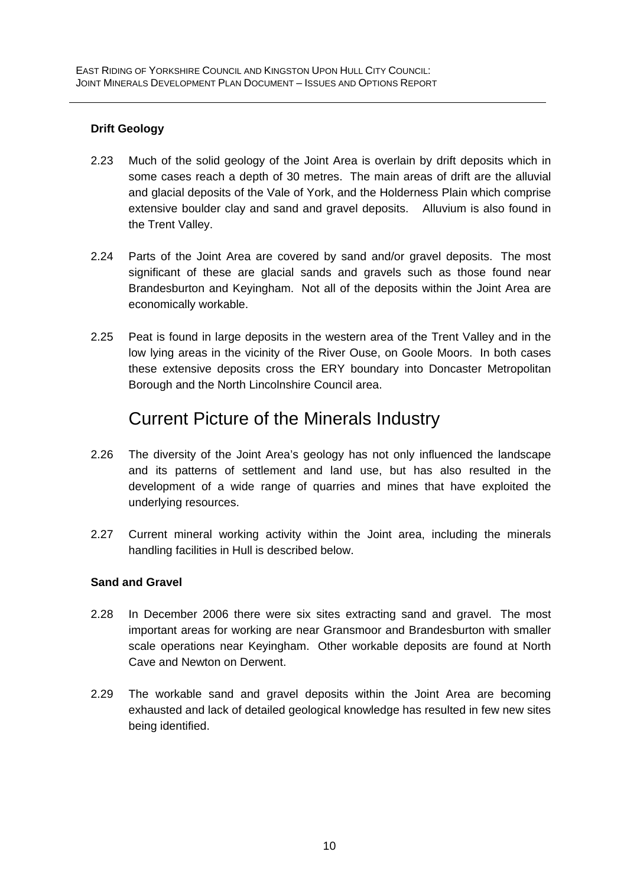### Drift Geology

2.23 Much of the solid geology of the Joint Area is overlain by drift deposits which in some cases reach a depth of 30 metres. The main areas of drift are the alluvial and glacial deposits of the Vale of York, and the Holderness Plain which comprise extensive boulder clay and sand and gravel deposits. Alluvium is also found in the Trent Valley.

2.24 Parts of the Joint Area are covered by sand and/or gravel deposits. The most significant of these are glacial sands and gravels such as those found near Brandesburton and Keyingham. Not all of the deposits within the Joint Area are economically workable.

2.25 Peat is found in large deposits in the western area of the Trent Valley and in the low lying areas in the vicinity of the River Ouse, on Goole Moors. In both cases these extensive deposits cross the ERY boundary into Doncaster Metropolitan Borough and the North Lincolnshire Council area.

## Current Picture of the Minerals Industry

2.26 The diversity of the Joint Area's geology has not only influenced the landscape and its patterns of settlement and land use, but has also resulted in the development of a wide range of quarries and mines that have exploited the underlying resources.

2.27 Current mineral working activity within the Joint area, including the minerals handling facilities in Hull is described below.

### Sand and Gravel

2.28 In December 2006 there were six sites extracting sand and gravel. The most important areas for working are near Gransmoor and Brandesburton with smaller scale operations near Keyingham. Other workable deposits are found at North Cave and Newton on Derwent.

2.29 The workable sand and gravel deposits within the Joint Area are becoming exhausted and lack of detailed geological knowledge has resulted in few new sites being identified.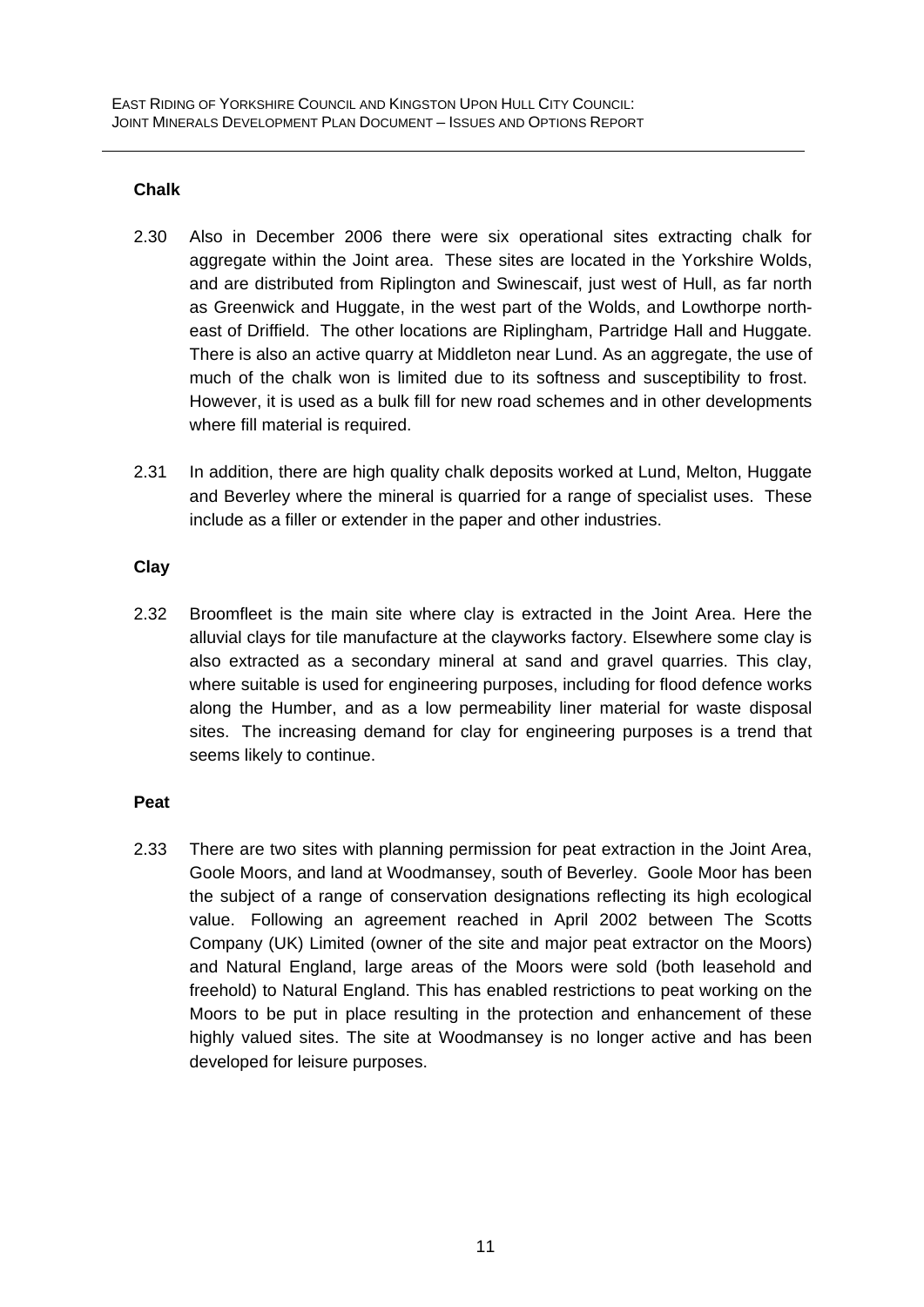**Chalk**

2.30 Also in December 2006 there were six operational sites extracting chalk for aggregate within the Joint area. These sites are located in the Yorkshire Wolds, and are distributed from Riplington and Swinescaif, just west of Hull, as far north as Greenwick and Huggate, in the west part of the Wolds, and Lowthorpe north-east of Driffield. The other locations are Riplingham, Partridge Hall and Huggate. There is also an active quarry at Middleton near Lund. As an aggregate, the use of much of the chalk won is limited due to its softness and susceptibility to frost. However, it is used as a bulk fill for new road schemes and in other developments where fill material is required.

2.31 In addition, there are high quality chalk deposits worked at Lund, Melton, Huggate and Beverley where the mineral is quarried for a range of specialist uses. These include as a filler or extender in the paper and other industries.

**Clay**

2.32 Broomfleet is the main site where clay is extracted in the Joint Area. Here the alluvial clays for tile manufacture at the clayworks factory. Elsewhere some clay is also extracted as a secondary mineral at sand and gravel quarries. This clay, where suitable is used for engineering purposes, including for flood defence works along the Humber, and as a low permeability liner material for waste disposal sites. The increasing demand for clay for engineering purposes is a trend that seems likely to continue.

**Peat**

2.33 There are two sites with planning permission for peat extraction in the Joint Area, Goole Moors, and land at Woodmansey, south of Beverley. Goole Moor has been the subject of a range of conservation designations reflecting its high ecological value. Following an agreement reached in April 2002 between The Scotts Company (UK) Limited (owner of the site and major peat extractor on the Moors) and Natural England, large areas of the Moors were sold (both leasehold and freehold) to Natural England. This has enabled restrictions to peat working on the Moors to be put in place resulting in the protection and enhancement of these highly valued sites. The site at Woodmansey is no longer active and has been developed for leisure purposes.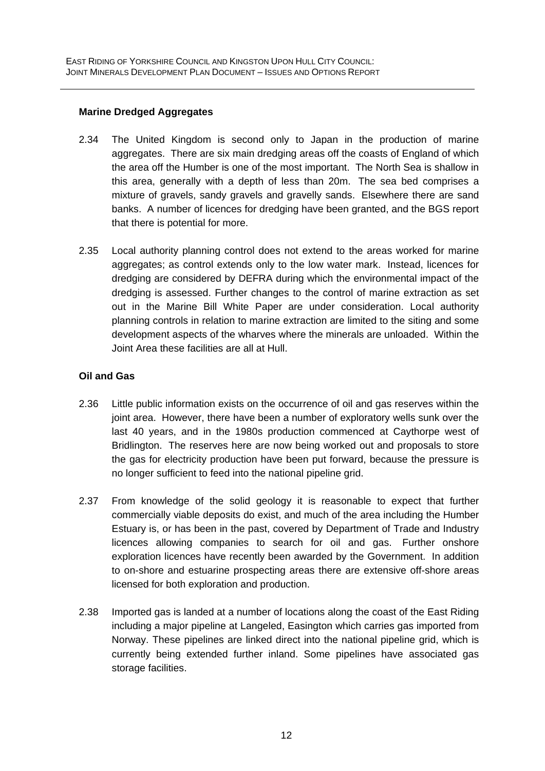**Marine Dredged Aggregates**

2.34 The United Kingdom is second only to Japan in the production of marine aggregates. There are six main dredging areas off the coasts of England of which the area off the Humber is one of the most important. The North Sea is shallow in this area, generally with a depth of less than 20m. The sea bed comprises a mixture of gravels, sandy gravels and gravelly sands. Elsewhere there are sand banks. A number of licences for dredging have been granted, and the BGS report that there is potential for more.

2.35 Local authority planning control does not extend to the areas worked for marine aggregates; as control extends only to the low water mark. Instead, licences for dredging are considered by DEFRA during which the environmental impact of the dredging is assessed. Further changes to the control of marine extraction as set out in the Marine Bill White Paper are under consideration. Local authority planning controls in relation to marine extraction are limited to the siting and some development aspects of the wharves where the minerals are unloaded. Within the Joint Area these facilities are all at Hull.

**Oil and Gas**

2.36 Little public information exists on the occurrence of oil and gas reserves within the joint area. However, there have been a number of exploratory wells sunk over the last 40 years, and in the 1980s production commenced at Caythorpe west of Bridlington. The reserves here are now being worked out and proposals to store the gas for electricity production have been put forward, because the pressure is no longer sufficient to feed into the national pipeline grid.

2.37 From knowledge of the solid geology it is reasonable to expect that further commercially viable deposits do exist, and much of the area including the Humber Estuary is, or has been in the past, covered by Department of Trade and Industry licences allowing companies to search for oil and gas. Further onshore exploration licences have recently been awarded by the Government. In addition to on-shore and estuarine prospecting areas there are extensive off-shore areas licensed for both exploration and production.

2.38 Imported gas is landed at a number of locations along the coast of the East Riding including a major pipeline at Langeled, Easington which carries gas imported from Norway. These pipelines are linked direct into the national pipeline grid, which is currently being extended further inland. Some pipelines have associated gas storage facilities.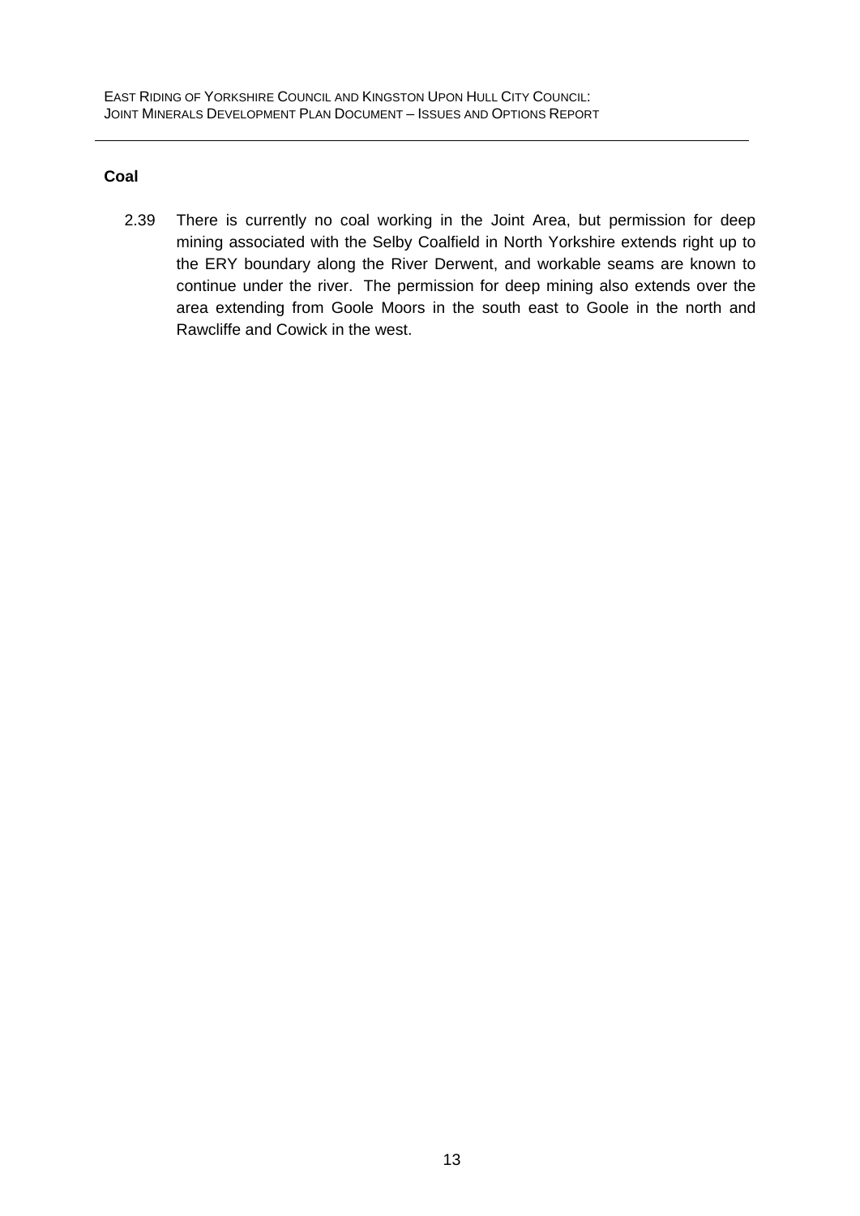### Coal

2.39 There is currently no coal working in the Joint Area, but permission for deep mining associated with the Selby Coalfield in North Yorkshire extends right up to the ERY boundary along the River Derwent, and workable seams are known to continue under the river. The permission for deep mining also extends over the area extending from Goole Moors in the south east to Goole in the north and Rawcliffe and Cowick in the west.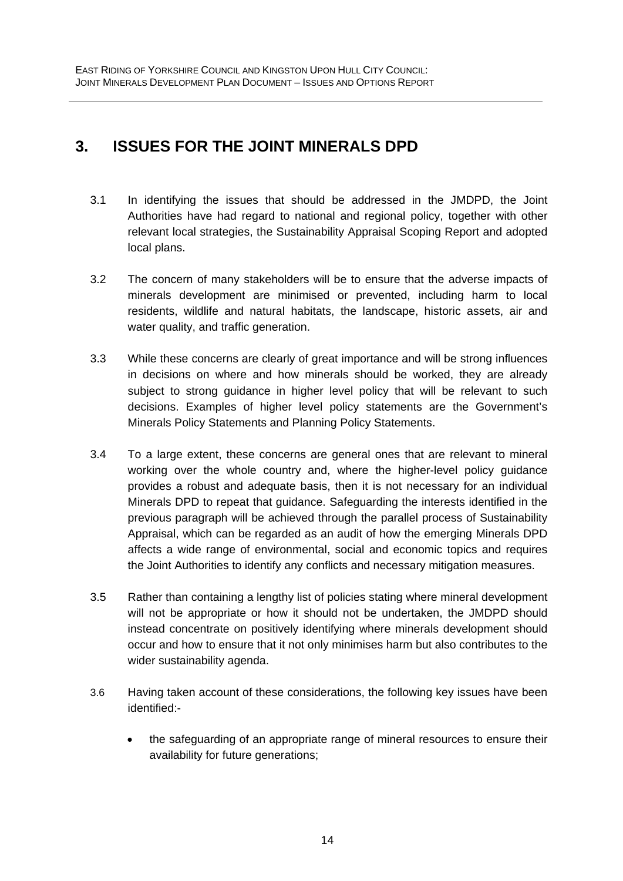# 3. ISSUES FOR THE JOINT MINERALS DPD

3.1 In identifying the issues that should be addressed in the JMDPD, the Joint Authorities have had regard to national and regional policy, together with other relevant local strategies, the Sustainability Appraisal Scoping Report and adopted local plans.

3.2 The concern of many stakeholders will be to ensure that the adverse impacts of minerals development are minimised or prevented, including harm to local residents, wildlife and natural habitats, the landscape, historic assets, air and water quality, and traffic generation.

3.3 While these concerns are clearly of great importance and will be strong influences in decisions on where and how minerals should be worked, they are already subject to strong guidance in higher level policy that will be relevant to such decisions. Examples of higher level policy statements are the Government's Minerals Policy Statements and Planning Policy Statements.

3.4 To a large extent, these concerns are general ones that are relevant to mineral working over the whole country and, where the higher-level policy guidance provides a robust and adequate basis, then it is not necessary for an individual Minerals DPD to repeat that guidance. Safeguarding the interests identified in the previous paragraph will be achieved through the parallel process of Sustainability Appraisal, which can be regarded as an audit of how the emerging Minerals DPD affects a wide range of environmental, social and economic topics and requires the Joint Authorities to identify any conflicts and necessary mitigation measures.

3.5 Rather than containing a lengthy list of policies stating where mineral development will not be appropriate or how it should not be undertaken, the JMDPD should instead concentrate on positively identifying where minerals development should occur and how to ensure that it not only minimises harm but also contributes to the wider sustainability agenda.

3.6 Having taken account of these considerations, the following key issues have been identified:-

- the safeguarding of an appropriate range of mineral resources to ensure their availability for future generations;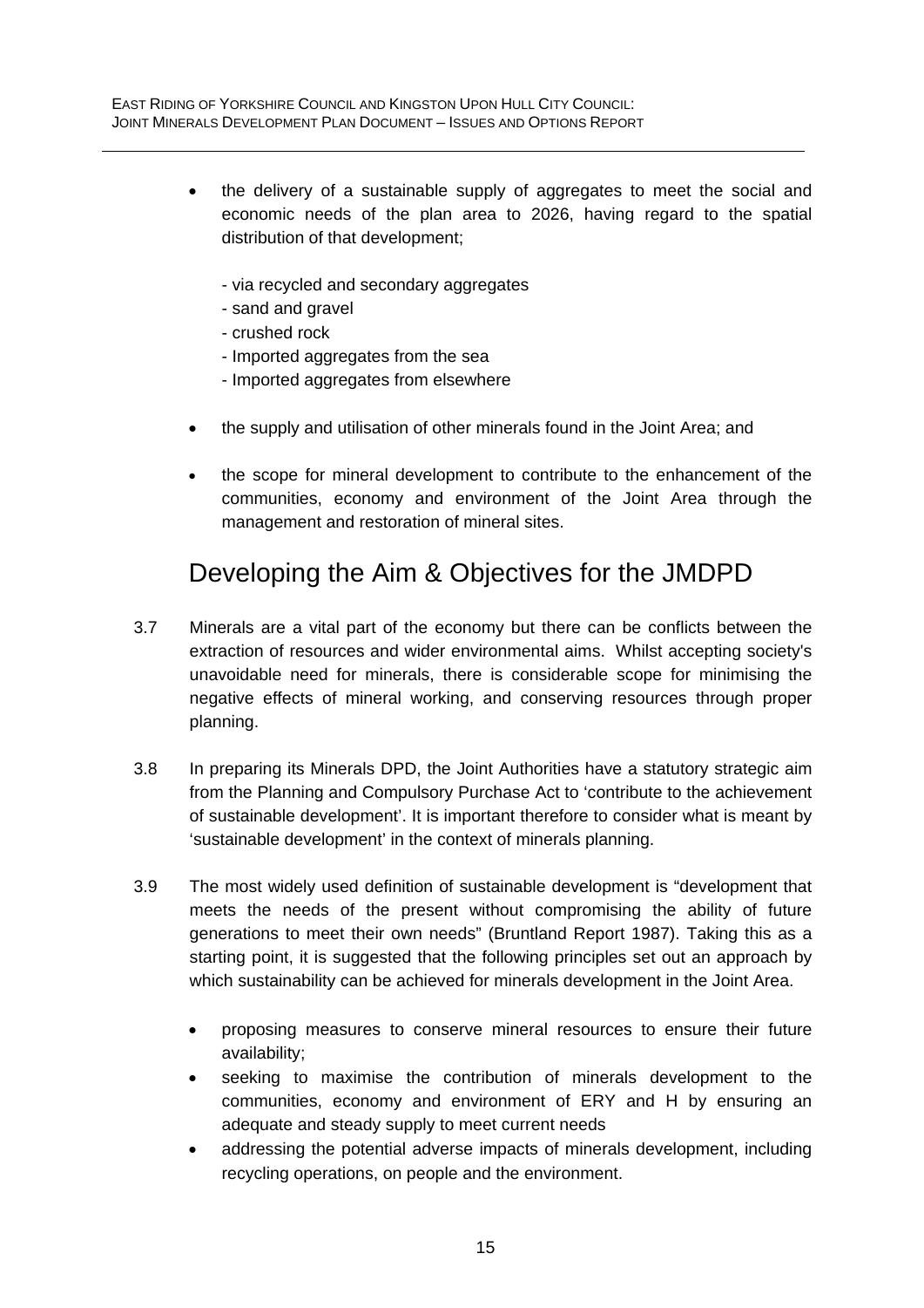- the delivery of a sustainable supply of aggregates to meet the social and economic needs of the plan area to 2026, having regard to the spatial distribution of that development;

  - via recycled and secondary aggregates
  - sand and gravel
  - crushed rock
  - Imported aggregates from the sea
  - Imported aggregates from elsewhere

- the supply and utilisation of other minerals found in the Joint Area; and

- the scope for mineral development to contribute to the enhancement of the communities, economy and environment of the Joint Area through the management and restoration of mineral sites.

## Developing the Aim & Objectives for the JMDPD

3.7 Minerals are a vital part of the economy but there can be conflicts between the extraction of resources and wider environmental aims. Whilst accepting society's unavoidable need for minerals, there is considerable scope for minimising the negative effects of mineral working, and conserving resources through proper planning.

3.8 In preparing its Minerals DPD, the Joint Authorities have a statutory strategic aim from the Planning and Compulsory Purchase Act to 'contribute to the achievement of sustainable development'. It is important therefore to consider what is meant by 'sustainable development' in the context of minerals planning.

3.9 The most widely used definition of sustainable development is "development that meets the needs of the present without compromising the ability of future generations to meet their own needs" (Bruntland Report 1987). Taking this as a starting point, it is suggested that the following principles set out an approach by which sustainability can be achieved for minerals development in the Joint Area.

- proposing measures to conserve mineral resources to ensure their future availability;
- seeking to maximise the contribution of minerals development to the communities, economy and environment of ERY and H by ensuring an adequate and steady supply to meet current needs
- addressing the potential adverse impacts of minerals development, including recycling operations, on people and the environment.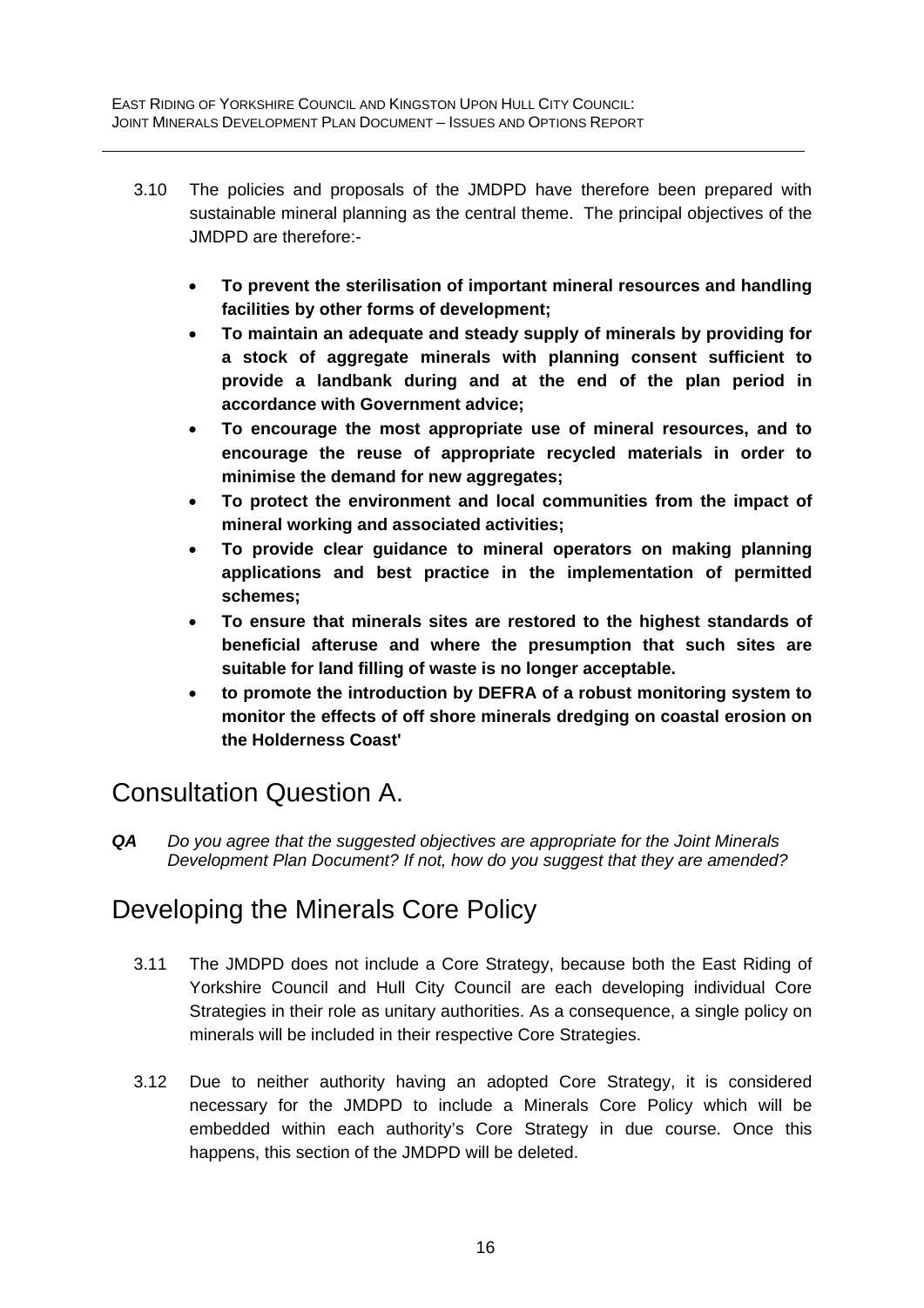3.10 The policies and proposals of the JMDPD have therefore been prepared with sustainable mineral planning as the central theme. The principal objectives of the JMDPD are therefore:-

- **To prevent the sterilisation of important mineral resources and handling facilities by other forms of development;**
- **To maintain an adequate and steady supply of minerals by providing for a stock of aggregate minerals with planning consent sufficient to provide a landbank during and at the end of the plan period in accordance with Government advice;**
- **To encourage the most appropriate use of mineral resources, and to encourage the reuse of appropriate recycled materials in order to minimise the demand for new aggregates;**
- **To protect the environment and local communities from the impact of mineral working and associated activities;**
- **To provide clear guidance to mineral operators on making planning applications and best practice in the implementation of permitted schemes;**
- **To ensure that minerals sites are restored to the highest standards of beneficial afteruse and where the presumption that such sites are suitable for land filling of waste is no longer acceptable.**
- **to promote the introduction by DEFRA of a robust monitoring system to monitor the effects of off shore minerals dredging on coastal erosion on the Holderness Coast'**

## Consultation Question A.

***QA*** *Do you agree that the suggested objectives are appropriate for the Joint Minerals Development Plan Document? If not, how do you suggest that they are amended?*

## Developing the Minerals Core Policy

3.11 The JMDPD does not include a Core Strategy, because both the East Riding of Yorkshire Council and Hull City Council are each developing individual Core Strategies in their role as unitary authorities. As a consequence, a single policy on minerals will be included in their respective Core Strategies.

3.12 Due to neither authority having an adopted Core Strategy, it is considered necessary for the JMDPD to include a Minerals Core Policy which will be embedded within each authority's Core Strategy in due course. Once this happens, this section of the JMDPD will be deleted.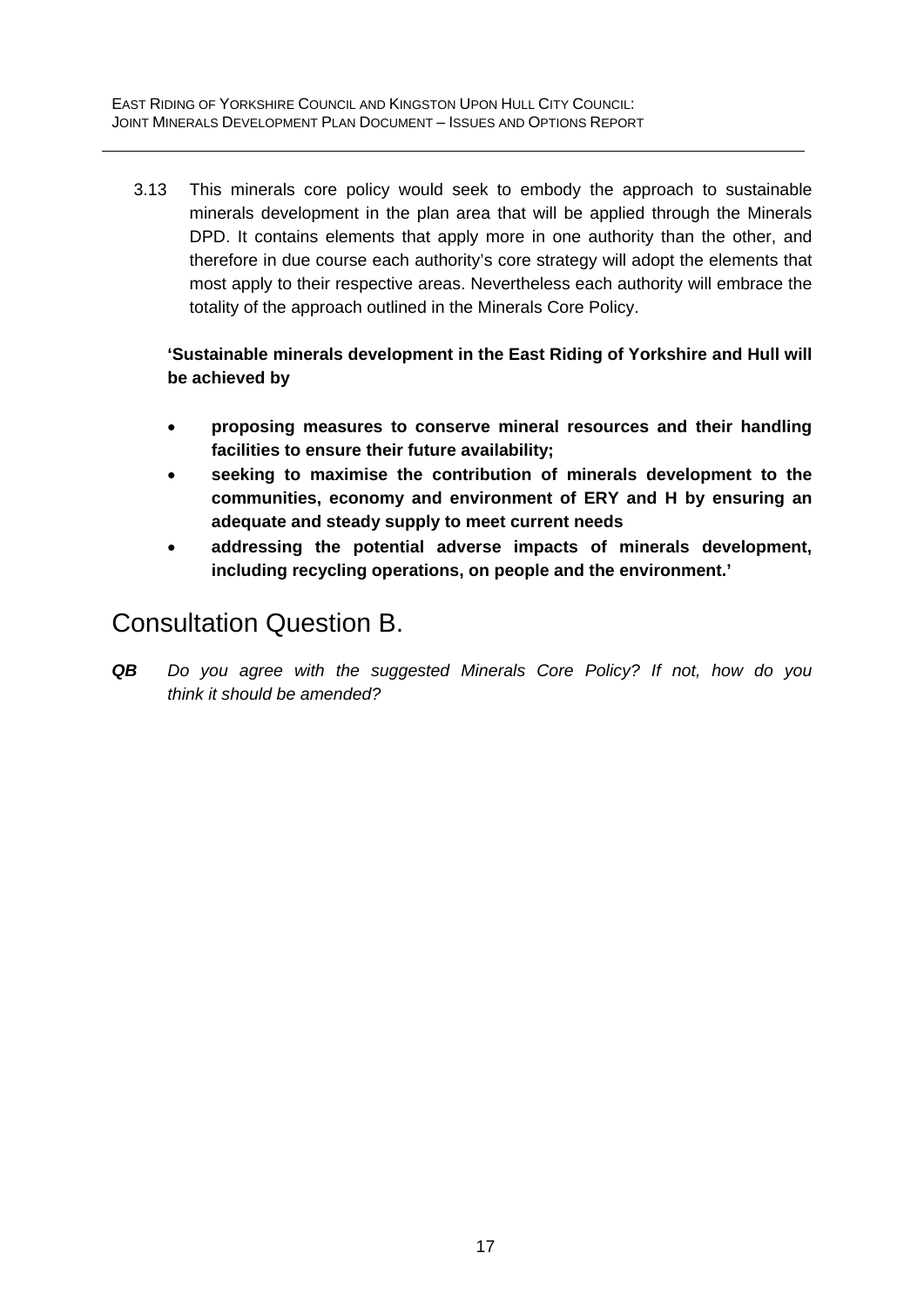3.13 This minerals core policy would seek to embody the approach to sustainable minerals development in the plan area that will be applied through the Minerals DPD. It contains elements that apply more in one authority than the other, and therefore in due course each authority's core strategy will adopt the elements that most apply to their respective areas. Nevertheless each authority will embrace the totality of the approach outlined in the Minerals Core Policy.

**'Sustainable minerals development in the East Riding of Yorkshire and Hull will be achieved by**

- **proposing measures to conserve mineral resources and their handling facilities to ensure their future availability;**
- **seeking to maximise the contribution of minerals development to the communities, economy and environment of ERY and H by ensuring an adequate and steady supply to meet current needs**
- **addressing the potential adverse impacts of minerals development, including recycling operations, on people and the environment.'**

## Consultation Question B.

***QB*** *Do you agree with the suggested Minerals Core Policy? If not, how do you think it should be amended?*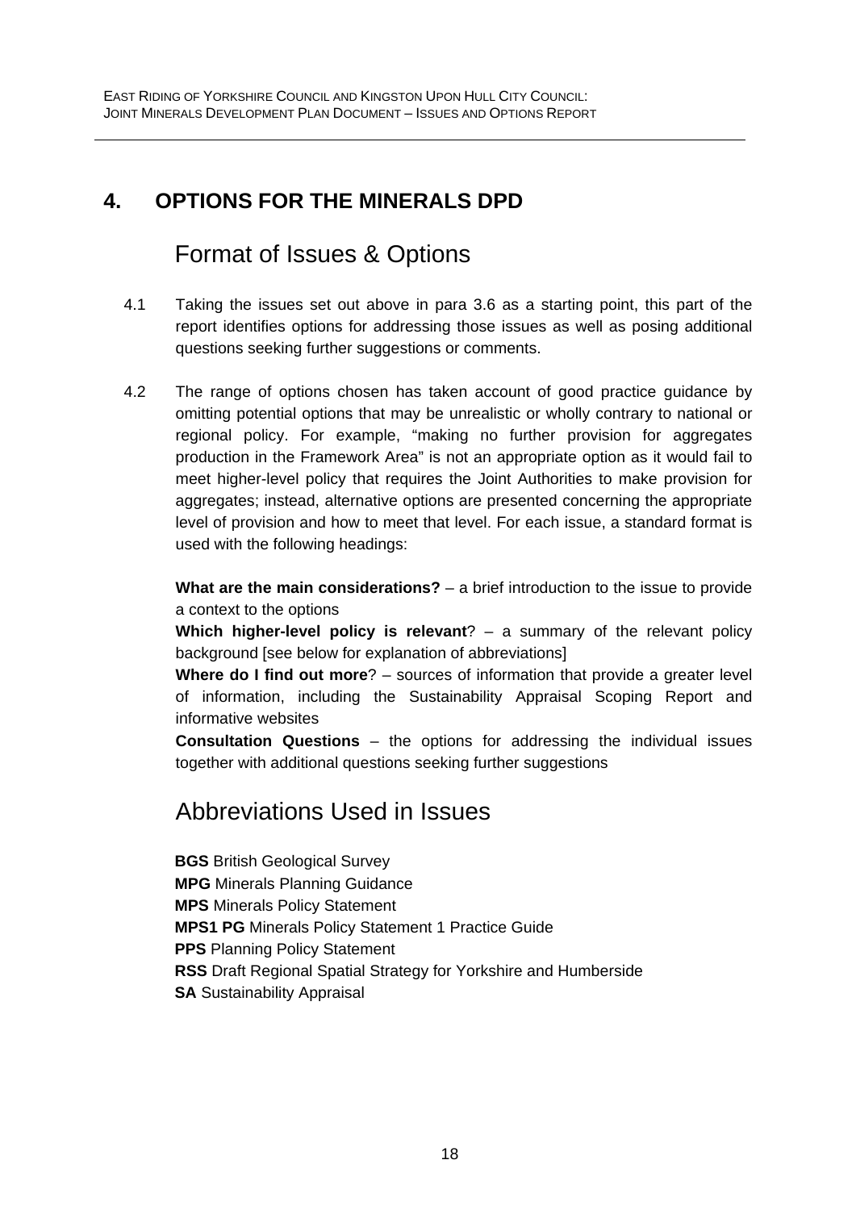# 4. OPTIONS FOR THE MINERALS DPD

## Format of Issues & Options

4.1 Taking the issues set out above in para 3.6 as a starting point, this part of the report identifies options for addressing those issues as well as posing additional questions seeking further suggestions or comments.

4.2 The range of options chosen has taken account of good practice guidance by omitting potential options that may be unrealistic or wholly contrary to national or regional policy. For example, "making no further provision for aggregates production in the Framework Area" is not an appropriate option as it would fail to meet higher-level policy that requires the Joint Authorities to make provision for aggregates; instead, alternative options are presented concerning the appropriate level of provision and how to meet that level. For each issue, a standard format is used with the following headings:

**What are the main considerations?** – a brief introduction to the issue to provide a context to the options

**Which higher-level policy is relevant**? – a summary of the relevant policy background [see below for explanation of abbreviations]

**Where do I find out more**? – sources of information that provide a greater level of information, including the Sustainability Appraisal Scoping Report and informative websites

**Consultation Questions** – the options for addressing the individual issues together with additional questions seeking further suggestions

## Abbreviations Used in Issues

**BGS** British Geological Survey
**MPG** Minerals Planning Guidance
**MPS** Minerals Policy Statement
**MPS1 PG** Minerals Policy Statement 1 Practice Guide
**PPS** Planning Policy Statement
**RSS** Draft Regional Spatial Strategy for Yorkshire and Humberside
**SA** Sustainability Appraisal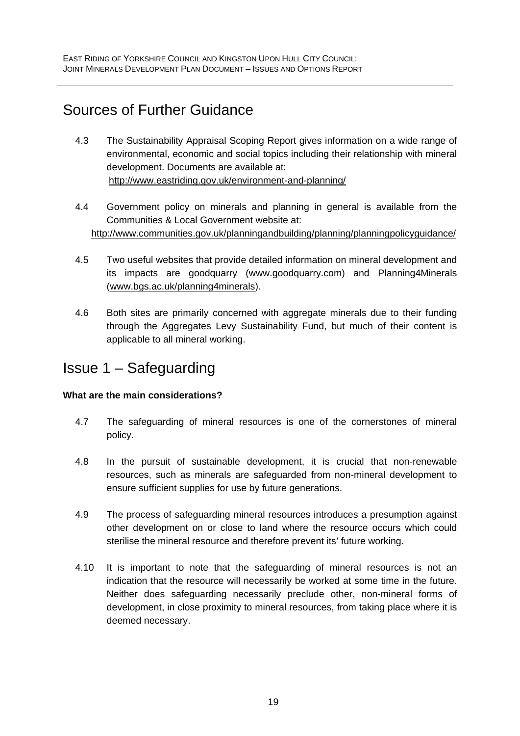## Sources of Further Guidance

4.3 The Sustainability Appraisal Scoping Report gives information on a wide range of environmental, economic and social topics including their relationship with mineral development. Documents are available at: http://www.eastriding.gov.uk/environment-and-planning/

4.4 Government policy on minerals and planning in general is available from the Communities & Local Government website at: http://www.communities.gov.uk/planningandbuilding/planning/planningpolicyguidance/

4.5 Two useful websites that provide detailed information on mineral development and its impacts are goodquarry (www.goodquarry.com) and Planning4Minerals (www.bgs.ac.uk/planning4minerals).

4.6 Both sites are primarily concerned with aggregate minerals due to their funding through the Aggregates Levy Sustainability Fund, but much of their content is applicable to all mineral working.

## Issue 1 – Safeguarding

**What are the main considerations?**

4.7 The safeguarding of mineral resources is one of the cornerstones of mineral policy.

4.8 In the pursuit of sustainable development, it is crucial that non-renewable resources, such as minerals are safeguarded from non-mineral development to ensure sufficient supplies for use by future generations.

4.9 The process of safeguarding mineral resources introduces a presumption against other development on or close to land where the resource occurs which could sterilise the mineral resource and therefore prevent its' future working.

4.10 It is important to note that the safeguarding of mineral resources is not an indication that the resource will necessarily be worked at some time in the future. Neither does safeguarding necessarily preclude other, non-mineral forms of development, in close proximity to mineral resources, from taking place where it is deemed necessary.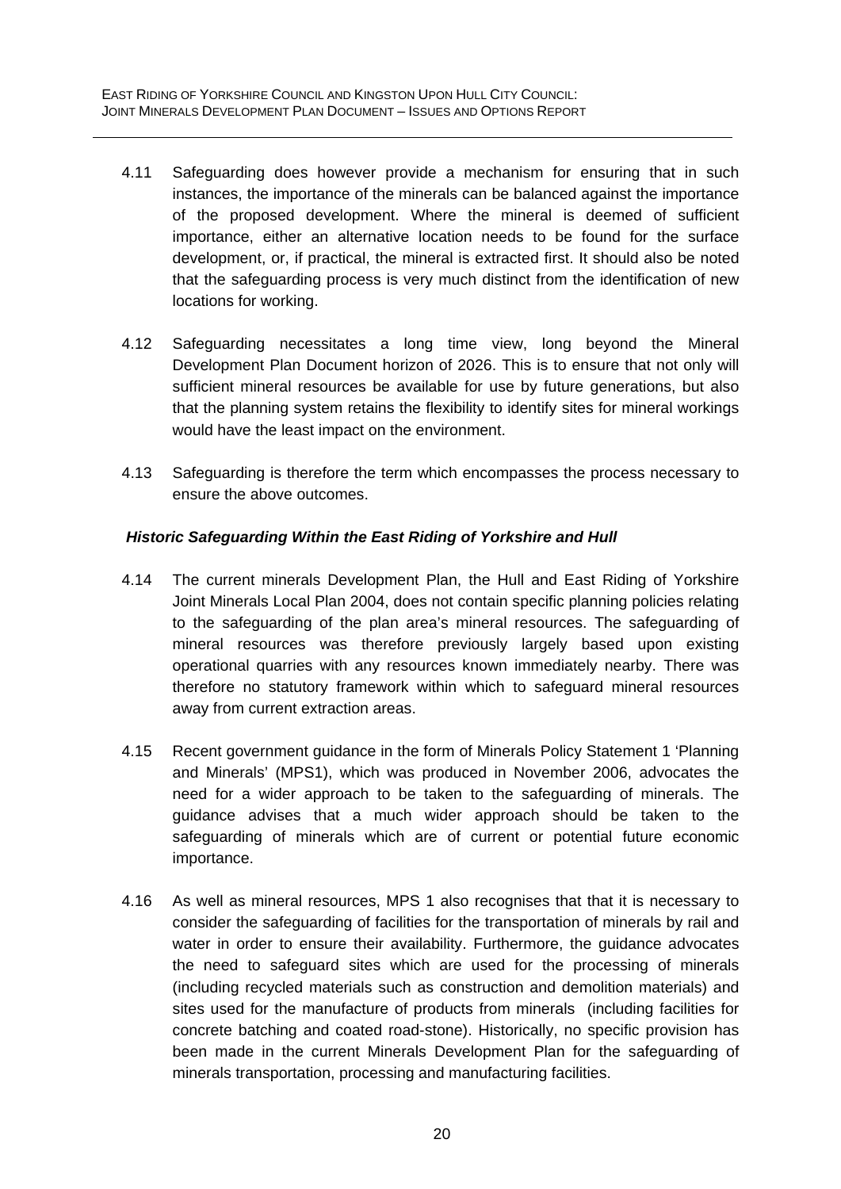4.11 Safeguarding does however provide a mechanism for ensuring that in such instances, the importance of the minerals can be balanced against the importance of the proposed development. Where the mineral is deemed of sufficient importance, either an alternative location needs to be found for the surface development, or, if practical, the mineral is extracted first. It should also be noted that the safeguarding process is very much distinct from the identification of new locations for working.

4.12 Safeguarding necessitates a long time view, long beyond the Mineral Development Plan Document horizon of 2026. This is to ensure that not only will sufficient mineral resources be available for use by future generations, but also that the planning system retains the flexibility to identify sites for mineral workings would have the least impact on the environment.

4.13 Safeguarding is therefore the term which encompasses the process necessary to ensure the above outcomes.

***Historic Safeguarding Within the East Riding of Yorkshire and Hull***

4.14 The current minerals Development Plan, the Hull and East Riding of Yorkshire Joint Minerals Local Plan 2004, does not contain specific planning policies relating to the safeguarding of the plan area's mineral resources. The safeguarding of mineral resources was therefore previously largely based upon existing operational quarries with any resources known immediately nearby. There was therefore no statutory framework within which to safeguard mineral resources away from current extraction areas.

4.15 Recent government guidance in the form of Minerals Policy Statement 1 'Planning and Minerals' (MPS1), which was produced in November 2006, advocates the need for a wider approach to be taken to the safeguarding of minerals. The guidance advises that a much wider approach should be taken to the safeguarding of minerals which are of current or potential future economic importance.

4.16 As well as mineral resources, MPS 1 also recognises that that it is necessary to consider the safeguarding of facilities for the transportation of minerals by rail and water in order to ensure their availability. Furthermore, the guidance advocates the need to safeguard sites which are used for the processing of minerals (including recycled materials such as construction and demolition materials) and sites used for the manufacture of products from minerals (including facilities for concrete batching and coated road-stone). Historically, no specific provision has been made in the current Minerals Development Plan for the safeguarding of minerals transportation, processing and manufacturing facilities.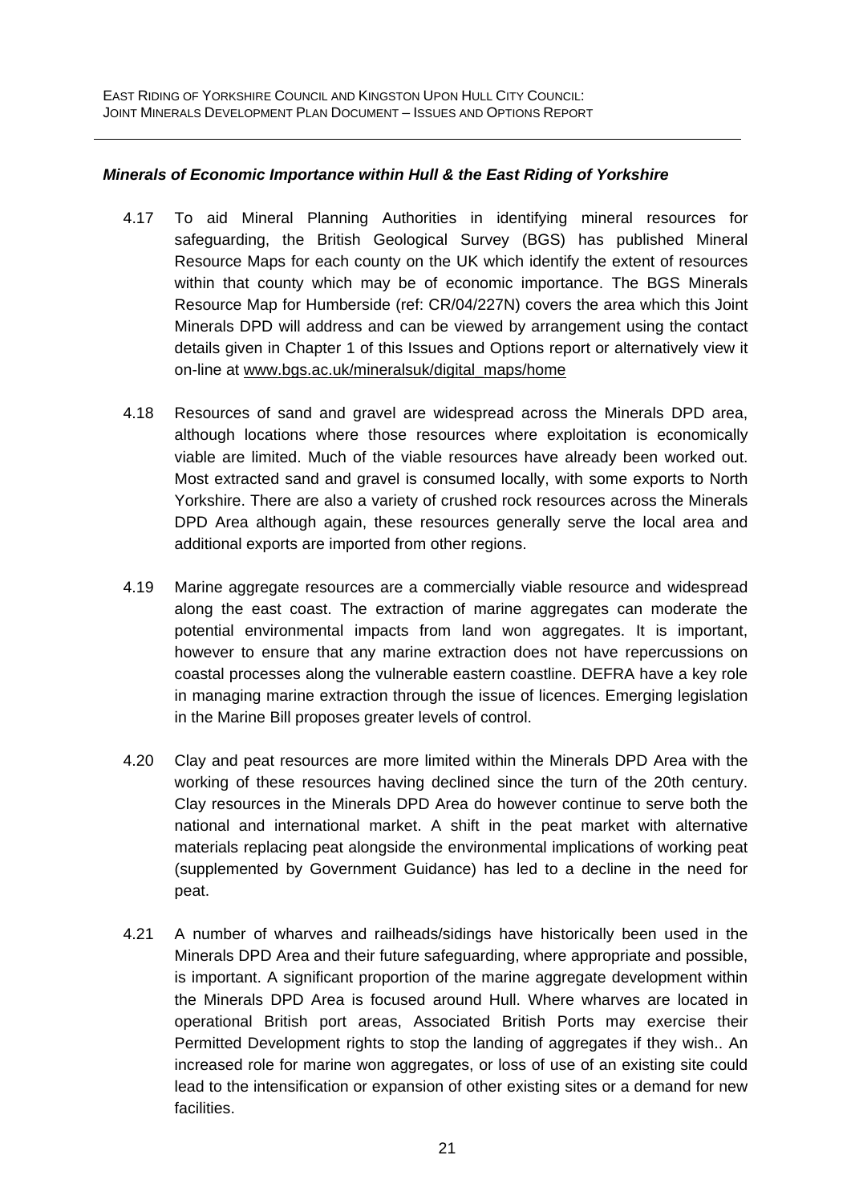***Minerals of Economic Importance within Hull & the East Riding of Yorkshire***

4.17 To aid Mineral Planning Authorities in identifying mineral resources for safeguarding, the British Geological Survey (BGS) has published Mineral Resource Maps for each county on the UK which identify the extent of resources within that county which may be of economic importance. The BGS Minerals Resource Map for Humberside (ref: CR/04/227N) covers the area which this Joint Minerals DPD will address and can be viewed by arrangement using the contact details given in Chapter 1 of this Issues and Options report or alternatively view it on-line at www.bgs.ac.uk/mineralsuk/digital_maps/home

4.18 Resources of sand and gravel are widespread across the Minerals DPD area, although locations where those resources where exploitation is economically viable are limited. Much of the viable resources have already been worked out. Most extracted sand and gravel is consumed locally, with some exports to North Yorkshire. There are also a variety of crushed rock resources across the Minerals DPD Area although again, these resources generally serve the local area and additional exports are imported from other regions.

4.19 Marine aggregate resources are a commercially viable resource and widespread along the east coast. The extraction of marine aggregates can moderate the potential environmental impacts from land won aggregates. It is important, however to ensure that any marine extraction does not have repercussions on coastal processes along the vulnerable eastern coastline. DEFRA have a key role in managing marine extraction through the issue of licences. Emerging legislation in the Marine Bill proposes greater levels of control.

4.20 Clay and peat resources are more limited within the Minerals DPD Area with the working of these resources having declined since the turn of the 20th century. Clay resources in the Minerals DPD Area do however continue to serve both the national and international market. A shift in the peat market with alternative materials replacing peat alongside the environmental implications of working peat (supplemented by Government Guidance) has led to a decline in the need for peat.

4.21 A number of wharves and railheads/sidings have historically been used in the Minerals DPD Area and their future safeguarding, where appropriate and possible, is important. A significant proportion of the marine aggregate development within the Minerals DPD Area is focused around Hull. Where wharves are located in operational British port areas, Associated British Ports may exercise their Permitted Development rights to stop the landing of aggregates if they wish.. An increased role for marine won aggregates, or loss of use of an existing site could lead to the intensification or expansion of other existing sites or a demand for new facilities.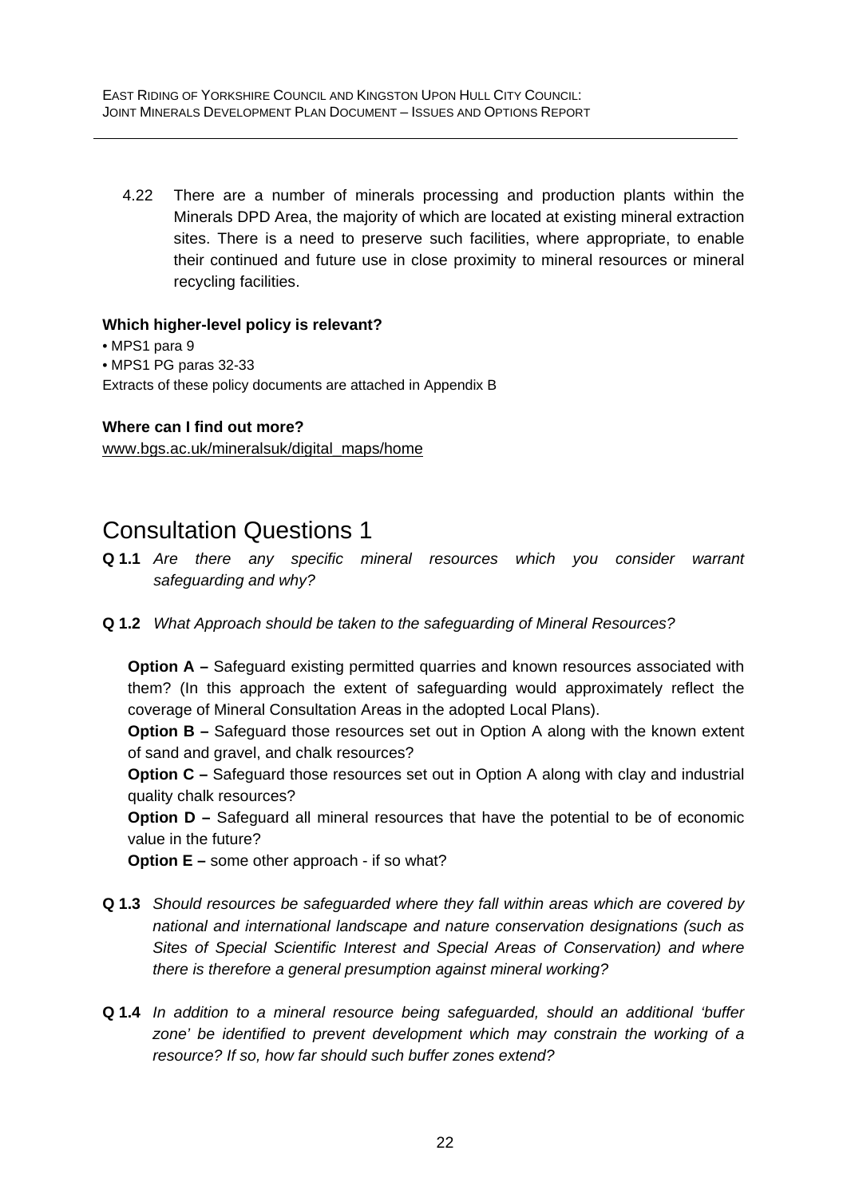4.22 There are a number of minerals processing and production plants within the Minerals DPD Area, the majority of which are located at existing mineral extraction sites. There is a need to preserve such facilities, where appropriate, to enable their continued and future use in close proximity to mineral resources or mineral recycling facilities.

**Which higher-level policy is relevant?**

- MPS1 para 9
- MPS1 PG paras 32-33

Extracts of these policy documents are attached in Appendix B

**Where can I find out more?**

www.bgs.ac.uk/mineralsuk/digital_maps/home

# Consultation Questions 1

**Q 1.1** *Are there any specific mineral resources which you consider warrant safeguarding and why?*

**Q 1.2** *What Approach should be taken to the safeguarding of Mineral Resources?*

**Option A –** Safeguard existing permitted quarries and known resources associated with them? (In this approach the extent of safeguarding would approximately reflect the coverage of Mineral Consultation Areas in the adopted Local Plans).

**Option B –** Safeguard those resources set out in Option A along with the known extent of sand and gravel, and chalk resources?

**Option C –** Safeguard those resources set out in Option A along with clay and industrial quality chalk resources?

**Option D –** Safeguard all mineral resources that have the potential to be of economic value in the future?

**Option E –** some other approach - if so what?

**Q 1.3** *Should resources be safeguarded where they fall within areas which are covered by national and international landscape and nature conservation designations (such as Sites of Special Scientific Interest and Special Areas of Conservation) and where there is therefore a general presumption against mineral working?*

**Q 1.4** *In addition to a mineral resource being safeguarded, should an additional 'buffer zone' be identified to prevent development which may constrain the working of a resource? If so, how far should such buffer zones extend?*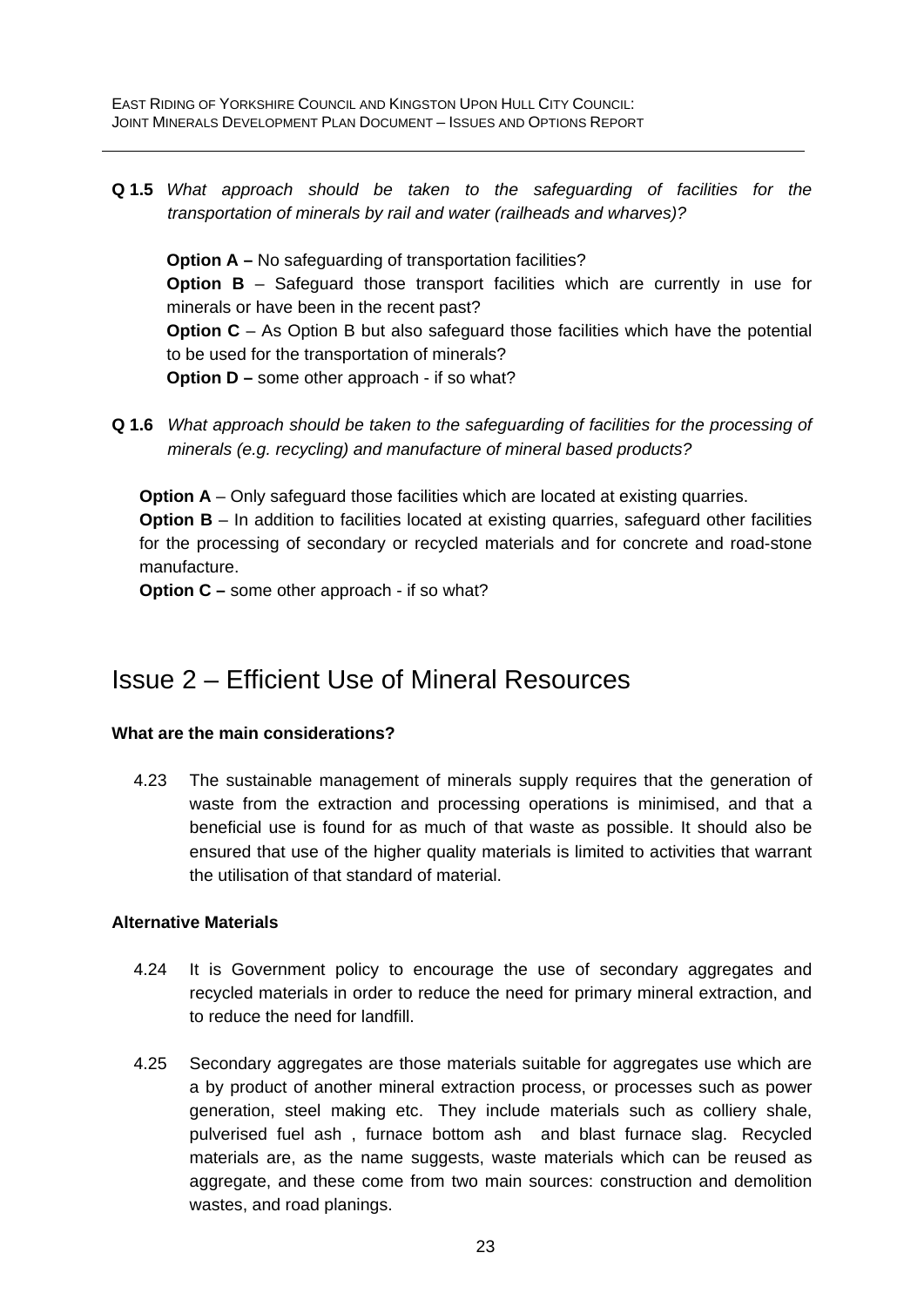**Q 1.5** *What approach should be taken to the safeguarding of facilities for the transportation of minerals by rail and water (railheads and wharves)?*

**Option A –** No safeguarding of transportation facilities?
**Option B** – Safeguard those transport facilities which are currently in use for minerals or have been in the recent past?
**Option C** – As Option B but also safeguard those facilities which have the potential to be used for the transportation of minerals?
**Option D –** some other approach - if so what?

**Q 1.6** *What approach should be taken to the safeguarding of facilities for the processing of minerals (e.g. recycling) and manufacture of mineral based products?*

**Option A** – Only safeguard those facilities which are located at existing quarries.
**Option B** – In addition to facilities located at existing quarries, safeguard other facilities for the processing of secondary or recycled materials and for concrete and road-stone manufacture.
**Option C –** some other approach - if so what?

# Issue 2 – Efficient Use of Mineral Resources

**What are the main considerations?**

4.23 The sustainable management of minerals supply requires that the generation of waste from the extraction and processing operations is minimised, and that a beneficial use is found for as much of that waste as possible. It should also be ensured that use of the higher quality materials is limited to activities that warrant the utilisation of that standard of material.

**Alternative Materials**

4.24 It is Government policy to encourage the use of secondary aggregates and recycled materials in order to reduce the need for primary mineral extraction, and to reduce the need for landfill.

4.25 Secondary aggregates are those materials suitable for aggregates use which are a by product of another mineral extraction process, or processes such as power generation, steel making etc. They include materials such as colliery shale, pulverised fuel ash , furnace bottom ash and blast furnace slag. Recycled materials are, as the name suggests, waste materials which can be reused as aggregate, and these come from two main sources: construction and demolition wastes, and road planings.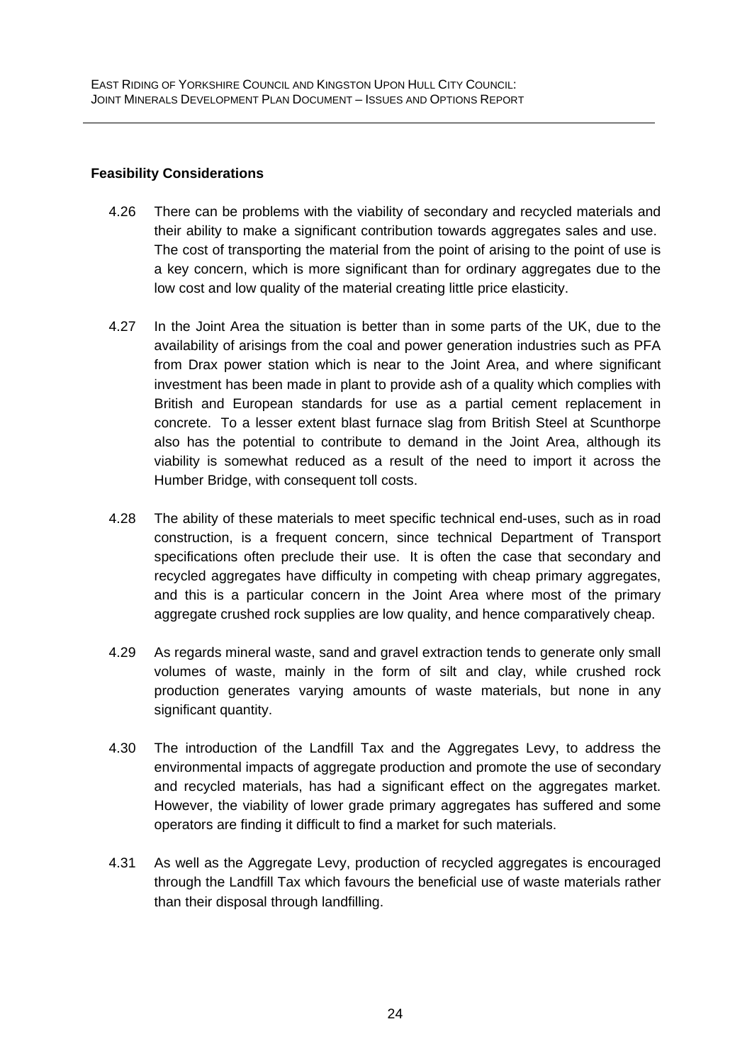**Feasibility Considerations**

4.26 There can be problems with the viability of secondary and recycled materials and their ability to make a significant contribution towards aggregates sales and use. The cost of transporting the material from the point of arising to the point of use is a key concern, which is more significant than for ordinary aggregates due to the low cost and low quality of the material creating little price elasticity.

4.27 In the Joint Area the situation is better than in some parts of the UK, due to the availability of arisings from the coal and power generation industries such as PFA from Drax power station which is near to the Joint Area, and where significant investment has been made in plant to provide ash of a quality which complies with British and European standards for use as a partial cement replacement in concrete. To a lesser extent blast furnace slag from British Steel at Scunthorpe also has the potential to contribute to demand in the Joint Area, although its viability is somewhat reduced as a result of the need to import it across the Humber Bridge, with consequent toll costs.

4.28 The ability of these materials to meet specific technical end-uses, such as in road construction, is a frequent concern, since technical Department of Transport specifications often preclude their use. It is often the case that secondary and recycled aggregates have difficulty in competing with cheap primary aggregates, and this is a particular concern in the Joint Area where most of the primary aggregate crushed rock supplies are low quality, and hence comparatively cheap.

4.29 As regards mineral waste, sand and gravel extraction tends to generate only small volumes of waste, mainly in the form of silt and clay, while crushed rock production generates varying amounts of waste materials, but none in any significant quantity.

4.30 The introduction of the Landfill Tax and the Aggregates Levy, to address the environmental impacts of aggregate production and promote the use of secondary and recycled materials, has had a significant effect on the aggregates market. However, the viability of lower grade primary aggregates has suffered and some operators are finding it difficult to find a market for such materials.

4.31 As well as the Aggregate Levy, production of recycled aggregates is encouraged through the Landfill Tax which favours the beneficial use of waste materials rather than their disposal through landfilling.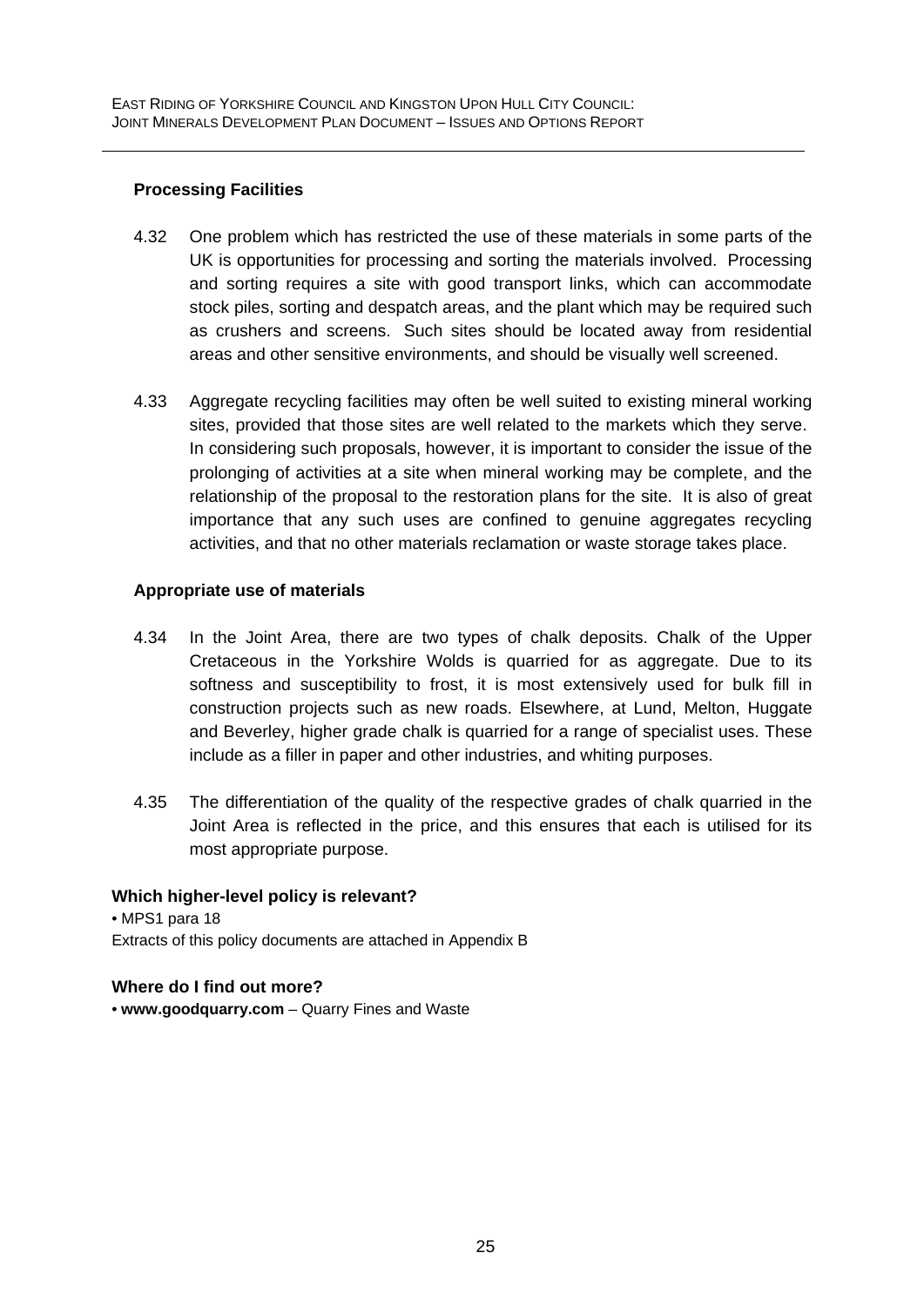### Processing Facilities

4.32 One problem which has restricted the use of these materials in some parts of the UK is opportunities for processing and sorting the materials involved. Processing and sorting requires a site with good transport links, which can accommodate stock piles, sorting and despatch areas, and the plant which may be required such as crushers and screens. Such sites should be located away from residential areas and other sensitive environments, and should be visually well screened.

4.33 Aggregate recycling facilities may often be well suited to existing mineral working sites, provided that those sites are well related to the markets which they serve. In considering such proposals, however, it is important to consider the issue of the prolonging of activities at a site when mineral working may be complete, and the relationship of the proposal to the restoration plans for the site. It is also of great importance that any such uses are confined to genuine aggregates recycling activities, and that no other materials reclamation or waste storage takes place.

### Appropriate use of materials

4.34 In the Joint Area, there are two types of chalk deposits. Chalk of the Upper Cretaceous in the Yorkshire Wolds is quarried for as aggregate. Due to its softness and susceptibility to frost, it is most extensively used for bulk fill in construction projects such as new roads. Elsewhere, at Lund, Melton, Huggate and Beverley, higher grade chalk is quarried for a range of specialist uses. These include as a filler in paper and other industries, and whiting purposes.

4.35 The differentiation of the quality of the respective grades of chalk quarried in the Joint Area is reflected in the price, and this ensures that each is utilised for its most appropriate purpose.

**Which higher-level policy is relevant?**

- MPS1 para 18

Extracts of this policy documents are attached in Appendix B

**Where do I find out more?**

- **www.goodquarry.com** – Quarry Fines and Waste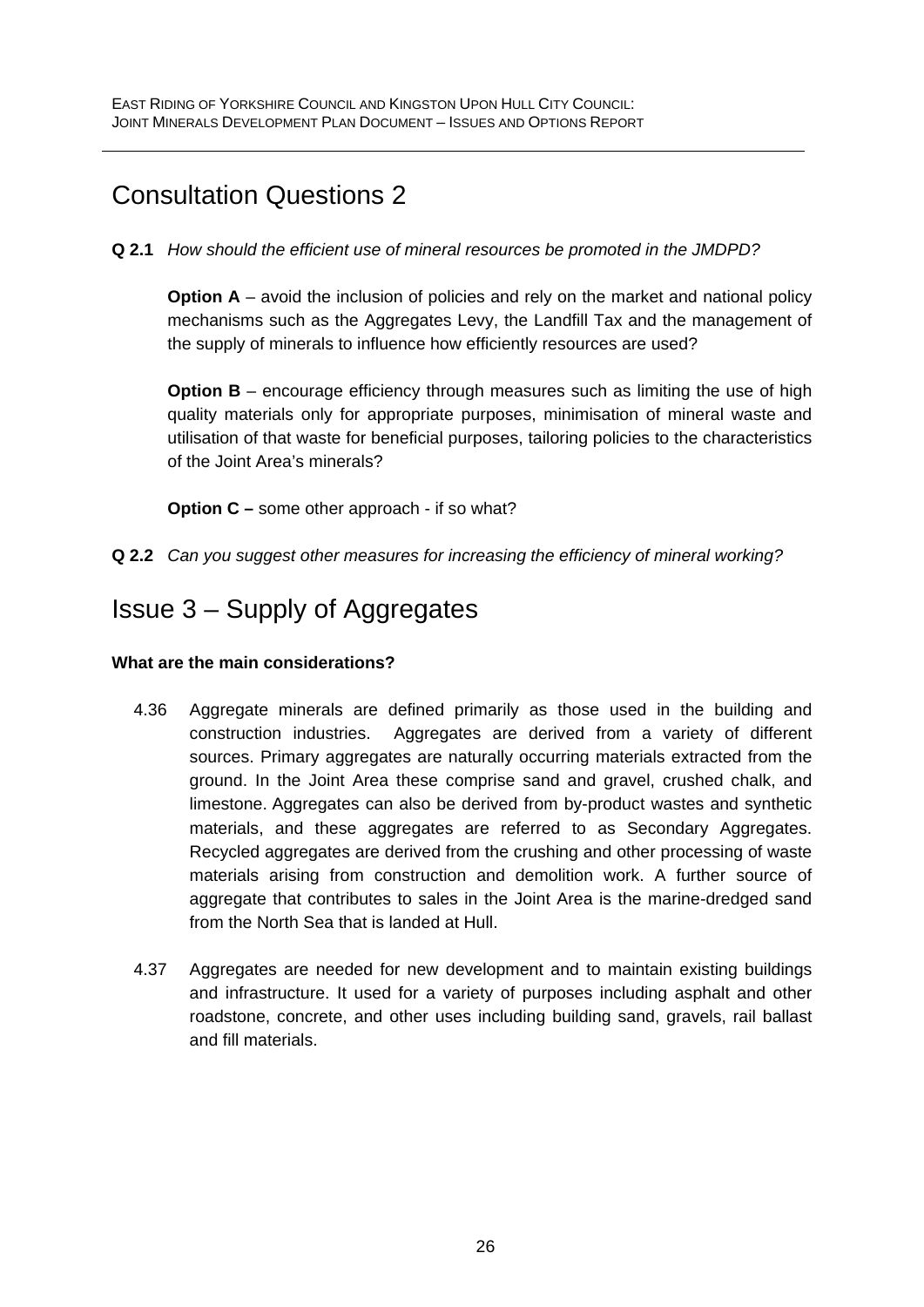## Consultation Questions 2

**Q 2.1** *How should the efficient use of mineral resources be promoted in the JMDPD?*

**Option A** – avoid the inclusion of policies and rely on the market and national policy mechanisms such as the Aggregates Levy, the Landfill Tax and the management of the supply of minerals to influence how efficiently resources are used?

**Option B** – encourage efficiency through measures such as limiting the use of high quality materials only for appropriate purposes, minimisation of mineral waste and utilisation of that waste for beneficial purposes, tailoring policies to the characteristics of the Joint Area's minerals?

**Option C –** some other approach - if so what?

**Q 2.2** *Can you suggest other measures for increasing the efficiency of mineral working?*

## Issue 3 – Supply of Aggregates

**What are the main considerations?**

4.36 Aggregate minerals are defined primarily as those used in the building and construction industries. Aggregates are derived from a variety of different sources. Primary aggregates are naturally occurring materials extracted from the ground. In the Joint Area these comprise sand and gravel, crushed chalk, and limestone. Aggregates can also be derived from by-product wastes and synthetic materials, and these aggregates are referred to as Secondary Aggregates. Recycled aggregates are derived from the crushing and other processing of waste materials arising from construction and demolition work. A further source of aggregate that contributes to sales in the Joint Area is the marine-dredged sand from the North Sea that is landed at Hull.

4.37 Aggregates are needed for new development and to maintain existing buildings and infrastructure. It used for a variety of purposes including asphalt and other roadstone, concrete, and other uses including building sand, gravels, rail ballast and fill materials.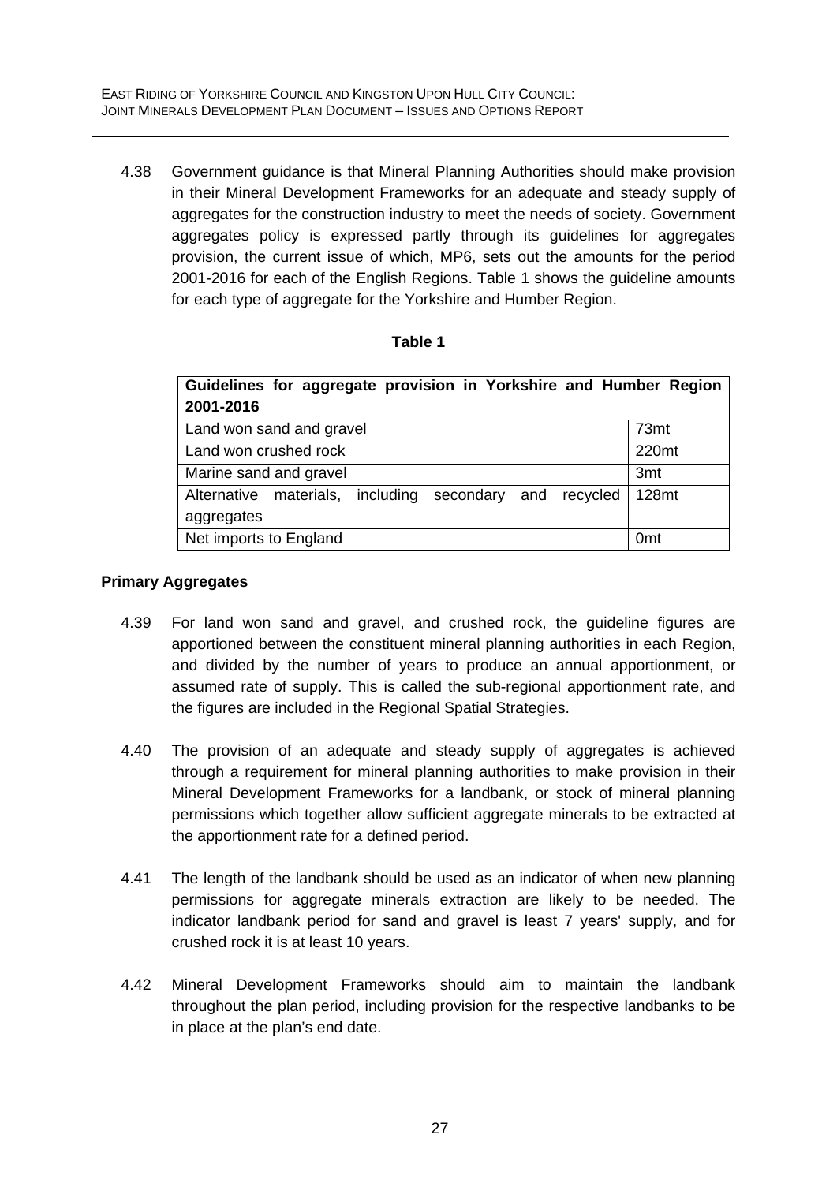4.38 Government guidance is that Mineral Planning Authorities should make provision in their Mineral Development Frameworks for an adequate and steady supply of aggregates for the construction industry to meet the needs of society. Government aggregates policy is expressed partly through its guidelines for aggregates provision, the current issue of which, MP6, sets out the amounts for the period 2001-2016 for each of the English Regions. Table 1 shows the guideline amounts for each type of aggregate for the Yorkshire and Humber Region.

**Table 1**

| **Guidelines for aggregate provision in Yorkshire and Humber Region 2001-2016** | |
|---|---|
| Land won sand and gravel | 73mt |
| Land won crushed rock | 220mt |
| Marine sand and gravel | 3mt |
| Alternative materials, including secondary and recycled aggregates | 128mt |
| Net imports to England | 0mt |

### Primary Aggregates

4.39 For land won sand and gravel, and crushed rock, the guideline figures are apportioned between the constituent mineral planning authorities in each Region, and divided by the number of years to produce an annual apportionment, or assumed rate of supply. This is called the sub-regional apportionment rate, and the figures are included in the Regional Spatial Strategies.

4.40 The provision of an adequate and steady supply of aggregates is achieved through a requirement for mineral planning authorities to make provision in their Mineral Development Frameworks for a landbank, or stock of mineral planning permissions which together allow sufficient aggregate minerals to be extracted at the apportionment rate for a defined period.

4.41 The length of the landbank should be used as an indicator of when new planning permissions for aggregate minerals extraction are likely to be needed. The indicator landbank period for sand and gravel is least 7 years' supply, and for crushed rock it is at least 10 years.

4.42 Mineral Development Frameworks should aim to maintain the landbank throughout the plan period, including provision for the respective landbanks to be in place at the plan's end date.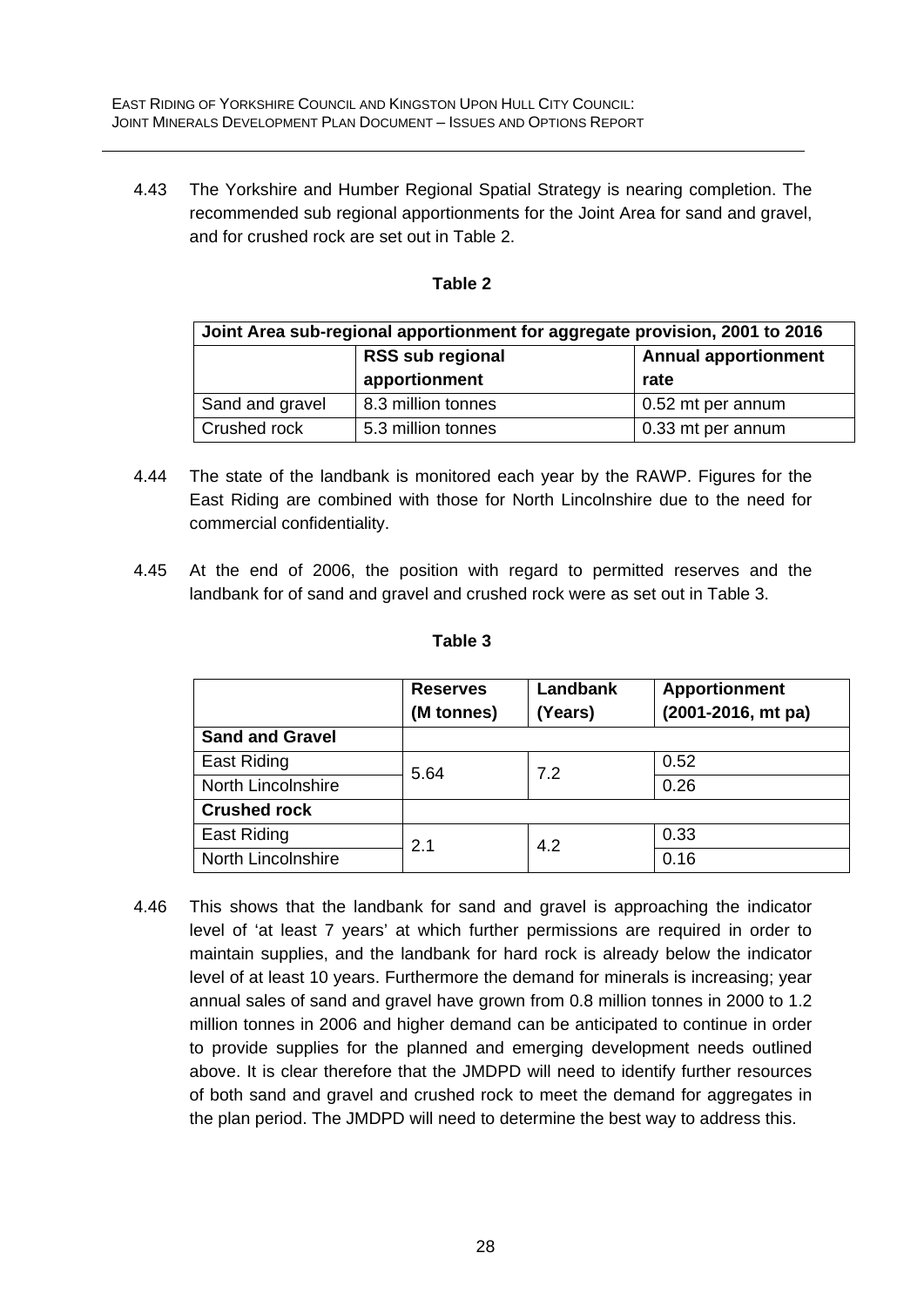4.43 The Yorkshire and Humber Regional Spatial Strategy is nearing completion. The recommended sub regional apportionments for the Joint Area for sand and gravel, and for crushed rock are set out in Table 2.

**Table 2**

| Joint Area sub-regional apportionment for aggregate provision, 2001 to 2016 | | |
|---|---|---|
| | **RSS sub regional apportionment** | **Annual apportionment rate** |
| Sand and gravel | 8.3 million tonnes | 0.52 mt per annum |
| Crushed rock | 5.3 million tonnes | 0.33 mt per annum |

4.44 The state of the landbank is monitored each year by the RAWP. Figures for the East Riding are combined with those for North Lincolnshire due to the need for commercial confidentiality.

4.45 At the end of 2006, the position with regard to permitted reserves and the landbank for of sand and gravel and crushed rock were as set out in Table 3.

**Table 3**

| | **Reserves (M tonnes)** | **Landbank (Years)** | **Apportionment (2001-2016, mt pa)** |
|---|---|---|---|
| **Sand and Gravel** | | | |
| East Riding | 5.64 | 7.2 | 0.52 |
| North Lincolnshire | | | 0.26 |
| **Crushed rock** | | | |
| East Riding | 2.1 | 4.2 | 0.33 |
| North Lincolnshire | | | 0.16 |

4.46 This shows that the landbank for sand and gravel is approaching the indicator level of 'at least 7 years' at which further permissions are required in order to maintain supplies, and the landbank for hard rock is already below the indicator level of at least 10 years. Furthermore the demand for minerals is increasing; year annual sales of sand and gravel have grown from 0.8 million tonnes in 2000 to 1.2 million tonnes in 2006 and higher demand can be anticipated to continue in order to provide supplies for the planned and emerging development needs outlined above. It is clear therefore that the JMDPD will need to identify further resources of both sand and gravel and crushed rock to meet the demand for aggregates in the plan period. The JMDPD will need to determine the best way to address this.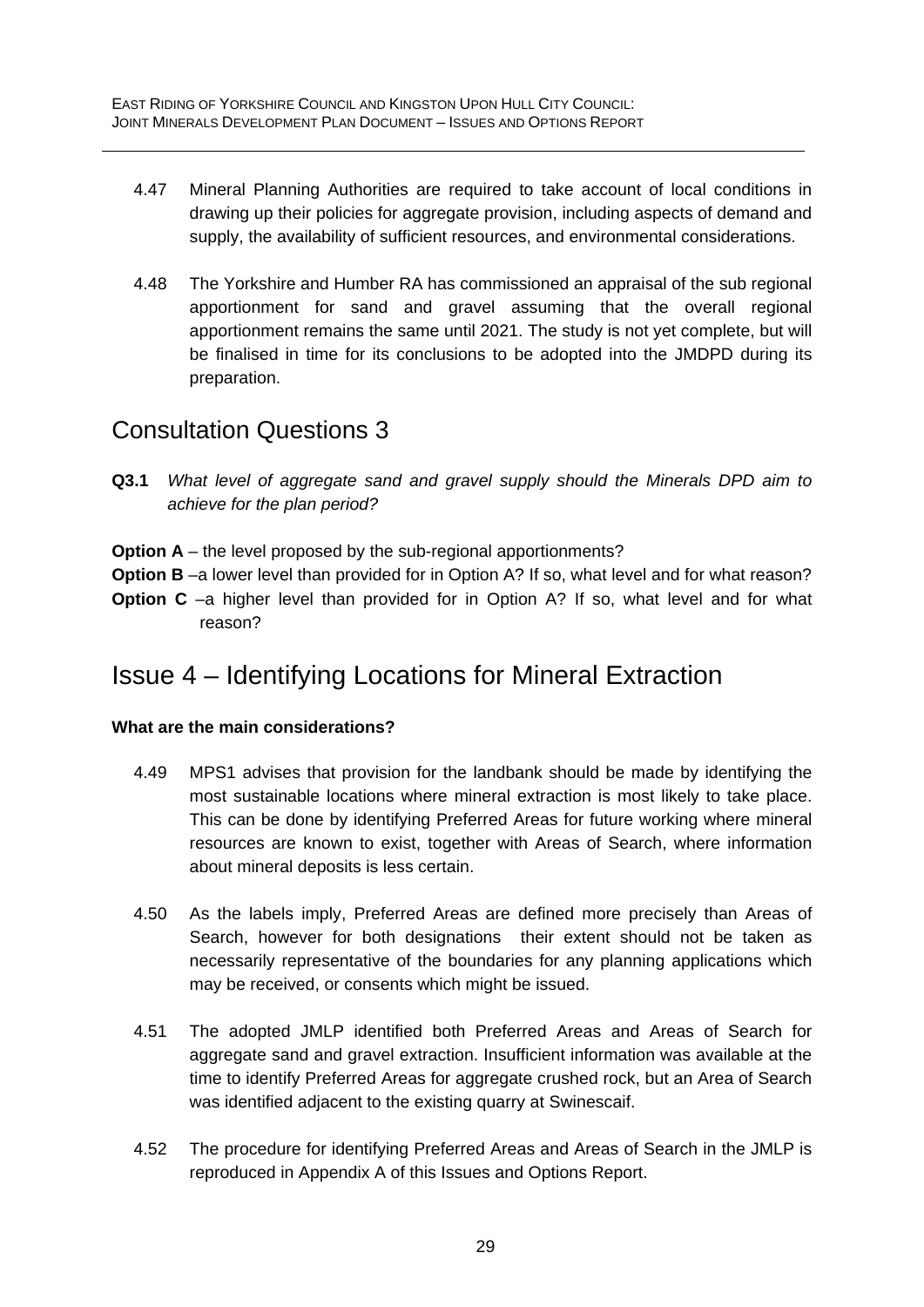4.47 Mineral Planning Authorities are required to take account of local conditions in drawing up their policies for aggregate provision, including aspects of demand and supply, the availability of sufficient resources, and environmental considerations.

4.48 The Yorkshire and Humber RA has commissioned an appraisal of the sub regional apportionment for sand and gravel assuming that the overall regional apportionment remains the same until 2021. The study is not yet complete, but will be finalised in time for its conclusions to be adopted into the JMDPD during its preparation.

## Consultation Questions 3

**Q3.1** *What level of aggregate sand and gravel supply should the Minerals DPD aim to achieve for the plan period?*

**Option A** – the level proposed by the sub-regional apportionments?
**Option B** –a lower level than provided for in Option A? If so, what level and for what reason?
**Option C** –a higher level than provided for in Option A? If so, what level and for what reason?

## Issue 4 – Identifying Locations for Mineral Extraction

**What are the main considerations?**

4.49 MPS1 advises that provision for the landbank should be made by identifying the most sustainable locations where mineral extraction is most likely to take place. This can be done by identifying Preferred Areas for future working where mineral resources are known to exist, together with Areas of Search, where information about mineral deposits is less certain.

4.50 As the labels imply, Preferred Areas are defined more precisely than Areas of Search, however for both designations their extent should not be taken as necessarily representative of the boundaries for any planning applications which may be received, or consents which might be issued.

4.51 The adopted JMLP identified both Preferred Areas and Areas of Search for aggregate sand and gravel extraction. Insufficient information was available at the time to identify Preferred Areas for aggregate crushed rock, but an Area of Search was identified adjacent to the existing quarry at Swinescaif.

4.52 The procedure for identifying Preferred Areas and Areas of Search in the JMLP is reproduced in Appendix A of this Issues and Options Report.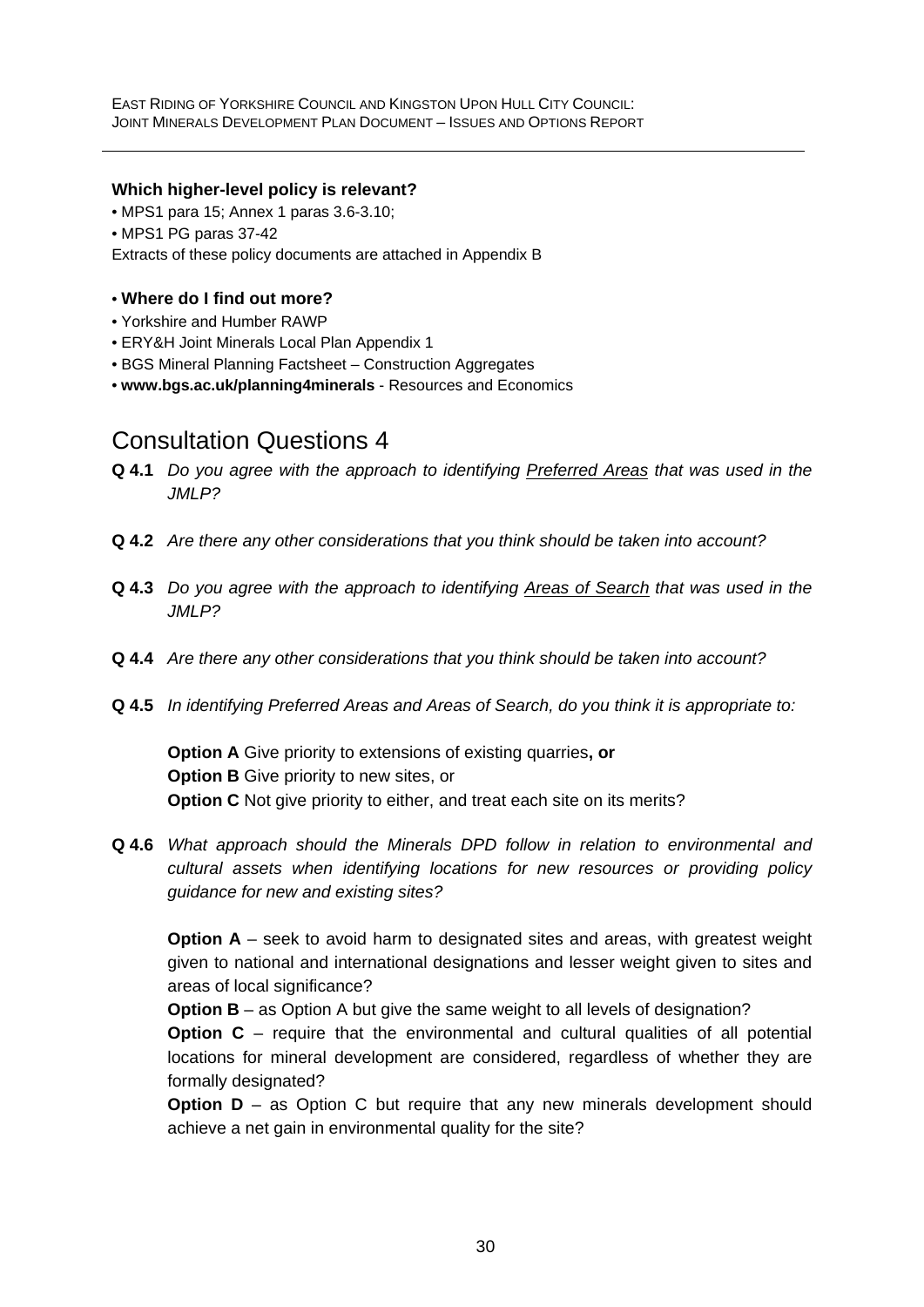**Which higher-level policy is relevant?**

- MPS1 para 15; Annex 1 paras 3.6-3.10;
- MPS1 PG paras 37-42

Extracts of these policy documents are attached in Appendix B

- **Where do I find out more?**
- Yorkshire and Humber RAWP
- ERY&H Joint Minerals Local Plan Appendix 1
- BGS Mineral Planning Factsheet – Construction Aggregates
- **www.bgs.ac.uk/planning4minerals** - Resources and Economics

## Consultation Questions 4

**Q 4.1** *Do you agree with the approach to identifying Preferred Areas that was used in the JMLP?*

**Q 4.2** *Are there any other considerations that you think should be taken into account?*

**Q 4.3** *Do you agree with the approach to identifying Areas of Search that was used in the JMLP?*

**Q 4.4** *Are there any other considerations that you think should be taken into account?*

**Q 4.5** *In identifying Preferred Areas and Areas of Search, do you think it is appropriate to:*

**Option A** Give priority to extensions of existing quarries**, or**
**Option B** Give priority to new sites, or
**Option C** Not give priority to either, and treat each site on its merits?

**Q 4.6** *What approach should the Minerals DPD follow in relation to environmental and cultural assets when identifying locations for new resources or providing policy guidance for new and existing sites?*

**Option A** – seek to avoid harm to designated sites and areas, with greatest weight given to national and international designations and lesser weight given to sites and areas of local significance?

**Option B** – as Option A but give the same weight to all levels of designation?

**Option C** – require that the environmental and cultural qualities of all potential locations for mineral development are considered, regardless of whether they are formally designated?

**Option D** – as Option C but require that any new minerals development should achieve a net gain in environmental quality for the site?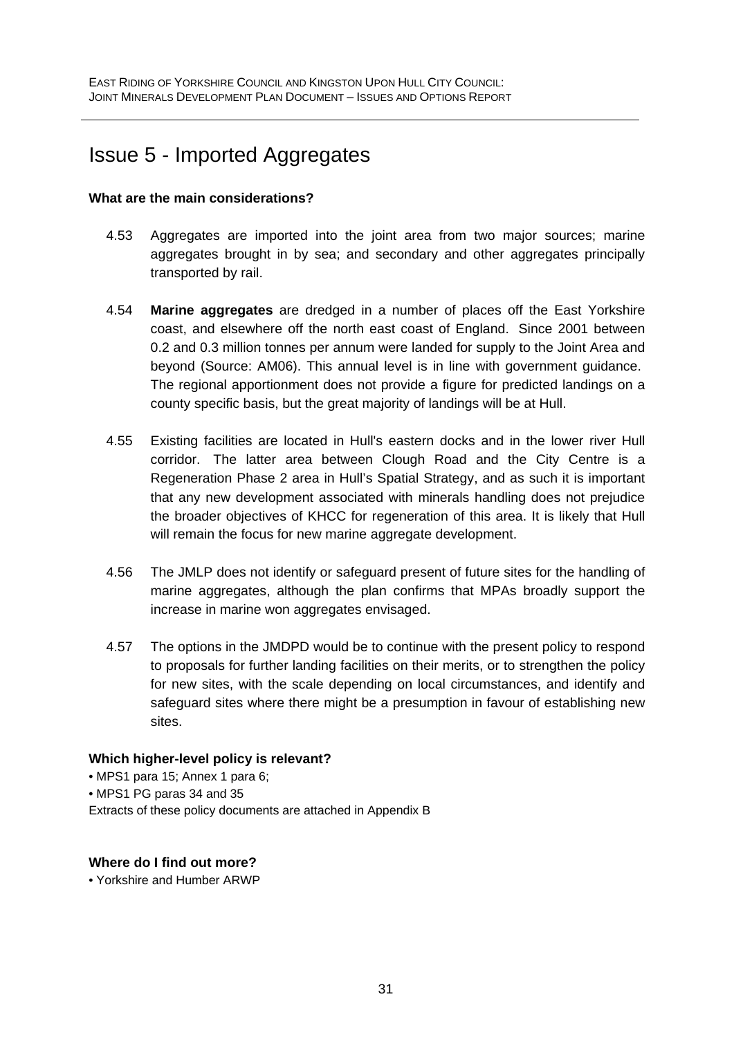# Issue 5 - Imported Aggregates

**What are the main considerations?**

4.53 Aggregates are imported into the joint area from two major sources; marine aggregates brought in by sea; and secondary and other aggregates principally transported by rail.

4.54 **Marine aggregates** are dredged in a number of places off the East Yorkshire coast, and elsewhere off the north east coast of England. Since 2001 between 0.2 and 0.3 million tonnes per annum were landed for supply to the Joint Area and beyond (Source: AM06). This annual level is in line with government guidance. The regional apportionment does not provide a figure for predicted landings on a county specific basis, but the great majority of landings will be at Hull.

4.55 Existing facilities are located in Hull's eastern docks and in the lower river Hull corridor. The latter area between Clough Road and the City Centre is a Regeneration Phase 2 area in Hull's Spatial Strategy, and as such it is important that any new development associated with minerals handling does not prejudice the broader objectives of KHCC for regeneration of this area. It is likely that Hull will remain the focus for new marine aggregate development.

4.56 The JMLP does not identify or safeguard present of future sites for the handling of marine aggregates, although the plan confirms that MPAs broadly support the increase in marine won aggregates envisaged.

4.57 The options in the JMDPD would be to continue with the present policy to respond to proposals for further landing facilities on their merits, or to strengthen the policy for new sites, with the scale depending on local circumstances, and identify and safeguard sites where there might be a presumption in favour of establishing new sites.

**Which higher-level policy is relevant?**

- MPS1 para 15; Annex 1 para 6;
- MPS1 PG paras 34 and 35

Extracts of these policy documents are attached in Appendix B

**Where do I find out more?**

- Yorkshire and Humber ARWP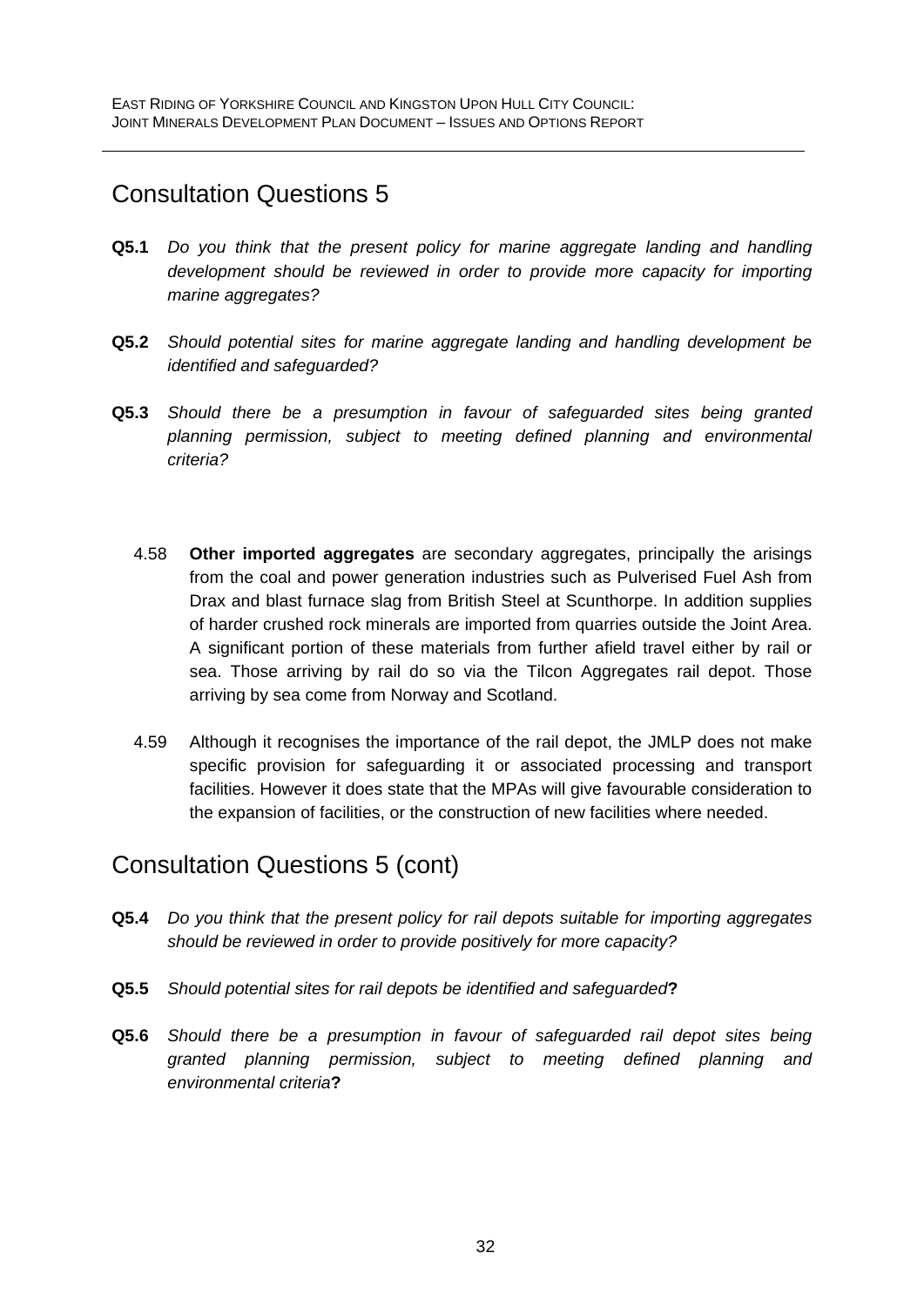## Consultation Questions 5

**Q5.1** *Do you think that the present policy for marine aggregate landing and handling development should be reviewed in order to provide more capacity for importing marine aggregates?*

**Q5.2** *Should potential sites for marine aggregate landing and handling development be identified and safeguarded?*

**Q5.3** *Should there be a presumption in favour of safeguarded sites being granted planning permission, subject to meeting defined planning and environmental criteria?*

4.58 **Other imported aggregates** are secondary aggregates, principally the arisings from the coal and power generation industries such as Pulverised Fuel Ash from Drax and blast furnace slag from British Steel at Scunthorpe. In addition supplies of harder crushed rock minerals are imported from quarries outside the Joint Area. A significant portion of these materials from further afield travel either by rail or sea. Those arriving by rail do so via the Tilcon Aggregates rail depot. Those arriving by sea come from Norway and Scotland.

4.59 Although it recognises the importance of the rail depot, the JMLP does not make specific provision for safeguarding it or associated processing and transport facilities. However it does state that the MPAs will give favourable consideration to the expansion of facilities, or the construction of new facilities where needed.

## Consultation Questions 5 (cont)

**Q5.4** *Do you think that the present policy for rail depots suitable for importing aggregates should be reviewed in order to provide positively for more capacity?*

**Q5.5** *Should potential sites for rail depots be identified and safeguarded***?**

**Q5.6** *Should there be a presumption in favour of safeguarded rail depot sites being granted planning permission, subject to meeting defined planning and environmental criteria***?**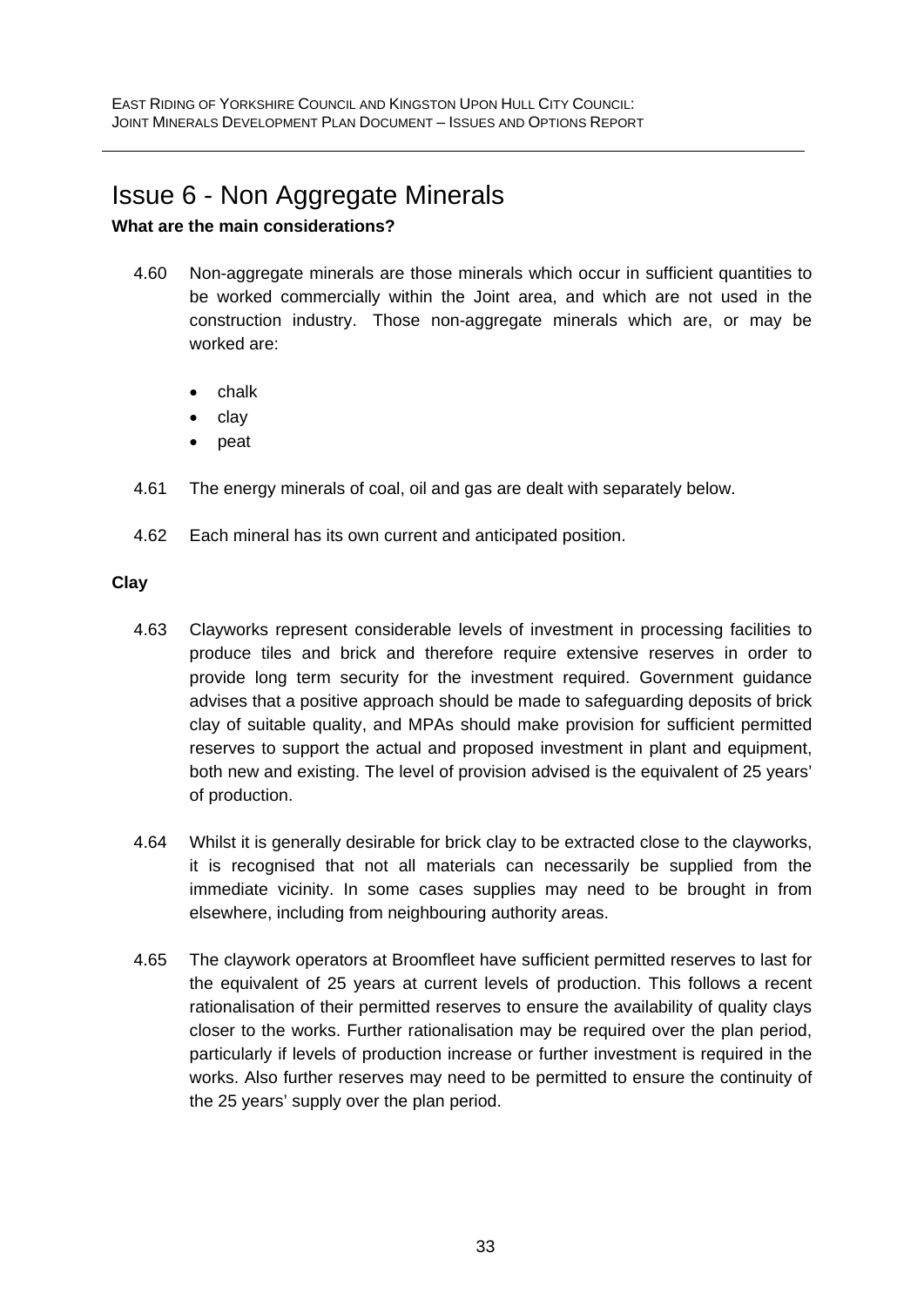# Issue 6 - Non Aggregate Minerals

**What are the main considerations?**

4.60 Non-aggregate minerals are those minerals which occur in sufficient quantities to be worked commercially within the Joint area, and which are not used in the construction industry. Those non-aggregate minerals which are, or may be worked are:

- chalk
- clay
- peat

4.61 The energy minerals of coal, oil and gas are dealt with separately below.

4.62 Each mineral has its own current and anticipated position.

**Clay**

4.63 Clayworks represent considerable levels of investment in processing facilities to produce tiles and brick and therefore require extensive reserves in order to provide long term security for the investment required. Government guidance advises that a positive approach should be made to safeguarding deposits of brick clay of suitable quality, and MPAs should make provision for sufficient permitted reserves to support the actual and proposed investment in plant and equipment, both new and existing. The level of provision advised is the equivalent of 25 years' of production.

4.64 Whilst it is generally desirable for brick clay to be extracted close to the clayworks, it is recognised that not all materials can necessarily be supplied from the immediate vicinity. In some cases supplies may need to be brought in from elsewhere, including from neighbouring authority areas.

4.65 The claywork operators at Broomfleet have sufficient permitted reserves to last for the equivalent of 25 years at current levels of production. This follows a recent rationalisation of their permitted reserves to ensure the availability of quality clays closer to the works. Further rationalisation may be required over the plan period, particularly if levels of production increase or further investment is required in the works. Also further reserves may need to be permitted to ensure the continuity of the 25 years' supply over the plan period.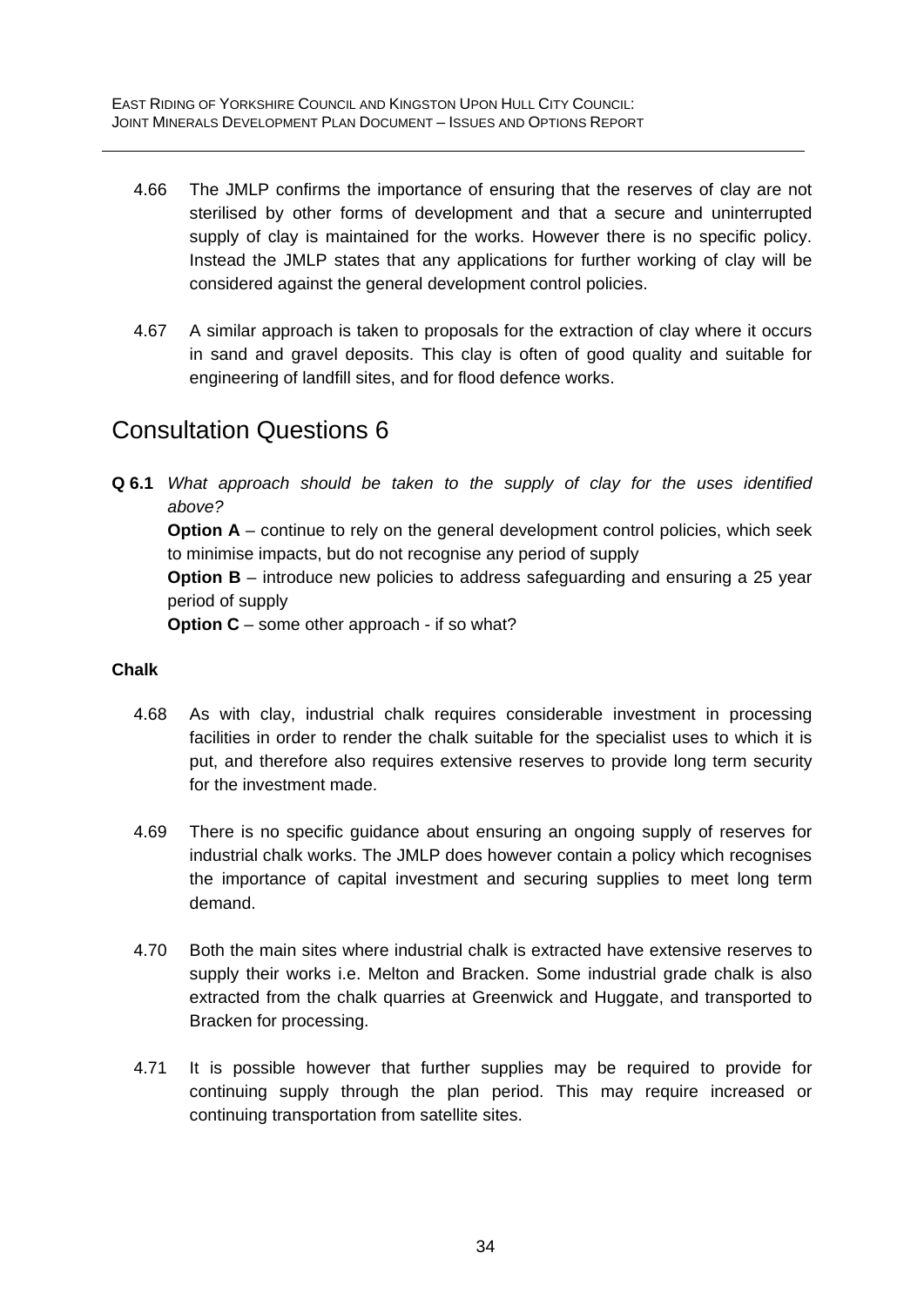4.66 The JMLP confirms the importance of ensuring that the reserves of clay are not sterilised by other forms of development and that a secure and uninterrupted supply of clay is maintained for the works. However there is no specific policy. Instead the JMLP states that any applications for further working of clay will be considered against the general development control policies.

4.67 A similar approach is taken to proposals for the extraction of clay where it occurs in sand and gravel deposits. This clay is often of good quality and suitable for engineering of landfill sites, and for flood defence works.

## Consultation Questions 6

**Q 6.1** *What approach should be taken to the supply of clay for the uses identified above?*

**Option A** – continue to rely on the general development control policies, which seek to minimise impacts, but do not recognise any period of supply

**Option B** – introduce new policies to address safeguarding and ensuring a 25 year period of supply

**Option C** – some other approach - if so what?

### Chalk

4.68 As with clay, industrial chalk requires considerable investment in processing facilities in order to render the chalk suitable for the specialist uses to which it is put, and therefore also requires extensive reserves to provide long term security for the investment made.

4.69 There is no specific guidance about ensuring an ongoing supply of reserves for industrial chalk works. The JMLP does however contain a policy which recognises the importance of capital investment and securing supplies to meet long term demand.

4.70 Both the main sites where industrial chalk is extracted have extensive reserves to supply their works i.e. Melton and Bracken. Some industrial grade chalk is also extracted from the chalk quarries at Greenwick and Huggate, and transported to Bracken for processing.

4.71 It is possible however that further supplies may be required to provide for continuing supply through the plan period. This may require increased or continuing transportation from satellite sites.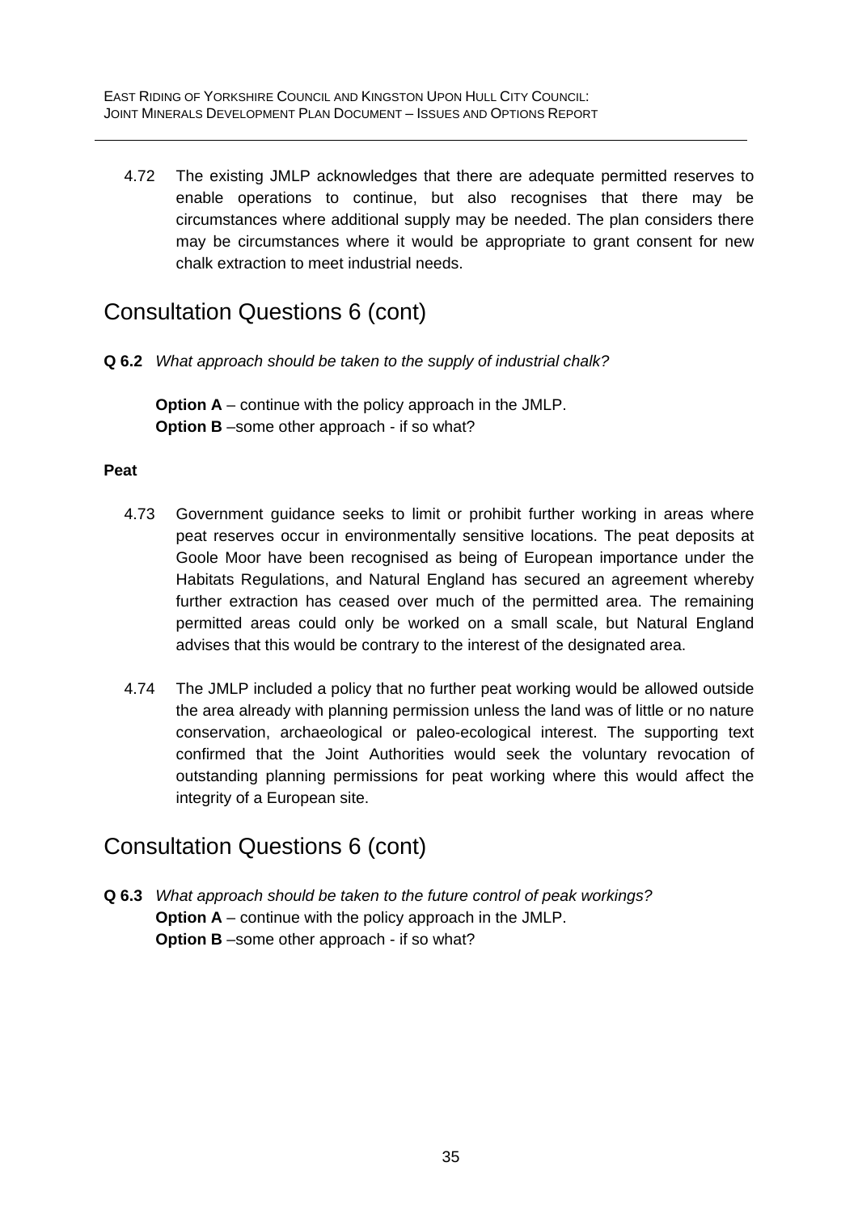4.72 The existing JMLP acknowledges that there are adequate permitted reserves to enable operations to continue, but also recognises that there may be circumstances where additional supply may be needed. The plan considers there may be circumstances where it would be appropriate to grant consent for new chalk extraction to meet industrial needs.

## Consultation Questions 6 (cont)

**Q 6.2** *What approach should be taken to the supply of industrial chalk?*

**Option A** – continue with the policy approach in the JMLP.
**Option B** –some other approach - if so what?

**Peat**

4.73 Government guidance seeks to limit or prohibit further working in areas where peat reserves occur in environmentally sensitive locations. The peat deposits at Goole Moor have been recognised as being of European importance under the Habitats Regulations, and Natural England has secured an agreement whereby further extraction has ceased over much of the permitted area. The remaining permitted areas could only be worked on a small scale, but Natural England advises that this would be contrary to the interest of the designated area.

4.74 The JMLP included a policy that no further peat working would be allowed outside the area already with planning permission unless the land was of little or no nature conservation, archaeological or paleo-ecological interest. The supporting text confirmed that the Joint Authorities would seek the voluntary revocation of outstanding planning permissions for peat working where this would affect the integrity of a European site.

## Consultation Questions 6 (cont)

**Q 6.3** *What approach should be taken to the future control of peak workings?*
**Option A** – continue with the policy approach in the JMLP.
**Option B** –some other approach - if so what?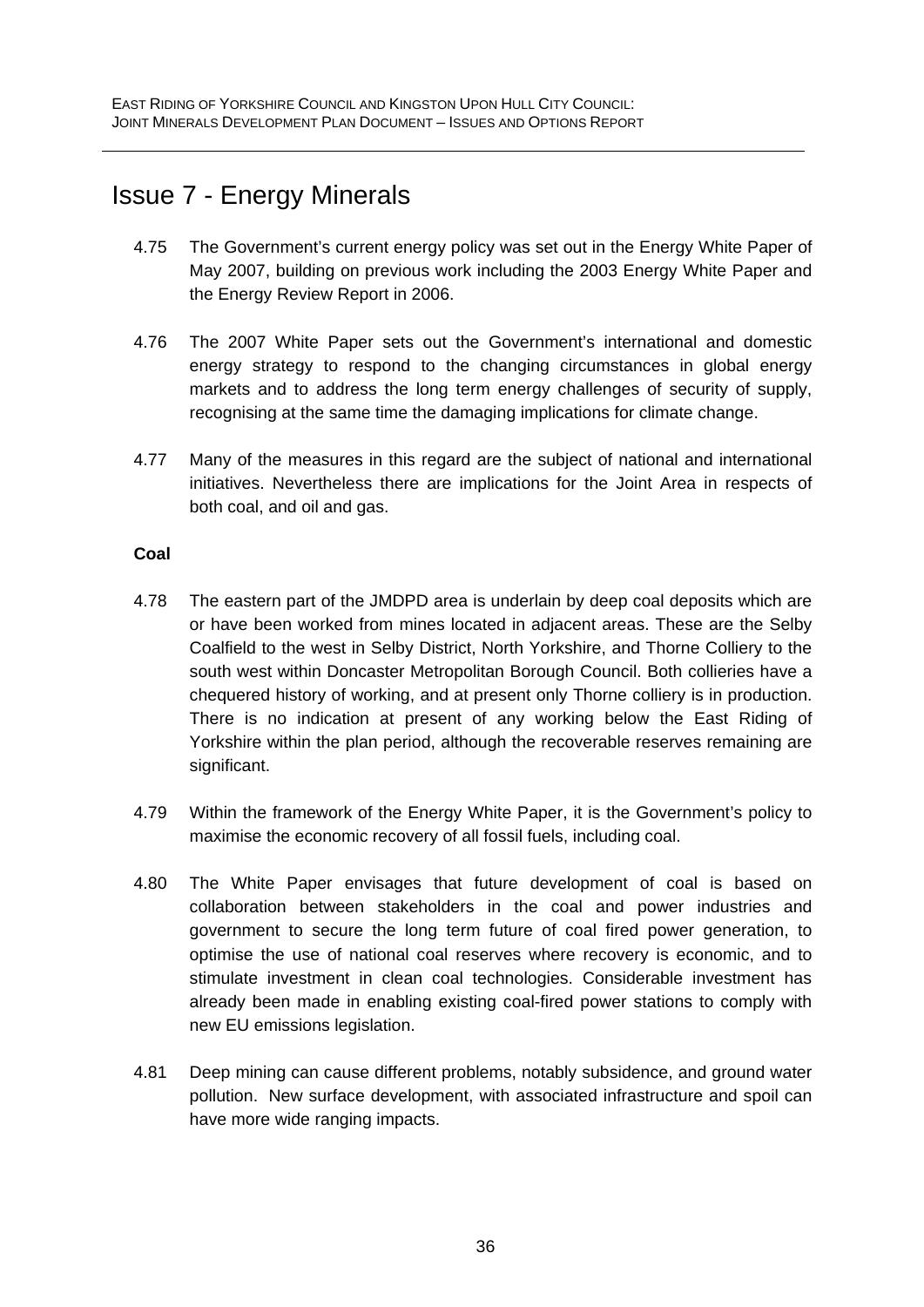# Issue 7 - Energy Minerals

4.75 The Government's current energy policy was set out in the Energy White Paper of May 2007, building on previous work including the 2003 Energy White Paper and the Energy Review Report in 2006.

4.76 The 2007 White Paper sets out the Government's international and domestic energy strategy to respond to the changing circumstances in global energy markets and to address the long term energy challenges of security of supply, recognising at the same time the damaging implications for climate change.

4.77 Many of the measures in this regard are the subject of national and international initiatives. Nevertheless there are implications for the Joint Area in respects of both coal, and oil and gas.

**Coal**

4.78 The eastern part of the JMDPD area is underlain by deep coal deposits which are or have been worked from mines located in adjacent areas. These are the Selby Coalfield to the west in Selby District, North Yorkshire, and Thorne Colliery to the south west within Doncaster Metropolitan Borough Council. Both collieries have a chequered history of working, and at present only Thorne colliery is in production. There is no indication at present of any working below the East Riding of Yorkshire within the plan period, although the recoverable reserves remaining are significant.

4.79 Within the framework of the Energy White Paper, it is the Government's policy to maximise the economic recovery of all fossil fuels, including coal.

4.80 The White Paper envisages that future development of coal is based on collaboration between stakeholders in the coal and power industries and government to secure the long term future of coal fired power generation, to optimise the use of national coal reserves where recovery is economic, and to stimulate investment in clean coal technologies. Considerable investment has already been made in enabling existing coal-fired power stations to comply with new EU emissions legislation.

4.81 Deep mining can cause different problems, notably subsidence, and ground water pollution. New surface development, with associated infrastructure and spoil can have more wide ranging impacts.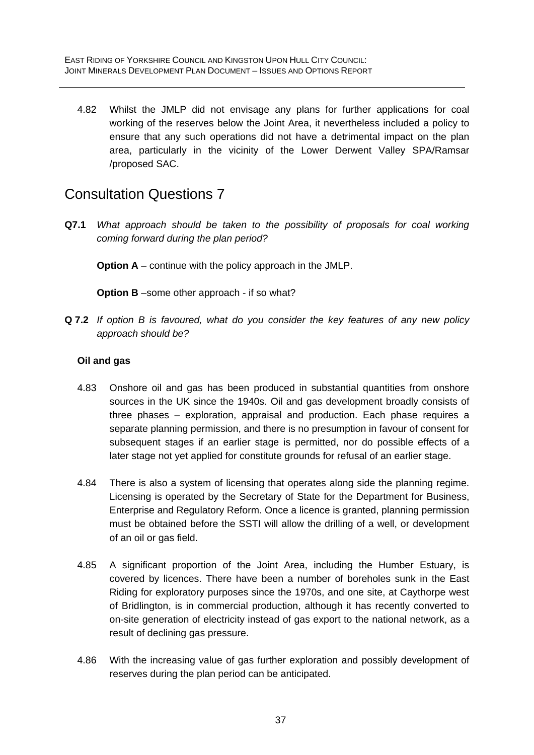4.82 Whilst the JMLP did not envisage any plans for further applications for coal working of the reserves below the Joint Area, it nevertheless included a policy to ensure that any such operations did not have a detrimental impact on the plan area, particularly in the vicinity of the Lower Derwent Valley SPA/Ramsar /proposed SAC.

## Consultation Questions 7

**Q7.1** *What approach should be taken to the possibility of proposals for coal working coming forward during the plan period?*

**Option A** – continue with the policy approach in the JMLP.

**Option B** –some other approach - if so what?

**Q 7.2** *If option B is favoured, what do you consider the key features of any new policy approach should be?*

### Oil and gas

4.83 Onshore oil and gas has been produced in substantial quantities from onshore sources in the UK since the 1940s. Oil and gas development broadly consists of three phases – exploration, appraisal and production. Each phase requires a separate planning permission, and there is no presumption in favour of consent for subsequent stages if an earlier stage is permitted, nor do possible effects of a later stage not yet applied for constitute grounds for refusal of an earlier stage.

4.84 There is also a system of licensing that operates along side the planning regime. Licensing is operated by the Secretary of State for the Department for Business, Enterprise and Regulatory Reform. Once a licence is granted, planning permission must be obtained before the SSTI will allow the drilling of a well, or development of an oil or gas field.

4.85 A significant proportion of the Joint Area, including the Humber Estuary, is covered by licences. There have been a number of boreholes sunk in the East Riding for exploratory purposes since the 1970s, and one site, at Caythorpe west of Bridlington, is in commercial production, although it has recently converted to on-site generation of electricity instead of gas export to the national network, as a result of declining gas pressure.

4.86 With the increasing value of gas further exploration and possibly development of reserves during the plan period can be anticipated.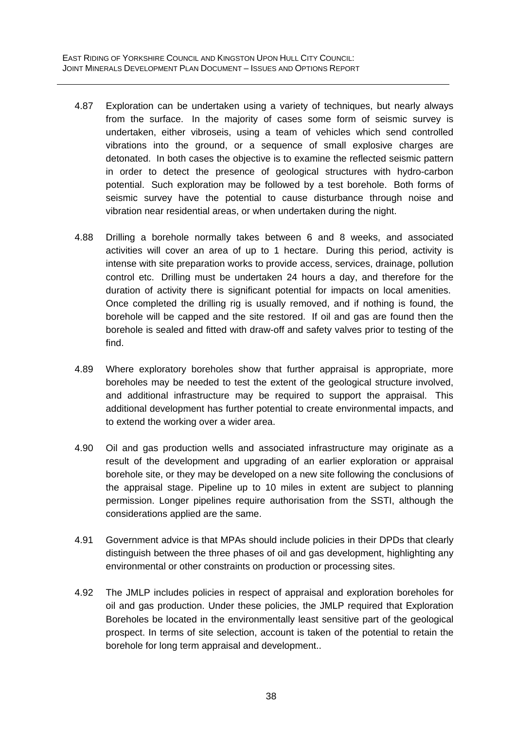4.87 Exploration can be undertaken using a variety of techniques, but nearly always from the surface. In the majority of cases some form of seismic survey is undertaken, either vibroseis, using a team of vehicles which send controlled vibrations into the ground, or a sequence of small explosive charges are detonated. In both cases the objective is to examine the reflected seismic pattern in order to detect the presence of geological structures with hydro-carbon potential. Such exploration may be followed by a test borehole. Both forms of seismic survey have the potential to cause disturbance through noise and vibration near residential areas, or when undertaken during the night.

4.88 Drilling a borehole normally takes between 6 and 8 weeks, and associated activities will cover an area of up to 1 hectare. During this period, activity is intense with site preparation works to provide access, services, drainage, pollution control etc. Drilling must be undertaken 24 hours a day, and therefore for the duration of activity there is significant potential for impacts on local amenities. Once completed the drilling rig is usually removed, and if nothing is found, the borehole will be capped and the site restored. If oil and gas are found then the borehole is sealed and fitted with draw-off and safety valves prior to testing of the find.

4.89 Where exploratory boreholes show that further appraisal is appropriate, more boreholes may be needed to test the extent of the geological structure involved, and additional infrastructure may be required to support the appraisal. This additional development has further potential to create environmental impacts, and to extend the working over a wider area.

4.90 Oil and gas production wells and associated infrastructure may originate as a result of the development and upgrading of an earlier exploration or appraisal borehole site, or they may be developed on a new site following the conclusions of the appraisal stage. Pipeline up to 10 miles in extent are subject to planning permission. Longer pipelines require authorisation from the SSTI, although the considerations applied are the same.

4.91 Government advice is that MPAs should include policies in their DPDs that clearly distinguish between the three phases of oil and gas development, highlighting any environmental or other constraints on production or processing sites.

4.92 The JMLP includes policies in respect of appraisal and exploration boreholes for oil and gas production. Under these policies, the JMLP required that Exploration Boreholes be located in the environmentally least sensitive part of the geological prospect. In terms of site selection, account is taken of the potential to retain the borehole for long term appraisal and development..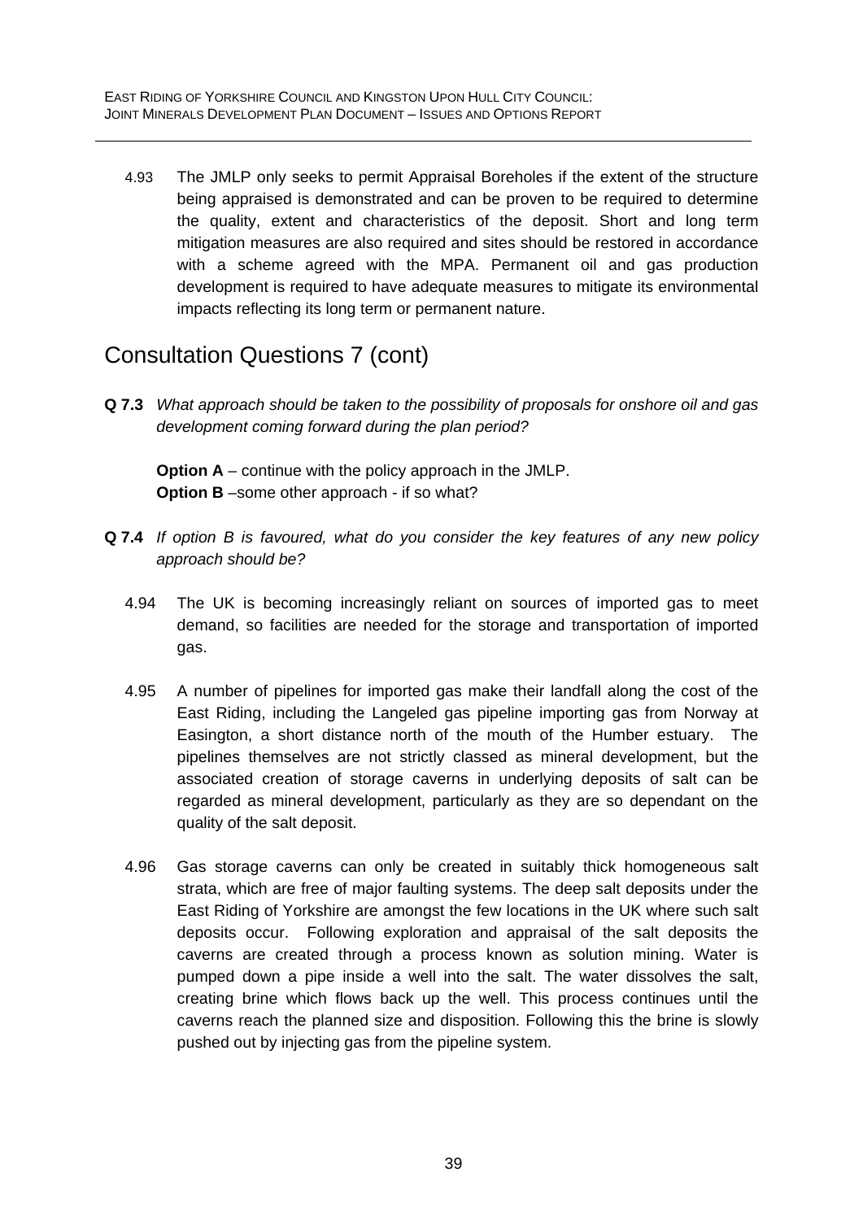4.93 The JMLP only seeks to permit Appraisal Boreholes if the extent of the structure being appraised is demonstrated and can be proven to be required to determine the quality, extent and characteristics of the deposit. Short and long term mitigation measures are also required and sites should be restored in accordance with a scheme agreed with the MPA. Permanent oil and gas production development is required to have adequate measures to mitigate its environmental impacts reflecting its long term or permanent nature.

## Consultation Questions 7 (cont)

**Q 7.3** *What approach should be taken to the possibility of proposals for onshore oil and gas development coming forward during the plan period?*

**Option A** – continue with the policy approach in the JMLP.
**Option B** –some other approach - if so what?

**Q 7.4** *If option B is favoured, what do you consider the key features of any new policy approach should be?*

4.94 The UK is becoming increasingly reliant on sources of imported gas to meet demand, so facilities are needed for the storage and transportation of imported gas.

4.95 A number of pipelines for imported gas make their landfall along the cost of the East Riding, including the Langeled gas pipeline importing gas from Norway at Easington, a short distance north of the mouth of the Humber estuary. The pipelines themselves are not strictly classed as mineral development, but the associated creation of storage caverns in underlying deposits of salt can be regarded as mineral development, particularly as they are so dependant on the quality of the salt deposit.

4.96 Gas storage caverns can only be created in suitably thick homogeneous salt strata, which are free of major faulting systems. The deep salt deposits under the East Riding of Yorkshire are amongst the few locations in the UK where such salt deposits occur. Following exploration and appraisal of the salt deposits the caverns are created through a process known as solution mining. Water is pumped down a pipe inside a well into the salt. The water dissolves the salt, creating brine which flows back up the well. This process continues until the caverns reach the planned size and disposition. Following this the brine is slowly pushed out by injecting gas from the pipeline system.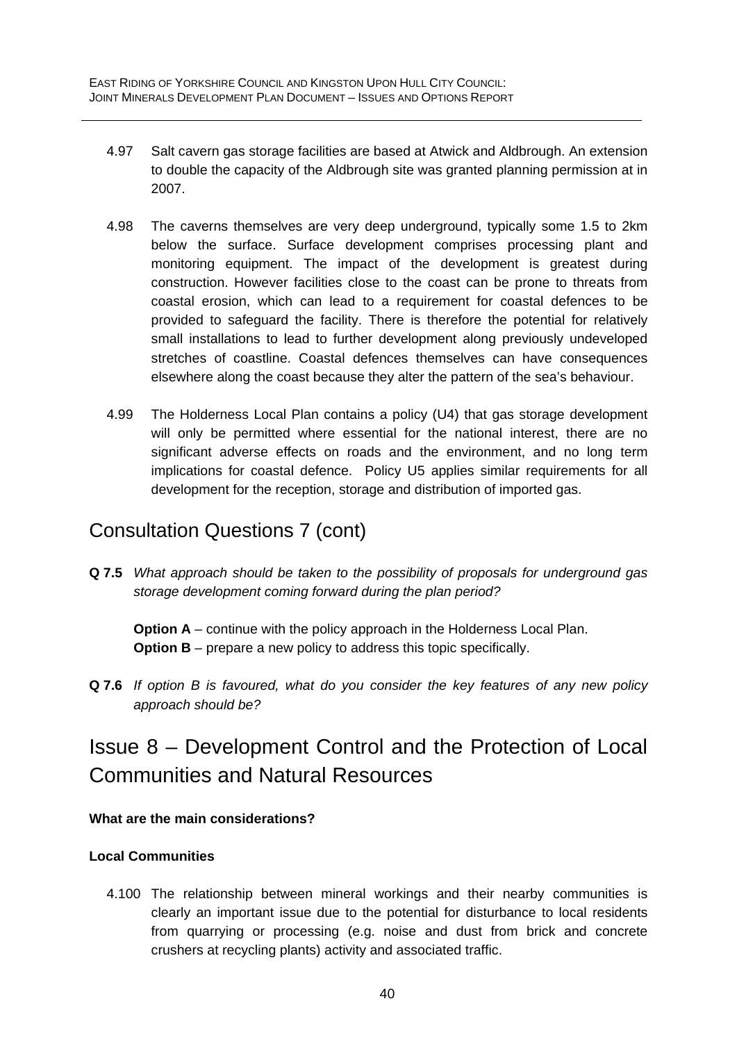4.97 Salt cavern gas storage facilities are based at Atwick and Aldbrough. An extension to double the capacity of the Aldbrough site was granted planning permission at in 2007.

4.98 The caverns themselves are very deep underground, typically some 1.5 to 2km below the surface. Surface development comprises processing plant and monitoring equipment. The impact of the development is greatest during construction. However facilities close to the coast can be prone to threats from coastal erosion, which can lead to a requirement for coastal defences to be provided to safeguard the facility. There is therefore the potential for relatively small installations to lead to further development along previously undeveloped stretches of coastline. Coastal defences themselves can have consequences elsewhere along the coast because they alter the pattern of the sea's behaviour.

4.99 The Holderness Local Plan contains a policy (U4) that gas storage development will only be permitted where essential for the national interest, there are no significant adverse effects on roads and the environment, and no long term implications for coastal defence. Policy U5 applies similar requirements for all development for the reception, storage and distribution of imported gas.

## Consultation Questions 7 (cont)

**Q 7.5** *What approach should be taken to the possibility of proposals for underground gas storage development coming forward during the plan period?*

**Option A** – continue with the policy approach in the Holderness Local Plan.
**Option B** – prepare a new policy to address this topic specifically.

**Q 7.6** *If option B is favoured, what do you consider the key features of any new policy approach should be?*

# Issue 8 – Development Control and the Protection of Local Communities and Natural Resources

**What are the main considerations?**

**Local Communities**

4.100 The relationship between mineral workings and their nearby communities is clearly an important issue due to the potential for disturbance to local residents from quarrying or processing (e.g. noise and dust from brick and concrete crushers at recycling plants) activity and associated traffic.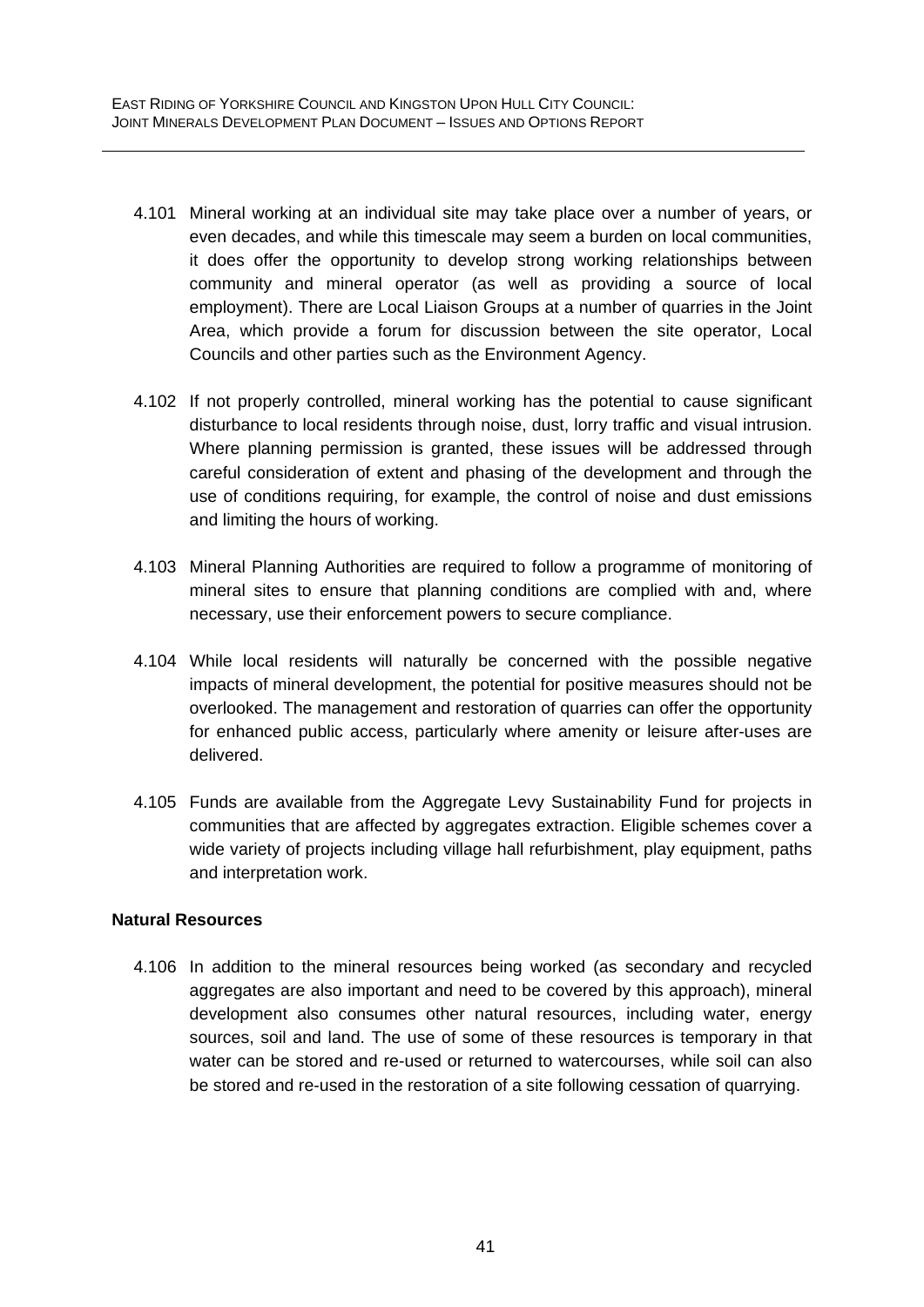4.101 Mineral working at an individual site may take place over a number of years, or even decades, and while this timescale may seem a burden on local communities, it does offer the opportunity to develop strong working relationships between community and mineral operator (as well as providing a source of local employment). There are Local Liaison Groups at a number of quarries in the Joint Area, which provide a forum for discussion between the site operator, Local Councils and other parties such as the Environment Agency.

4.102 If not properly controlled, mineral working has the potential to cause significant disturbance to local residents through noise, dust, lorry traffic and visual intrusion. Where planning permission is granted, these issues will be addressed through careful consideration of extent and phasing of the development and through the use of conditions requiring, for example, the control of noise and dust emissions and limiting the hours of working.

4.103 Mineral Planning Authorities are required to follow a programme of monitoring of mineral sites to ensure that planning conditions are complied with and, where necessary, use their enforcement powers to secure compliance.

4.104 While local residents will naturally be concerned with the possible negative impacts of mineral development, the potential for positive measures should not be overlooked. The management and restoration of quarries can offer the opportunity for enhanced public access, particularly where amenity or leisure after-uses are delivered.

4.105 Funds are available from the Aggregate Levy Sustainability Fund for projects in communities that are affected by aggregates extraction. Eligible schemes cover a wide variety of projects including village hall refurbishment, play equipment, paths and interpretation work.

**Natural Resources**

4.106 In addition to the mineral resources being worked (as secondary and recycled aggregates are also important and need to be covered by this approach), mineral development also consumes other natural resources, including water, energy sources, soil and land. The use of some of these resources is temporary in that water can be stored and re-used or returned to watercourses, while soil can also be stored and re-used in the restoration of a site following cessation of quarrying.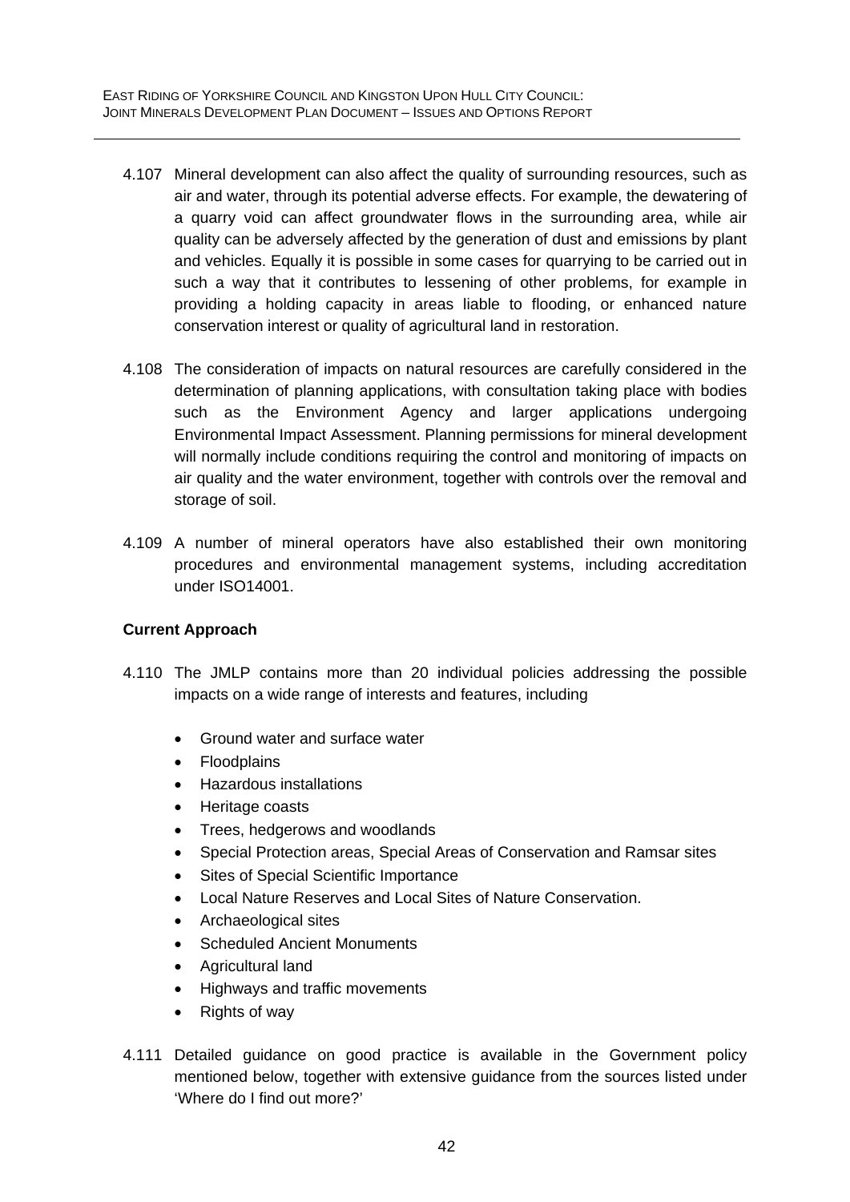4.107 Mineral development can also affect the quality of surrounding resources, such as air and water, through its potential adverse effects. For example, the dewatering of a quarry void can affect groundwater flows in the surrounding area, while air quality can be adversely affected by the generation of dust and emissions by plant and vehicles. Equally it is possible in some cases for quarrying to be carried out in such a way that it contributes to lessening of other problems, for example in providing a holding capacity in areas liable to flooding, or enhanced nature conservation interest or quality of agricultural land in restoration.

4.108 The consideration of impacts on natural resources are carefully considered in the determination of planning applications, with consultation taking place with bodies such as the Environment Agency and larger applications undergoing Environmental Impact Assessment. Planning permissions for mineral development will normally include conditions requiring the control and monitoring of impacts on air quality and the water environment, together with controls over the removal and storage of soil.

4.109 A number of mineral operators have also established their own monitoring procedures and environmental management systems, including accreditation under ISO14001.

**Current Approach**

4.110 The JMLP contains more than 20 individual policies addressing the possible impacts on a wide range of interests and features, including

- Ground water and surface water
- Floodplains
- Hazardous installations
- Heritage coasts
- Trees, hedgerows and woodlands
- Special Protection areas, Special Areas of Conservation and Ramsar sites
- Sites of Special Scientific Importance
- Local Nature Reserves and Local Sites of Nature Conservation.
- Archaeological sites
- Scheduled Ancient Monuments
- Agricultural land
- Highways and traffic movements
- Rights of way

4.111 Detailed guidance on good practice is available in the Government policy mentioned below, together with extensive guidance from the sources listed under 'Where do I find out more?'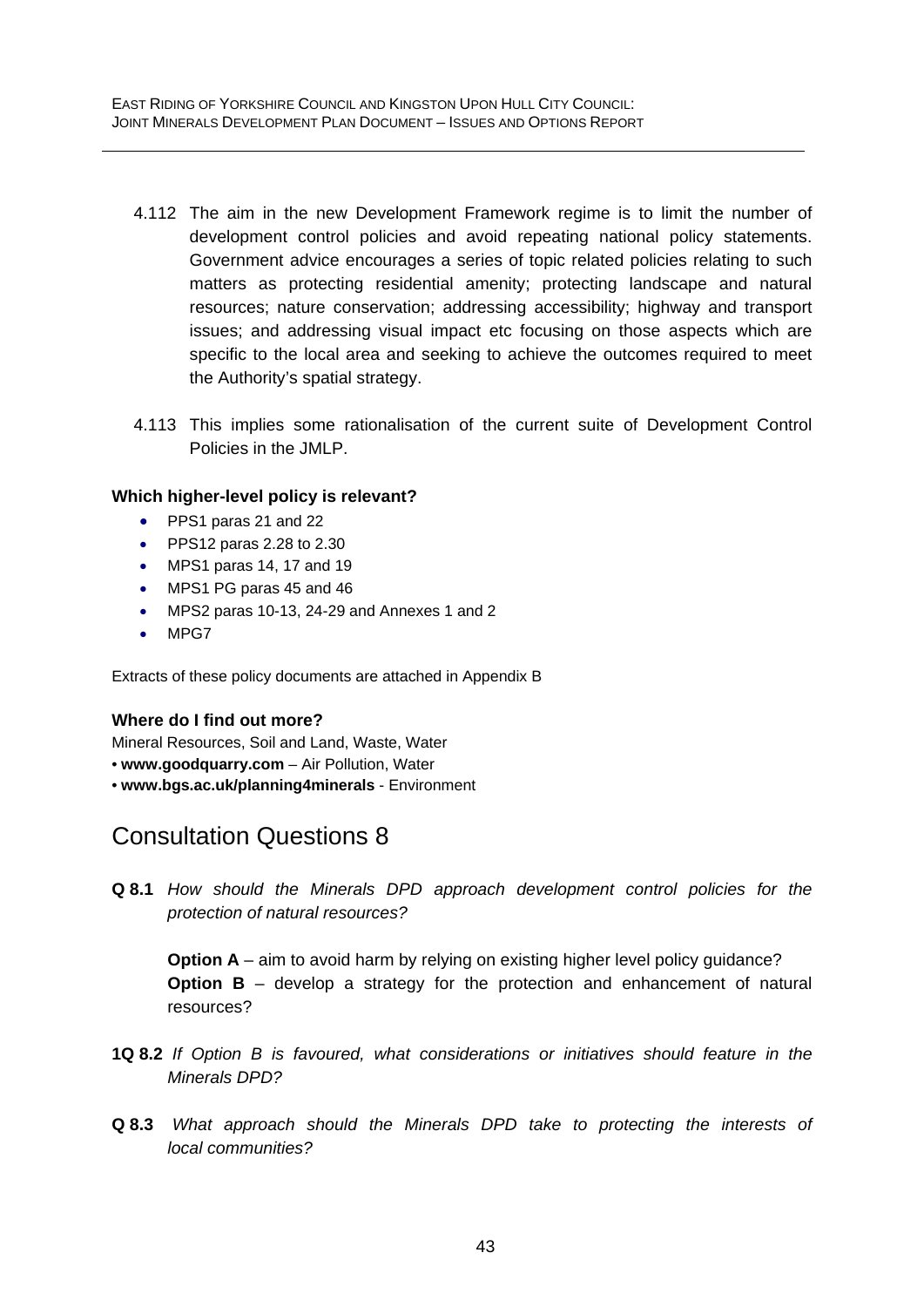4.112 The aim in the new Development Framework regime is to limit the number of development control policies and avoid repeating national policy statements. Government advice encourages a series of topic related policies relating to such matters as protecting residential amenity; protecting landscape and natural resources; nature conservation; addressing accessibility; highway and transport issues; and addressing visual impact etc focusing on those aspects which are specific to the local area and seeking to achieve the outcomes required to meet the Authority's spatial strategy.

4.113 This implies some rationalisation of the current suite of Development Control Policies in the JMLP.

**Which higher-level policy is relevant?**

- PPS1 paras 21 and 22
- PPS12 paras 2.28 to 2.30
- MPS1 paras 14, 17 and 19
- MPS1 PG paras 45 and 46
- MPS2 paras 10-13, 24-29 and Annexes 1 and 2
- MPG7

Extracts of these policy documents are attached in Appendix B

**Where do I find out more?**

Mineral Resources, Soil and Land, Waste, Water
- **www.goodquarry.com** – Air Pollution, Water
- **www.bgs.ac.uk/planning4minerals** - Environment

## Consultation Questions 8

**Q 8.1** *How should the Minerals DPD approach development control policies for the protection of natural resources?*

**Option A** – aim to avoid harm by relying on existing higher level policy guidance?
**Option B** – develop a strategy for the protection and enhancement of natural resources?

**1Q 8.2** *If Option B is favoured, what considerations or initiatives should feature in the Minerals DPD?*

**Q 8.3** *What approach should the Minerals DPD take to protecting the interests of local communities?*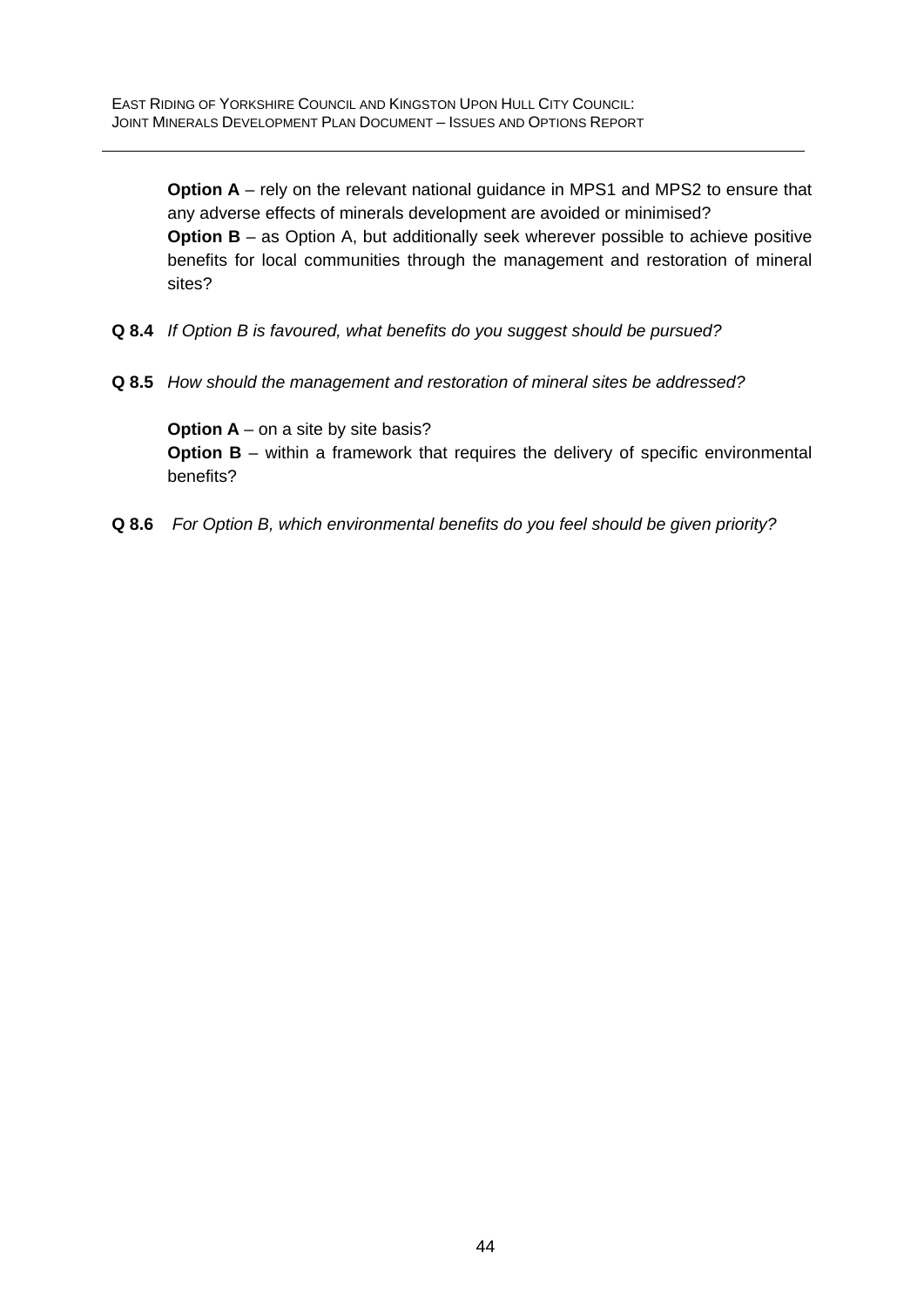**Option A** – rely on the relevant national guidance in MPS1 and MPS2 to ensure that any adverse effects of minerals development are avoided or minimised?
**Option B** – as Option A, but additionally seek wherever possible to achieve positive benefits for local communities through the management and restoration of mineral sites?

**Q 8.4** *If Option B is favoured, what benefits do you suggest should be pursued?*

**Q 8.5** *How should the management and restoration of mineral sites be addressed?*

**Option A** – on a site by site basis?
**Option B** – within a framework that requires the delivery of specific environmental benefits?

**Q 8.6** *For Option B, which environmental benefits do you feel should be given priority?*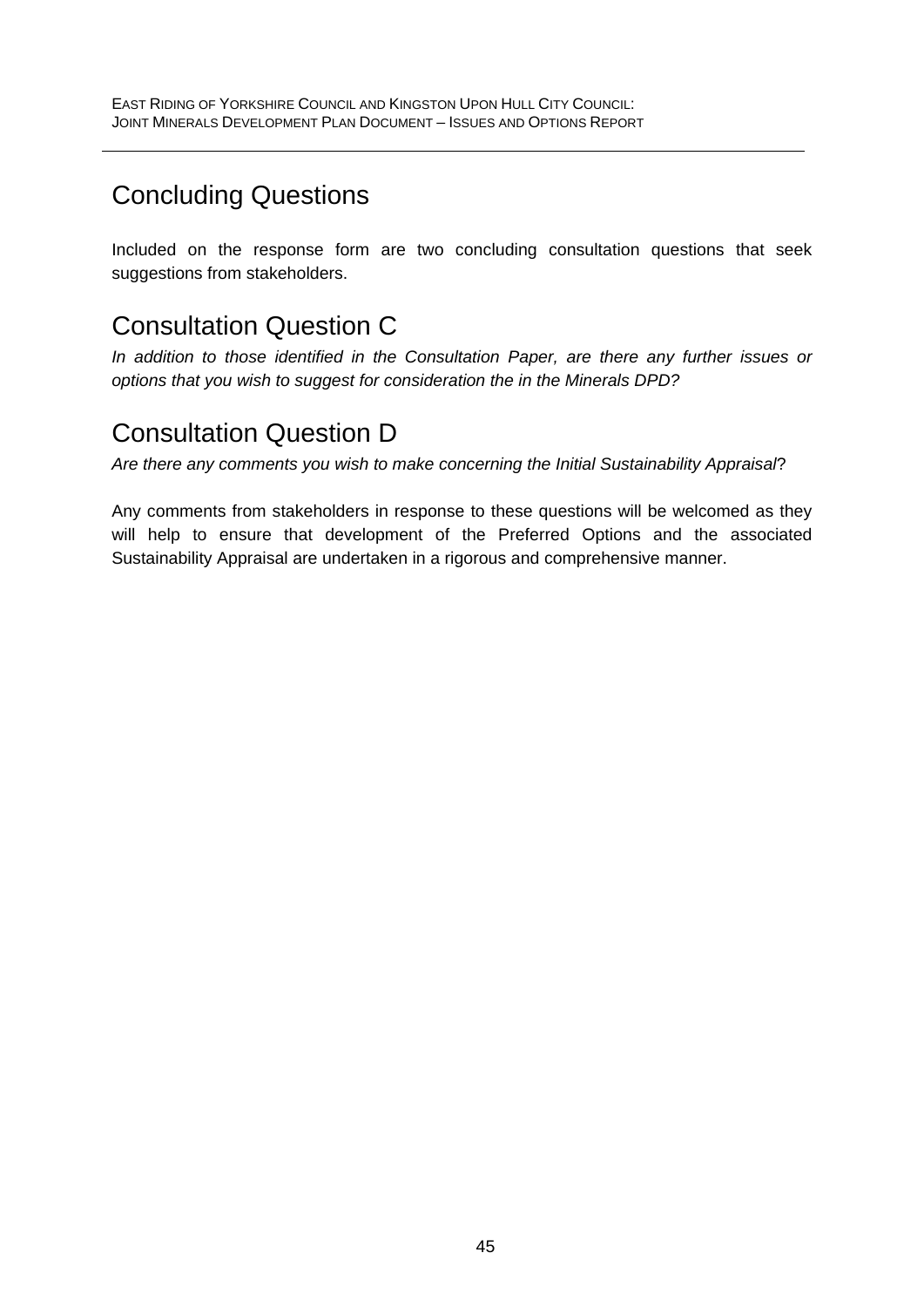## Concluding Questions

Included on the response form are two concluding consultation questions that seek suggestions from stakeholders.

## Consultation Question C

*In addition to those identified in the Consultation Paper, are there any further issues or options that you wish to suggest for consideration the in the Minerals DPD?*

## Consultation Question D

*Are there any comments you wish to make concerning the Initial Sustainability Appraisal*?

Any comments from stakeholders in response to these questions will be welcomed as they will help to ensure that development of the Preferred Options and the associated Sustainability Appraisal are undertaken in a rigorous and comprehensive manner.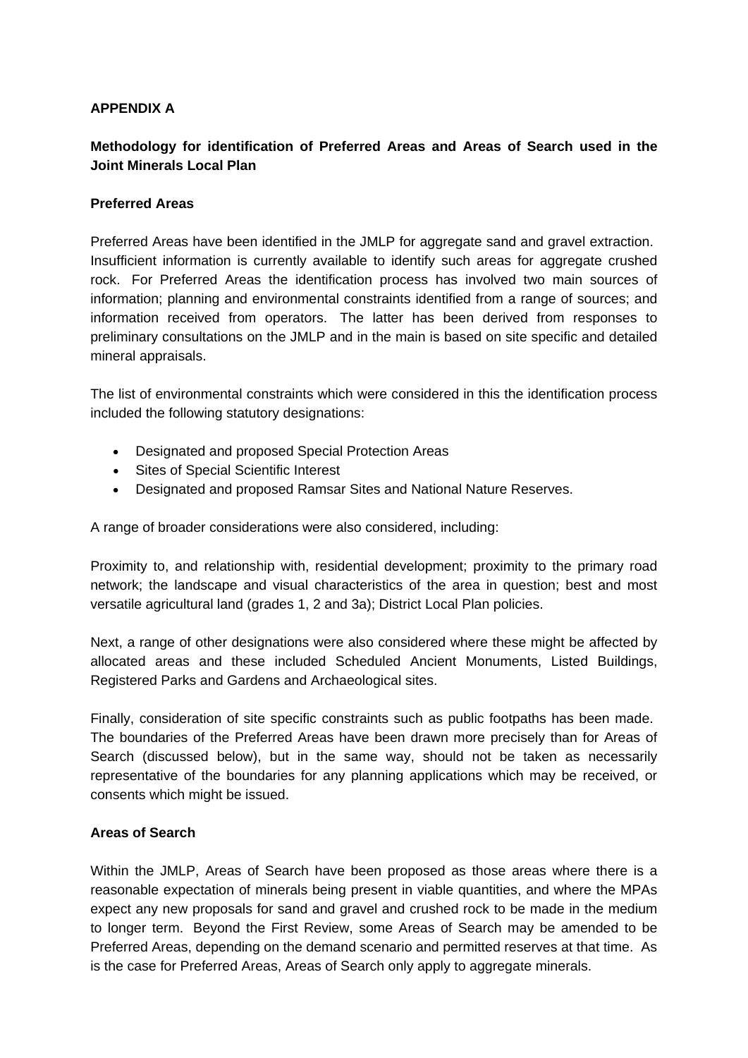**APPENDIX A**

**Methodology for identification of Preferred Areas and Areas of Search used in the Joint Minerals Local Plan**

**Preferred Areas**

Preferred Areas have been identified in the JMLP for aggregate sand and gravel extraction. Insufficient information is currently available to identify such areas for aggregate crushed rock. For Preferred Areas the identification process has involved two main sources of information; planning and environmental constraints identified from a range of sources; and information received from operators. The latter has been derived from responses to preliminary consultations on the JMLP and in the main is based on site specific and detailed mineral appraisals.

The list of environmental constraints which were considered in this the identification process included the following statutory designations:

- Designated and proposed Special Protection Areas
- Sites of Special Scientific Interest
- Designated and proposed Ramsar Sites and National Nature Reserves.

A range of broader considerations were also considered, including:

Proximity to, and relationship with, residential development; proximity to the primary road network; the landscape and visual characteristics of the area in question; best and most versatile agricultural land (grades 1, 2 and 3a); District Local Plan policies.

Next, a range of other designations were also considered where these might be affected by allocated areas and these included Scheduled Ancient Monuments, Listed Buildings, Registered Parks and Gardens and Archaeological sites.

Finally, consideration of site specific constraints such as public footpaths has been made. The boundaries of the Preferred Areas have been drawn more precisely than for Areas of Search (discussed below), but in the same way, should not be taken as necessarily representative of the boundaries for any planning applications which may be received, or consents which might be issued.

**Areas of Search**

Within the JMLP, Areas of Search have been proposed as those areas where there is a reasonable expectation of minerals being present in viable quantities, and where the MPAs expect any new proposals for sand and gravel and crushed rock to be made in the medium to longer term. Beyond the First Review, some Areas of Search may be amended to be Preferred Areas, depending on the demand scenario and permitted reserves at that time. As is the case for Preferred Areas, Areas of Search only apply to aggregate minerals.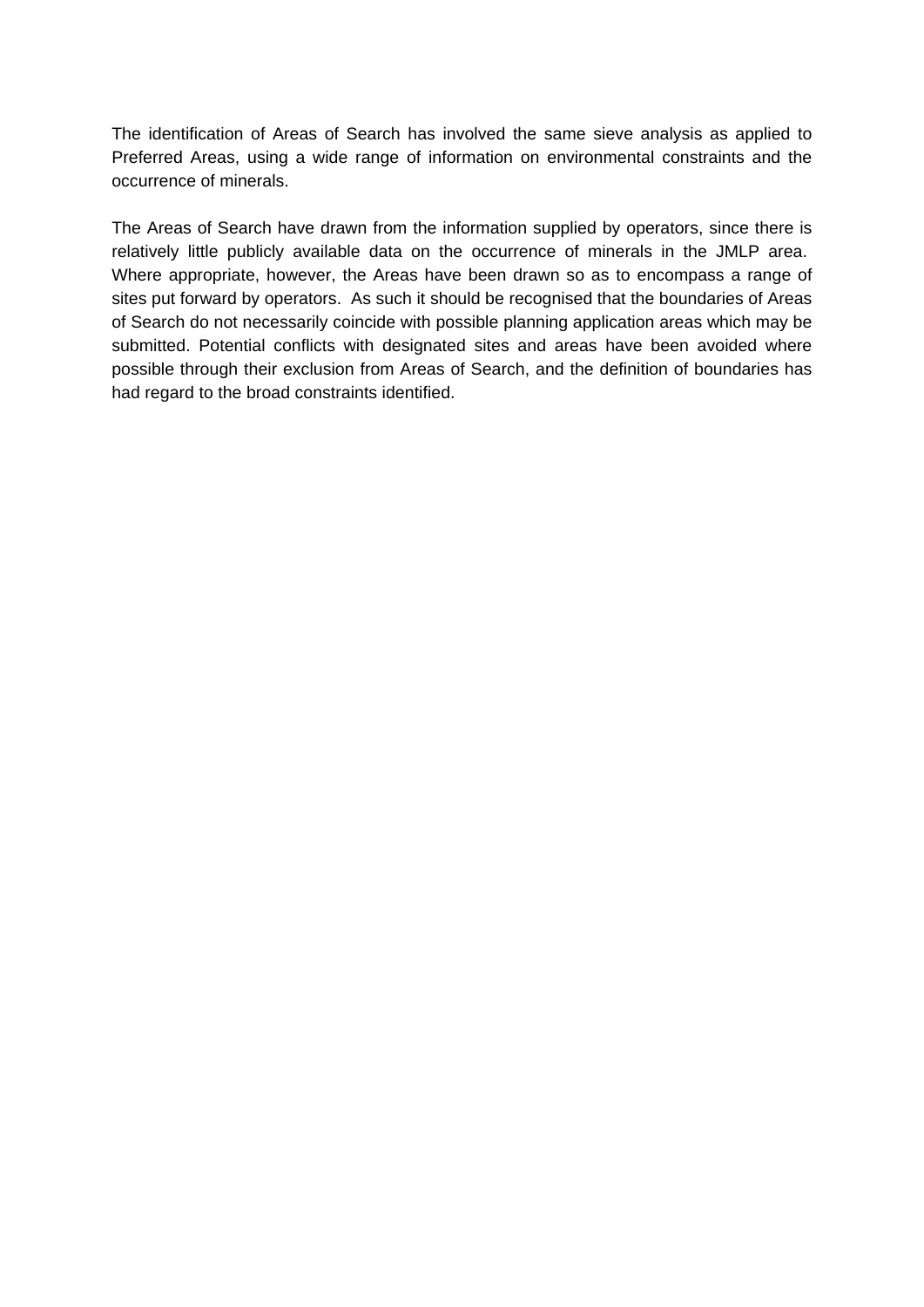The identification of Areas of Search has involved the same sieve analysis as applied to Preferred Areas, using a wide range of information on environmental constraints and the occurrence of minerals.

The Areas of Search have drawn from the information supplied by operators, since there is relatively little publicly available data on the occurrence of minerals in the JMLP area. Where appropriate, however, the Areas have been drawn so as to encompass a range of sites put forward by operators. As such it should be recognised that the boundaries of Areas of Search do not necessarily coincide with possible planning application areas which may be submitted. Potential conflicts with designated sites and areas have been avoided where possible through their exclusion from Areas of Search, and the definition of boundaries has had regard to the broad constraints identified.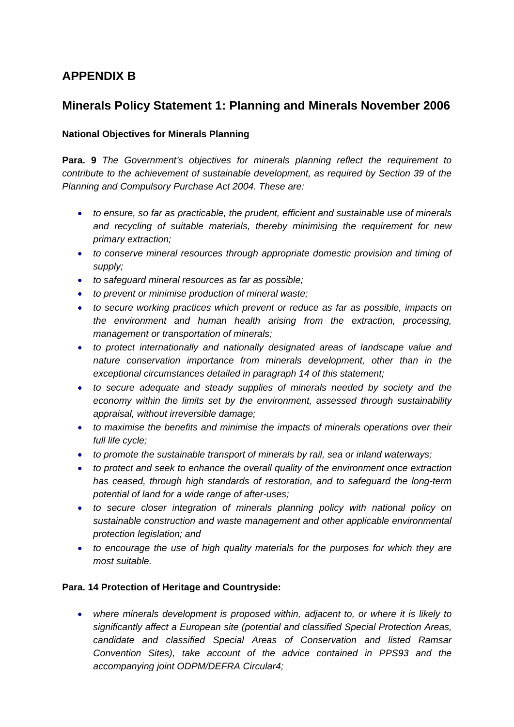## APPENDIX B

## Minerals Policy Statement 1: Planning and Minerals November 2006

### National Objectives for Minerals Planning

**Para. 9** *The Government's objectives for minerals planning reflect the requirement to contribute to the achievement of sustainable development, as required by Section 39 of the Planning and Compulsory Purchase Act 2004. These are:*

- *to ensure, so far as practicable, the prudent, efficient and sustainable use of minerals and recycling of suitable materials, thereby minimising the requirement for new primary extraction;*
- *to conserve mineral resources through appropriate domestic provision and timing of supply;*
- *to safeguard mineral resources as far as possible;*
- *to prevent or minimise production of mineral waste;*
- *to secure working practices which prevent or reduce as far as possible, impacts on the environment and human health arising from the extraction, processing, management or transportation of minerals;*
- *to protect internationally and nationally designated areas of landscape value and nature conservation importance from minerals development, other than in the exceptional circumstances detailed in paragraph 14 of this statement;*
- *to secure adequate and steady supplies of minerals needed by society and the economy within the limits set by the environment, assessed through sustainability appraisal, without irreversible damage;*
- *to maximise the benefits and minimise the impacts of minerals operations over their full life cycle;*
- *to promote the sustainable transport of minerals by rail, sea or inland waterways;*
- *to protect and seek to enhance the overall quality of the environment once extraction has ceased, through high standards of restoration, and to safeguard the long-term potential of land for a wide range of after-uses;*
- *to secure closer integration of minerals planning policy with national policy on sustainable construction and waste management and other applicable environmental protection legislation; and*
- *to encourage the use of high quality materials for the purposes for which they are most suitable.*

### Para. 14 Protection of Heritage and Countryside:

- *where minerals development is proposed within, adjacent to, or where it is likely to significantly affect a European site (potential and classified Special Protection Areas, candidate and classified Special Areas of Conservation and listed Ramsar Convention Sites), take account of the advice contained in PPS93 and the accompanying joint ODPM/DEFRA Circular4;*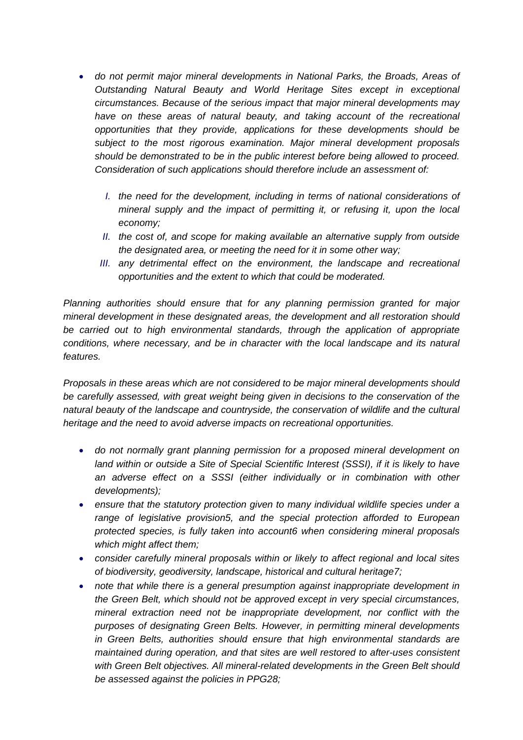- *do not permit major mineral developments in National Parks, the Broads, Areas of Outstanding Natural Beauty and World Heritage Sites except in exceptional circumstances. Because of the serious impact that major mineral developments may have on these areas of natural beauty, and taking account of the recreational opportunities that they provide, applications for these developments should be subject to the most rigorous examination. Major mineral development proposals should be demonstrated to be in the public interest before being allowed to proceed. Consideration of such applications should therefore include an assessment of:*

    I. *the need for the development, including in terms of national considerations of mineral supply and the impact of permitting it, or refusing it, upon the local economy;*
    II. *the cost of, and scope for making available an alternative supply from outside the designated area, or meeting the need for it in some other way;*
    III. *any detrimental effect on the environment, the landscape and recreational opportunities and the extent to which that could be moderated.*

*Planning authorities should ensure that for any planning permission granted for major mineral development in these designated areas, the development and all restoration should be carried out to high environmental standards, through the application of appropriate conditions, where necessary, and be in character with the local landscape and its natural features.*

*Proposals in these areas which are not considered to be major mineral developments should be carefully assessed, with great weight being given in decisions to the conservation of the natural beauty of the landscape and countryside, the conservation of wildlife and the cultural heritage and the need to avoid adverse impacts on recreational opportunities.*

- *do not normally grant planning permission for a proposed mineral development on land within or outside a Site of Special Scientific Interest (SSSI), if it is likely to have an adverse effect on a SSSI (either individually or in combination with other developments);*
- *ensure that the statutory protection given to many individual wildlife species under a range of legislative provision[5], and the special protection afforded to European protected species, is fully taken into account[6] when considering mineral proposals which might affect them;*
- *consider carefully mineral proposals within or likely to affect regional and local sites of biodiversity, geodiversity, landscape, historical and cultural heritage[7];*
- *note that while there is a general presumption against inappropriate development in the Green Belt, which should not be approved except in very special circumstances, mineral extraction need not be inappropriate development, nor conflict with the purposes of designating Green Belts. However, in permitting mineral developments in Green Belts, authorities should ensure that high environmental standards are maintained during operation, and that sites are well restored to after-uses consistent with Green Belt objectives. All mineral-related developments in the Green Belt should be assessed against the policies in PPG28;*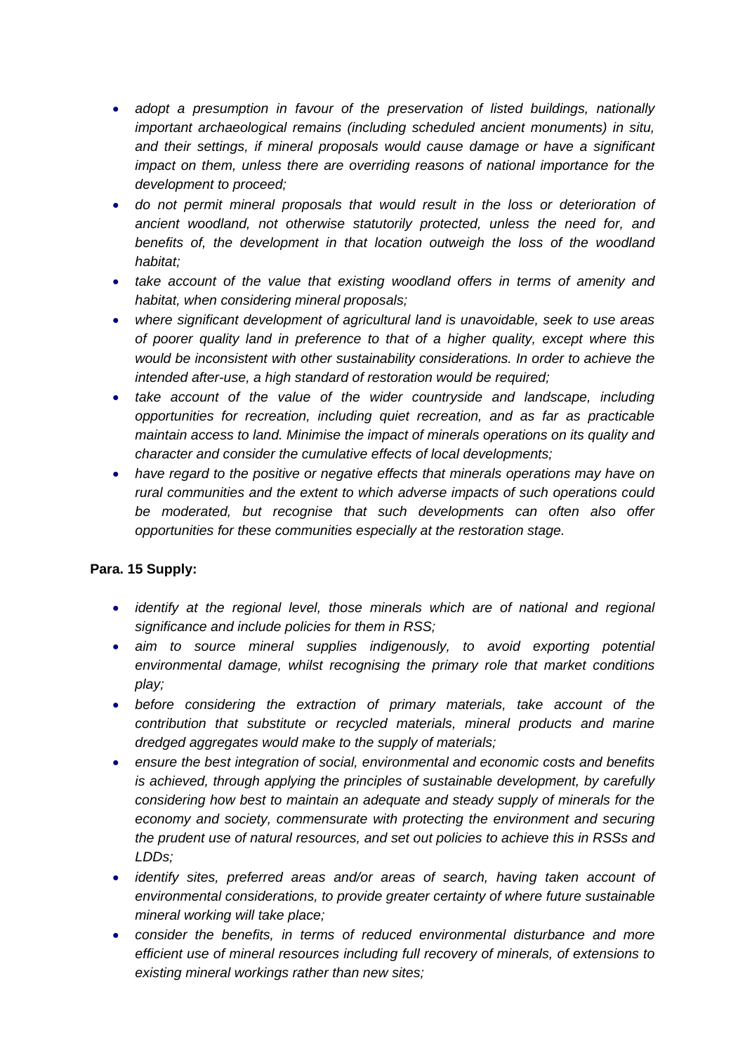- *adopt a presumption in favour of the preservation of listed buildings, nationally important archaeological remains (including scheduled ancient monuments) in situ, and their settings, if mineral proposals would cause damage or have a significant impact on them, unless there are overriding reasons of national importance for the development to proceed;*
- *do not permit mineral proposals that would result in the loss or deterioration of ancient woodland, not otherwise statutorily protected, unless the need for, and benefits of, the development in that location outweigh the loss of the woodland habitat;*
- *take account of the value that existing woodland offers in terms of amenity and habitat, when considering mineral proposals;*
- *where significant development of agricultural land is unavoidable, seek to use areas of poorer quality land in preference to that of a higher quality, except where this would be inconsistent with other sustainability considerations. In order to achieve the intended after-use, a high standard of restoration would be required;*
- *take account of the value of the wider countryside and landscape, including opportunities for recreation, including quiet recreation, and as far as practicable maintain access to land. Minimise the impact of minerals operations on its quality and character and consider the cumulative effects of local developments;*
- *have regard to the positive or negative effects that minerals operations may have on rural communities and the extent to which adverse impacts of such operations could be moderated, but recognise that such developments can often also offer opportunities for these communities especially at the restoration stage.*

**Para. 15 Supply:**

- *identify at the regional level, those minerals which are of national and regional significance and include policies for them in RSS;*
- *aim to source mineral supplies indigenously, to avoid exporting potential environmental damage, whilst recognising the primary role that market conditions play;*
- *before considering the extraction of primary materials, take account of the contribution that substitute or recycled materials, mineral products and marine dredged aggregates would make to the supply of materials;*
- *ensure the best integration of social, environmental and economic costs and benefits is achieved, through applying the principles of sustainable development, by carefully considering how best to maintain an adequate and steady supply of minerals for the economy and society, commensurate with protecting the environment and securing the prudent use of natural resources, and set out policies to achieve this in RSSs and LDDs;*
- *identify sites, preferred areas and/or areas of search, having taken account of environmental considerations, to provide greater certainty of where future sustainable mineral working will take place;*
- *consider the benefits, in terms of reduced environmental disturbance and more efficient use of mineral resources including full recovery of minerals, of extensions to existing mineral workings rather than new sites;*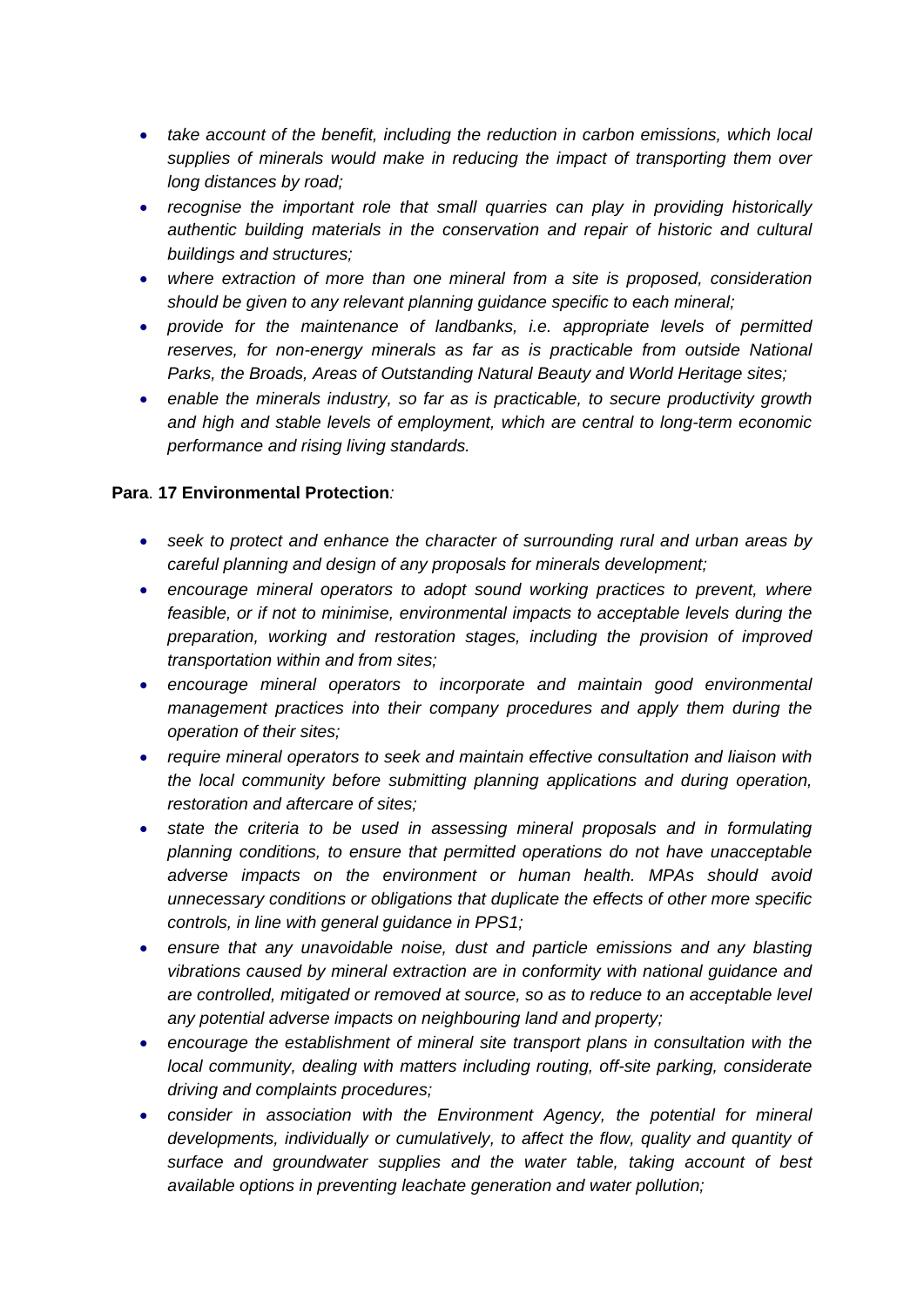- *take account of the benefit, including the reduction in carbon emissions, which local supplies of minerals would make in reducing the impact of transporting them over long distances by road;*
- *recognise the important role that small quarries can play in providing historically authentic building materials in the conservation and repair of historic and cultural buildings and structures;*
- *where extraction of more than one mineral from a site is proposed, consideration should be given to any relevant planning guidance specific to each mineral;*
- *provide for the maintenance of landbanks, i.e. appropriate levels of permitted reserves, for non-energy minerals as far as is practicable from outside National Parks, the Broads, Areas of Outstanding Natural Beauty and World Heritage sites;*
- *enable the minerals industry, so far as is practicable, to secure productivity growth and high and stable levels of employment, which are central to long-term economic performance and rising living standards.*

**Para. 17 Environmental Protection***:*

- *seek to protect and enhance the character of surrounding rural and urban areas by careful planning and design of any proposals for minerals development;*
- *encourage mineral operators to adopt sound working practices to prevent, where feasible, or if not to minimise, environmental impacts to acceptable levels during the preparation, working and restoration stages, including the provision of improved transportation within and from sites;*
- *encourage mineral operators to incorporate and maintain good environmental management practices into their company procedures and apply them during the operation of their sites;*
- *require mineral operators to seek and maintain effective consultation and liaison with the local community before submitting planning applications and during operation, restoration and aftercare of sites;*
- *state the criteria to be used in assessing mineral proposals and in formulating planning conditions, to ensure that permitted operations do not have unacceptable adverse impacts on the environment or human health. MPAs should avoid unnecessary conditions or obligations that duplicate the effects of other more specific controls, in line with general guidance in PPS1;*
- *ensure that any unavoidable noise, dust and particle emissions and any blasting vibrations caused by mineral extraction are in conformity with national guidance and are controlled, mitigated or removed at source, so as to reduce to an acceptable level any potential adverse impacts on neighbouring land and property;*
- *encourage the establishment of mineral site transport plans in consultation with the local community, dealing with matters including routing, off-site parking, considerate driving and complaints procedures;*
- *consider in association with the Environment Agency, the potential for mineral developments, individually or cumulatively, to affect the flow, quality and quantity of surface and groundwater supplies and the water table, taking account of best available options in preventing leachate generation and water pollution;*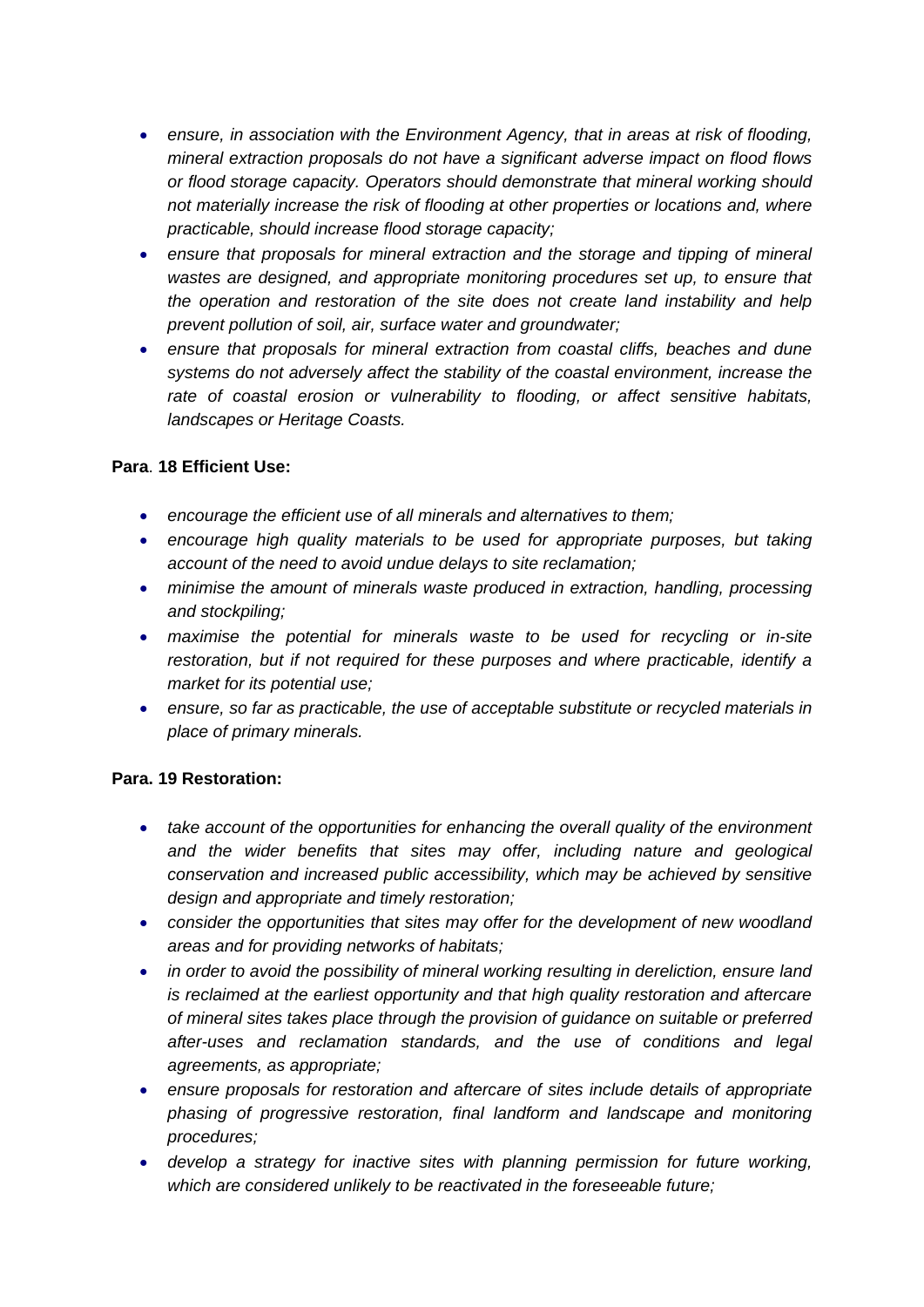- *ensure, in association with the Environment Agency, that in areas at risk of flooding, mineral extraction proposals do not have a significant adverse impact on flood flows or flood storage capacity. Operators should demonstrate that mineral working should not materially increase the risk of flooding at other properties or locations and, where practicable, should increase flood storage capacity;*
- *ensure that proposals for mineral extraction and the storage and tipping of mineral wastes are designed, and appropriate monitoring procedures set up, to ensure that the operation and restoration of the site does not create land instability and help prevent pollution of soil, air, surface water and groundwater;*
- *ensure that proposals for mineral extraction from coastal cliffs, beaches and dune systems do not adversely affect the stability of the coastal environment, increase the rate of coastal erosion or vulnerability to flooding, or affect sensitive habitats, landscapes or Heritage Coasts.*

**Para. 18 Efficient Use:**

- *encourage the efficient use of all minerals and alternatives to them;*
- *encourage high quality materials to be used for appropriate purposes, but taking account of the need to avoid undue delays to site reclamation;*
- *minimise the amount of minerals waste produced in extraction, handling, processing and stockpiling;*
- *maximise the potential for minerals waste to be used for recycling or in-site restoration, but if not required for these purposes and where practicable, identify a market for its potential use;*
- *ensure, so far as practicable, the use of acceptable substitute or recycled materials in place of primary minerals.*

**Para. 19 Restoration:**

- *take account of the opportunities for enhancing the overall quality of the environment and the wider benefits that sites may offer, including nature and geological conservation and increased public accessibility, which may be achieved by sensitive design and appropriate and timely restoration;*
- *consider the opportunities that sites may offer for the development of new woodland areas and for providing networks of habitats;*
- *in order to avoid the possibility of mineral working resulting in dereliction, ensure land is reclaimed at the earliest opportunity and that high quality restoration and aftercare of mineral sites takes place through the provision of guidance on suitable or preferred after-uses and reclamation standards, and the use of conditions and legal agreements, as appropriate;*
- *ensure proposals for restoration and aftercare of sites include details of appropriate phasing of progressive restoration, final landform and landscape and monitoring procedures;*
- *develop a strategy for inactive sites with planning permission for future working, which are considered unlikely to be reactivated in the foreseeable future;*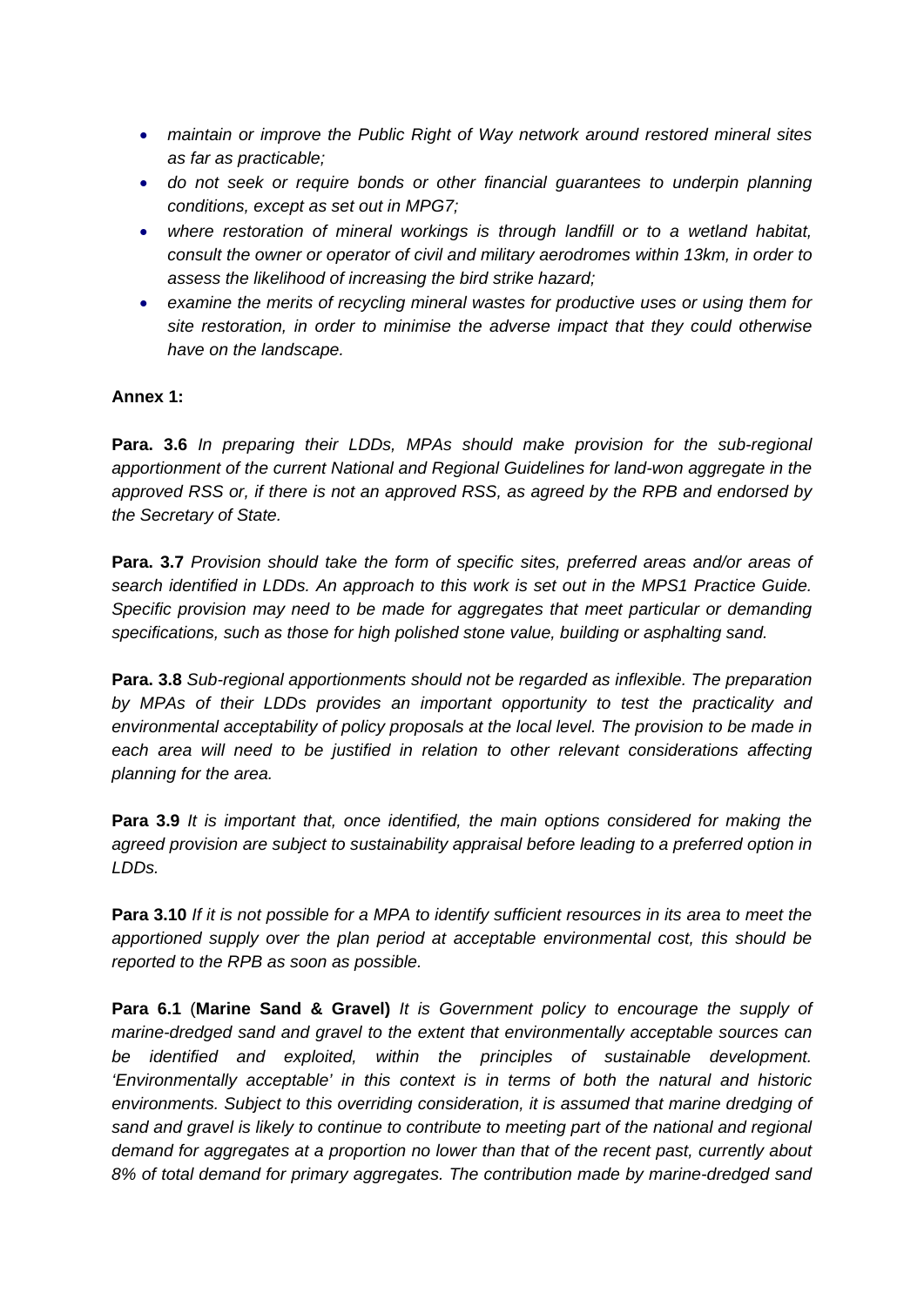- *maintain or improve the Public Right of Way network around restored mineral sites as far as practicable;*
- *do not seek or require bonds or other financial guarantees to underpin planning conditions, except as set out in MPG7;*
- *where restoration of mineral workings is through landfill or to a wetland habitat, consult the owner or operator of civil and military aerodromes within 13km, in order to assess the likelihood of increasing the bird strike hazard;*
- *examine the merits of recycling mineral wastes for productive uses or using them for site restoration, in order to minimise the adverse impact that they could otherwise have on the landscape.*

**Annex 1:**

**Para. 3.6** *In preparing their LDDs, MPAs should make provision for the sub-regional apportionment of the current National and Regional Guidelines for land-won aggregate in the approved RSS or, if there is not an approved RSS, as agreed by the RPB and endorsed by the Secretary of State.*

**Para. 3.7** *Provision should take the form of specific sites, preferred areas and/or areas of search identified in LDDs. An approach to this work is set out in the MPS1 Practice Guide. Specific provision may need to be made for aggregates that meet particular or demanding specifications, such as those for high polished stone value, building or asphalting sand.*

**Para. 3.8** *Sub-regional apportionments should not be regarded as inflexible. The preparation by MPAs of their LDDs provides an important opportunity to test the practicality and environmental acceptability of policy proposals at the local level. The provision to be made in each area will need to be justified in relation to other relevant considerations affecting planning for the area.*

**Para 3.9** *It is important that, once identified, the main options considered for making the agreed provision are subject to sustainability appraisal before leading to a preferred option in LDDs.*

**Para 3.10** *If it is not possible for a MPA to identify sufficient resources in its area to meet the apportioned supply over the plan period at acceptable environmental cost, this should be reported to the RPB as soon as possible.*

**Para 6.1** (**Marine Sand & Gravel)** *It is Government policy to encourage the supply of marine-dredged sand and gravel to the extent that environmentally acceptable sources can be identified and exploited, within the principles of sustainable development. 'Environmentally acceptable' in this context is in terms of both the natural and historic environments. Subject to this overriding consideration, it is assumed that marine dredging of sand and gravel is likely to continue to contribute to meeting part of the national and regional demand for aggregates at a proportion no lower than that of the recent past, currently about 8% of total demand for primary aggregates. The contribution made by marine-dredged sand*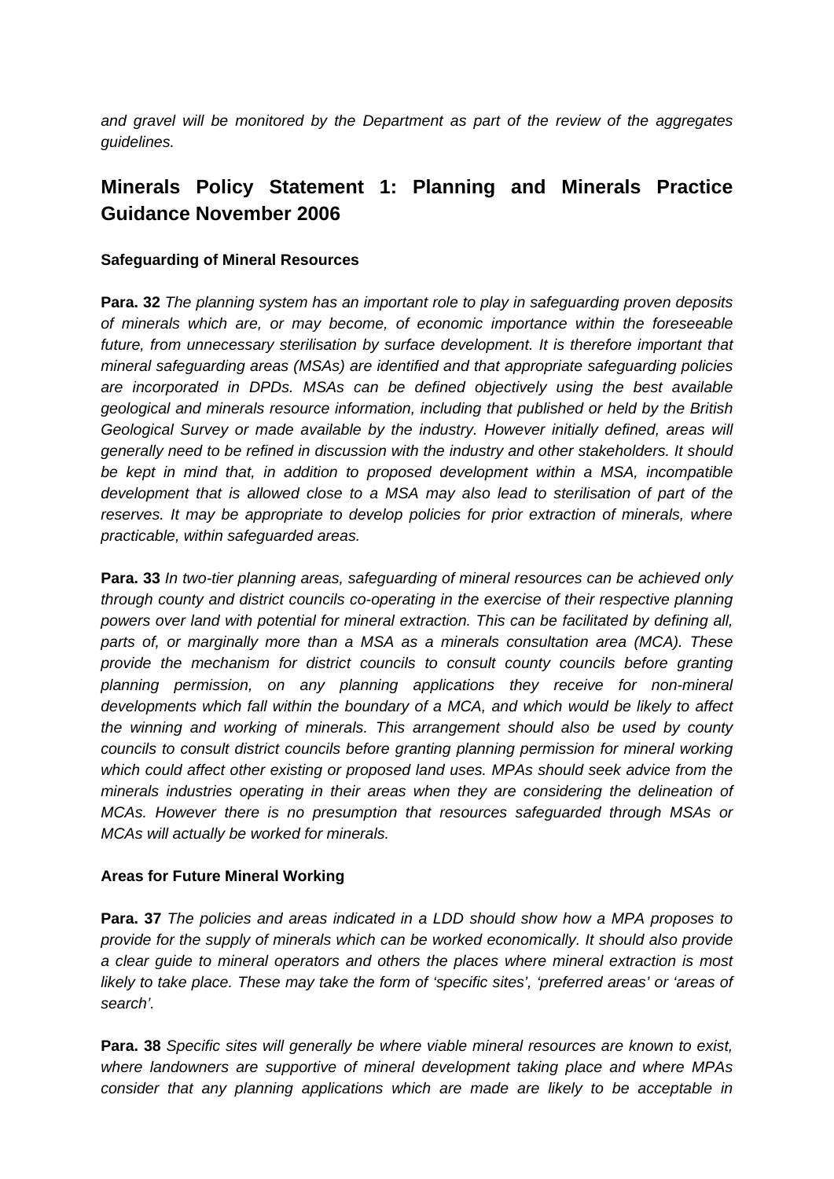*and gravel will be monitored by the Department as part of the review of the aggregates guidelines.*

## Minerals Policy Statement 1: Planning and Minerals Practice Guidance November 2006

**Safeguarding of Mineral Resources**

**Para. 32** *The planning system has an important role to play in safeguarding proven deposits of minerals which are, or may become, of economic importance within the foreseeable future, from unnecessary sterilisation by surface development. It is therefore important that mineral safeguarding areas (MSAs) are identified and that appropriate safeguarding policies are incorporated in DPDs. MSAs can be defined objectively using the best available geological and minerals resource information, including that published or held by the British Geological Survey or made available by the industry. However initially defined, areas will generally need to be refined in discussion with the industry and other stakeholders. It should be kept in mind that, in addition to proposed development within a MSA, incompatible development that is allowed close to a MSA may also lead to sterilisation of part of the reserves. It may be appropriate to develop policies for prior extraction of minerals, where practicable, within safeguarded areas.*

**Para. 33** *In two-tier planning areas, safeguarding of mineral resources can be achieved only through county and district councils co-operating in the exercise of their respective planning powers over land with potential for mineral extraction. This can be facilitated by defining all, parts of, or marginally more than a MSA as a minerals consultation area (MCA). These provide the mechanism for district councils to consult county councils before granting planning permission, on any planning applications they receive for non-mineral developments which fall within the boundary of a MCA, and which would be likely to affect the winning and working of minerals. This arrangement should also be used by county councils to consult district councils before granting planning permission for mineral working which could affect other existing or proposed land uses. MPAs should seek advice from the minerals industries operating in their areas when they are considering the delineation of MCAs. However there is no presumption that resources safeguarded through MSAs or MCAs will actually be worked for minerals.*

**Areas for Future Mineral Working**

**Para. 37** *The policies and areas indicated in a LDD should show how a MPA proposes to provide for the supply of minerals which can be worked economically. It should also provide a clear guide to mineral operators and others the places where mineral extraction is most likely to take place. These may take the form of 'specific sites', 'preferred areas' or 'areas of search'.*

**Para. 38** *Specific sites will generally be where viable mineral resources are known to exist, where landowners are supportive of mineral development taking place and where MPAs consider that any planning applications which are made are likely to be acceptable in*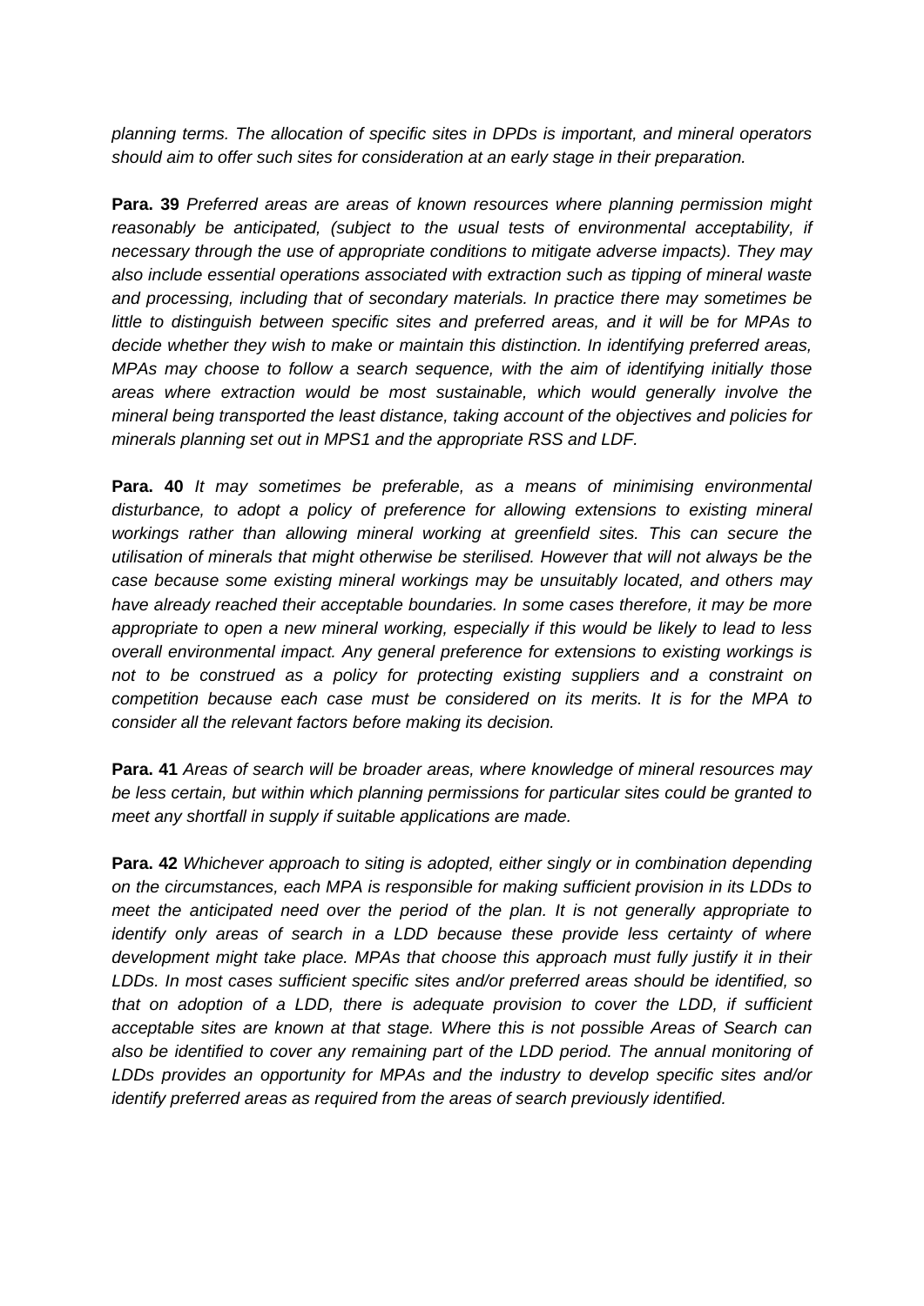*planning terms. The allocation of specific sites in DPDs is important, and mineral operators should aim to offer such sites for consideration at an early stage in their preparation.*

**Para. 39** *Preferred areas are areas of known resources where planning permission might reasonably be anticipated, (subject to the usual tests of environmental acceptability, if necessary through the use of appropriate conditions to mitigate adverse impacts). They may also include essential operations associated with extraction such as tipping of mineral waste and processing, including that of secondary materials. In practice there may sometimes be little to distinguish between specific sites and preferred areas, and it will be for MPAs to decide whether they wish to make or maintain this distinction. In identifying preferred areas, MPAs may choose to follow a search sequence, with the aim of identifying initially those areas where extraction would be most sustainable, which would generally involve the mineral being transported the least distance, taking account of the objectives and policies for minerals planning set out in MPS1 and the appropriate RSS and LDF.*

**Para. 40** *It may sometimes be preferable, as a means of minimising environmental disturbance, to adopt a policy of preference for allowing extensions to existing mineral workings rather than allowing mineral working at greenfield sites. This can secure the utilisation of minerals that might otherwise be sterilised. However that will not always be the case because some existing mineral workings may be unsuitably located, and others may have already reached their acceptable boundaries. In some cases therefore, it may be more appropriate to open a new mineral working, especially if this would be likely to lead to less overall environmental impact. Any general preference for extensions to existing workings is not to be construed as a policy for protecting existing suppliers and a constraint on competition because each case must be considered on its merits. It is for the MPA to consider all the relevant factors before making its decision.*

**Para. 41** *Areas of search will be broader areas, where knowledge of mineral resources may be less certain, but within which planning permissions for particular sites could be granted to meet any shortfall in supply if suitable applications are made.*

**Para. 42** *Whichever approach to siting is adopted, either singly or in combination depending on the circumstances, each MPA is responsible for making sufficient provision in its LDDs to meet the anticipated need over the period of the plan. It is not generally appropriate to identify only areas of search in a LDD because these provide less certainty of where development might take place. MPAs that choose this approach must fully justify it in their LDDs. In most cases sufficient specific sites and/or preferred areas should be identified, so that on adoption of a LDD, there is adequate provision to cover the LDD, if sufficient acceptable sites are known at that stage. Where this is not possible Areas of Search can also be identified to cover any remaining part of the LDD period. The annual monitoring of LDDs provides an opportunity for MPAs and the industry to develop specific sites and/or identify preferred areas as required from the areas of search previously identified.*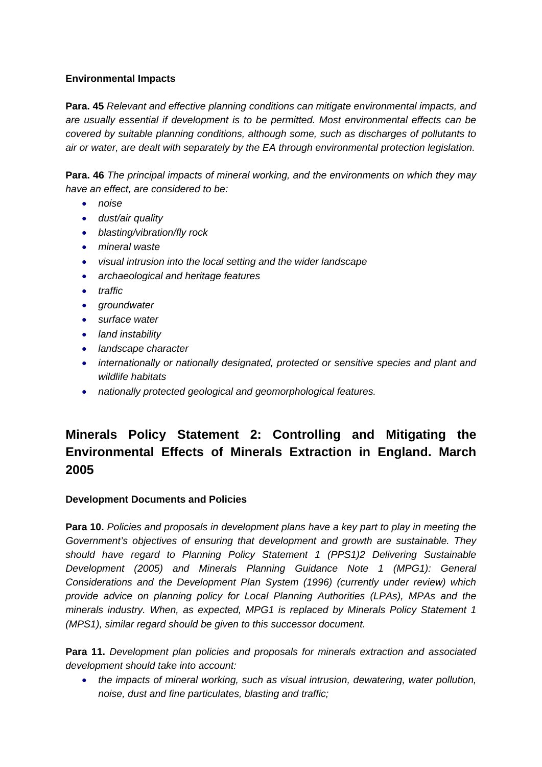**Environmental Impacts**

**Para. 45** *Relevant and effective planning conditions can mitigate environmental impacts, and are usually essential if development is to be permitted. Most environmental effects can be covered by suitable planning conditions, although some, such as discharges of pollutants to air or water, are dealt with separately by the EA through environmental protection legislation.*

**Para. 46** *The principal impacts of mineral working, and the environments on which they may have an effect, are considered to be:*

- *noise*
- *dust/air quality*
- *blasting/vibration/fly rock*
- *mineral waste*
- *visual intrusion into the local setting and the wider landscape*
- *archaeological and heritage features*
- *traffic*
- *groundwater*
- *surface water*
- *land instability*
- *landscape character*
- *internationally or nationally designated, protected or sensitive species and plant and wildlife habitats*
- *nationally protected geological and geomorphological features.*

## Minerals Policy Statement 2: Controlling and Mitigating the Environmental Effects of Minerals Extraction in England. March 2005

**Development Documents and Policies**

**Para 10.** *Policies and proposals in development plans have a key part to play in meeting the Government's objectives of ensuring that development and growth are sustainable. They should have regard to Planning Policy Statement 1 (PPS1)2 Delivering Sustainable Development (2005) and Minerals Planning Guidance Note 1 (MPG1): General Considerations and the Development Plan System (1996) (currently under review) which provide advice on planning policy for Local Planning Authorities (LPAs), MPAs and the minerals industry. When, as expected, MPG1 is replaced by Minerals Policy Statement 1 (MPS1), similar regard should be given to this successor document.*

**Para 11.** *Development plan policies and proposals for minerals extraction and associated development should take into account:*

- *the impacts of mineral working, such as visual intrusion, dewatering, water pollution, noise, dust and fine particulates, blasting and traffic;*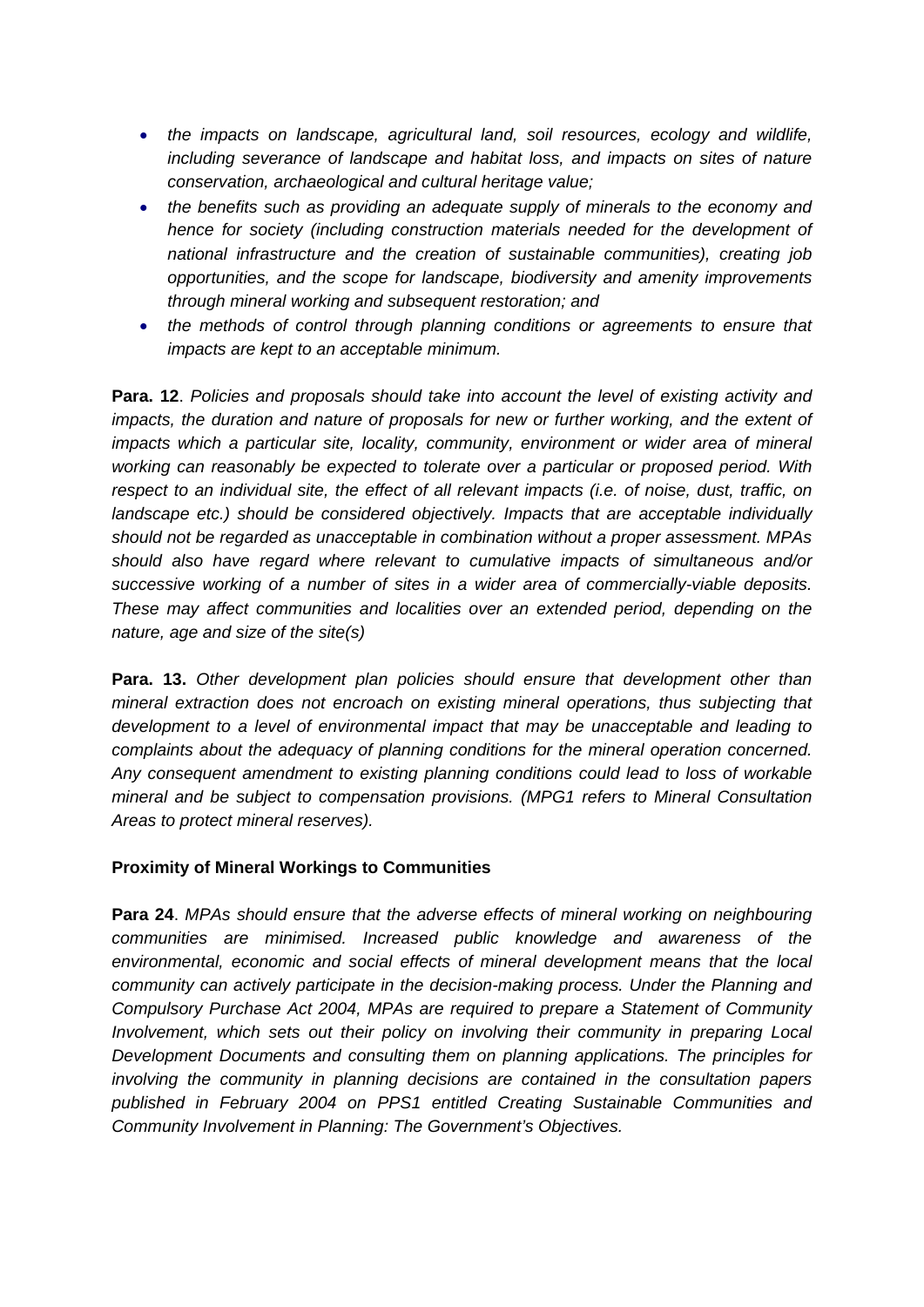- *the impacts on landscape, agricultural land, soil resources, ecology and wildlife, including severance of landscape and habitat loss, and impacts on sites of nature conservation, archaeological and cultural heritage value;*
- *the benefits such as providing an adequate supply of minerals to the economy and hence for society (including construction materials needed for the development of national infrastructure and the creation of sustainable communities), creating job opportunities, and the scope for landscape, biodiversity and amenity improvements through mineral working and subsequent restoration; and*
- *the methods of control through planning conditions or agreements to ensure that impacts are kept to an acceptable minimum.*

**Para. 12**. *Policies and proposals should take into account the level of existing activity and impacts, the duration and nature of proposals for new or further working, and the extent of impacts which a particular site, locality, community, environment or wider area of mineral working can reasonably be expected to tolerate over a particular or proposed period. With respect to an individual site, the effect of all relevant impacts (i.e. of noise, dust, traffic, on landscape etc.) should be considered objectively. Impacts that are acceptable individually should not be regarded as unacceptable in combination without a proper assessment. MPAs should also have regard where relevant to cumulative impacts of simultaneous and/or successive working of a number of sites in a wider area of commercially-viable deposits. These may affect communities and localities over an extended period, depending on the nature, age and size of the site(s)*

**Para. 13.** *Other development plan policies should ensure that development other than mineral extraction does not encroach on existing mineral operations, thus subjecting that development to a level of environmental impact that may be unacceptable and leading to complaints about the adequacy of planning conditions for the mineral operation concerned. Any consequent amendment to existing planning conditions could lead to loss of workable mineral and be subject to compensation provisions. (MPG1 refers to Mineral Consultation Areas to protect mineral reserves).*

**Proximity of Mineral Workings to Communities**

**Para 24**. *MPAs should ensure that the adverse effects of mineral working on neighbouring communities are minimised. Increased public knowledge and awareness of the environmental, economic and social effects of mineral development means that the local community can actively participate in the decision-making process. Under the Planning and Compulsory Purchase Act 2004, MPAs are required to prepare a Statement of Community Involvement, which sets out their policy on involving their community in preparing Local Development Documents and consulting them on planning applications. The principles for involving the community in planning decisions are contained in the consultation papers published in February 2004 on PPS1 entitled Creating Sustainable Communities and Community Involvement in Planning: The Government's Objectives.*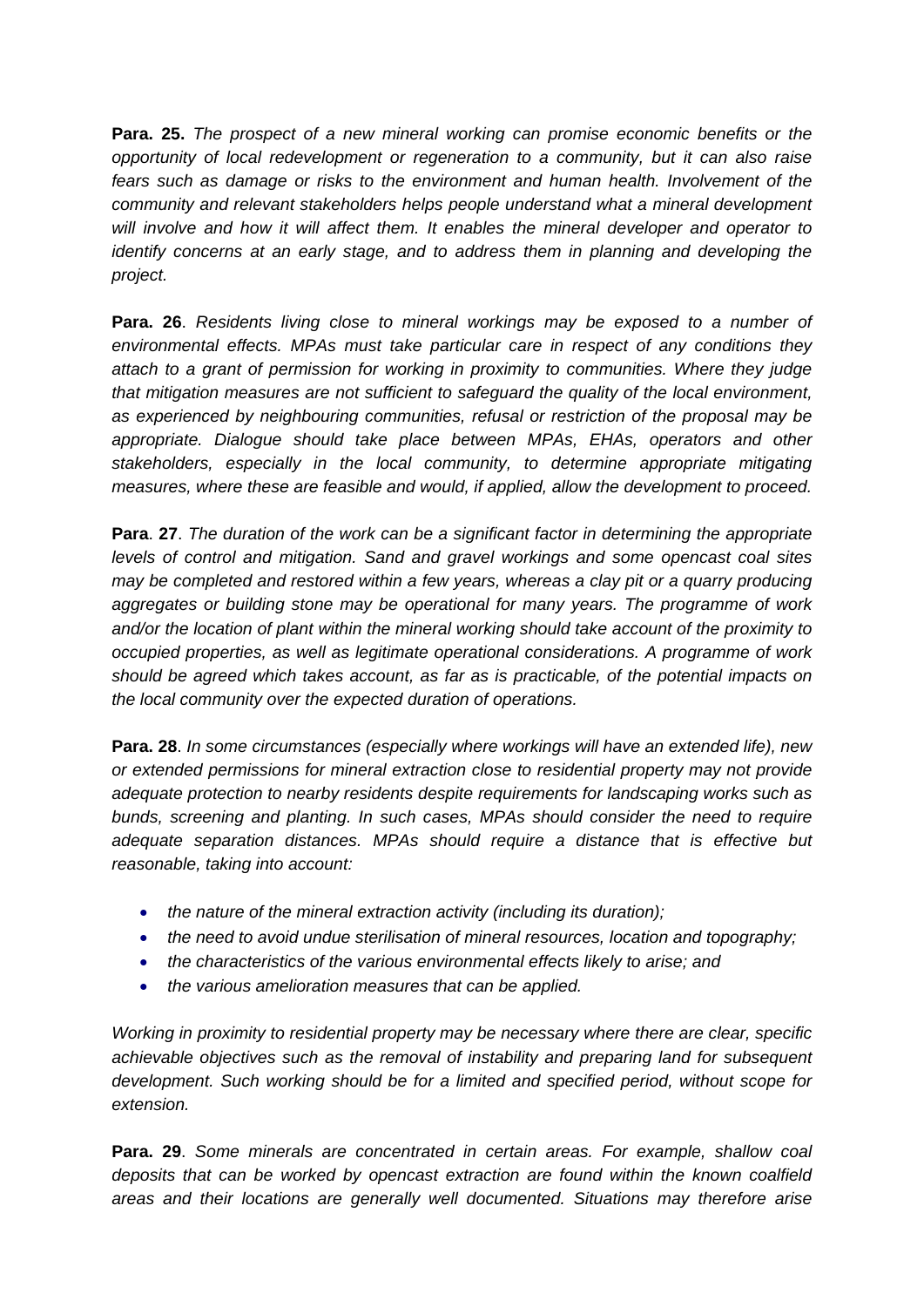**Para. 25.** *The prospect of a new mineral working can promise economic benefits or the opportunity of local redevelopment or regeneration to a community, but it can also raise fears such as damage or risks to the environment and human health. Involvement of the community and relevant stakeholders helps people understand what a mineral development will involve and how it will affect them. It enables the mineral developer and operator to identify concerns at an early stage, and to address them in planning and developing the project.*

**Para. 26**. *Residents living close to mineral workings may be exposed to a number of environmental effects. MPAs must take particular care in respect of any conditions they attach to a grant of permission for working in proximity to communities. Where they judge that mitigation measures are not sufficient to safeguard the quality of the local environment, as experienced by neighbouring communities, refusal or restriction of the proposal may be appropriate. Dialogue should take place between MPAs, EHAs, operators and other stakeholders, especially in the local community, to determine appropriate mitigating measures, where these are feasible and would, if applied, allow the development to proceed.*

**Para**. **27**. *The duration of the work can be a significant factor in determining the appropriate levels of control and mitigation. Sand and gravel workings and some opencast coal sites may be completed and restored within a few years, whereas a clay pit or a quarry producing aggregates or building stone may be operational for many years. The programme of work and/or the location of plant within the mineral working should take account of the proximity to occupied properties, as well as legitimate operational considerations. A programme of work should be agreed which takes account, as far as is practicable, of the potential impacts on the local community over the expected duration of operations.*

**Para. 28**. *In some circumstances (especially where workings will have an extended life), new or extended permissions for mineral extraction close to residential property may not provide adequate protection to nearby residents despite requirements for landscaping works such as bunds, screening and planting. In such cases, MPAs should consider the need to require adequate separation distances. MPAs should require a distance that is effective but reasonable, taking into account:*

- *the nature of the mineral extraction activity (including its duration);*
- *the need to avoid undue sterilisation of mineral resources, location and topography;*
- *the characteristics of the various environmental effects likely to arise; and*
- *the various amelioration measures that can be applied.*

*Working in proximity to residential property may be necessary where there are clear, specific achievable objectives such as the removal of instability and preparing land for subsequent development. Such working should be for a limited and specified period, without scope for extension.*

**Para. 29**. *Some minerals are concentrated in certain areas. For example, shallow coal deposits that can be worked by opencast extraction are found within the known coalfield areas and their locations are generally well documented. Situations may therefore arise*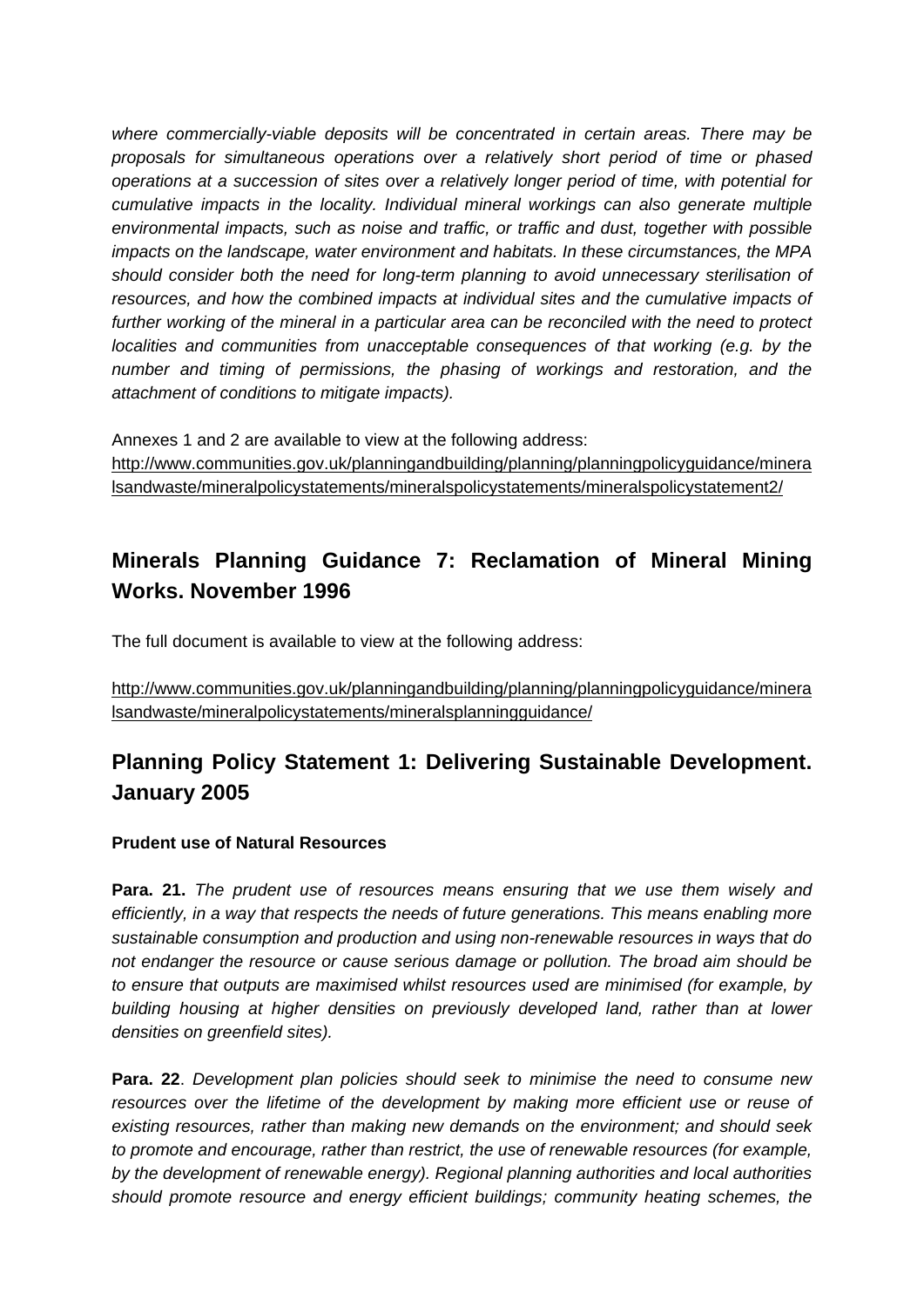*where commercially-viable deposits will be concentrated in certain areas. There may be proposals for simultaneous operations over a relatively short period of time or phased operations at a succession of sites over a relatively longer period of time, with potential for cumulative impacts in the locality. Individual mineral workings can also generate multiple environmental impacts, such as noise and traffic, or traffic and dust, together with possible impacts on the landscape, water environment and habitats. In these circumstances, the MPA should consider both the need for long-term planning to avoid unnecessary sterilisation of resources, and how the combined impacts at individual sites and the cumulative impacts of further working of the mineral in a particular area can be reconciled with the need to protect localities and communities from unacceptable consequences of that working (e.g. by the number and timing of permissions, the phasing of workings and restoration, and the attachment of conditions to mitigate impacts).*

Annexes 1 and 2 are available to view at the following address: http://www.communities.gov.uk/planningandbuilding/planning/planningpolicyguidance/mineralsandwaste/mineralpolicystatements/mineralspolicystatements/mineralspolicystatement2/

## Minerals Planning Guidance 7: Reclamation of Mineral Mining Works. November 1996

The full document is available to view at the following address:

http://www.communities.gov.uk/planningandbuilding/planning/planningpolicyguidance/mineralsandwaste/mineralpolicystatements/mineralsplanningguidance/

## Planning Policy Statement 1: Delivering Sustainable Development. January 2005

### Prudent use of Natural Resources

**Para. 21.** *The prudent use of resources means ensuring that we use them wisely and efficiently, in a way that respects the needs of future generations. This means enabling more sustainable consumption and production and using non-renewable resources in ways that do not endanger the resource or cause serious damage or pollution. The broad aim should be to ensure that outputs are maximised whilst resources used are minimised (for example, by building housing at higher densities on previously developed land, rather than at lower densities on greenfield sites).*

**Para. 22**. *Development plan policies should seek to minimise the need to consume new resources over the lifetime of the development by making more efficient use or reuse of existing resources, rather than making new demands on the environment; and should seek to promote and encourage, rather than restrict, the use of renewable resources (for example, by the development of renewable energy). Regional planning authorities and local authorities should promote resource and energy efficient buildings; community heating schemes, the*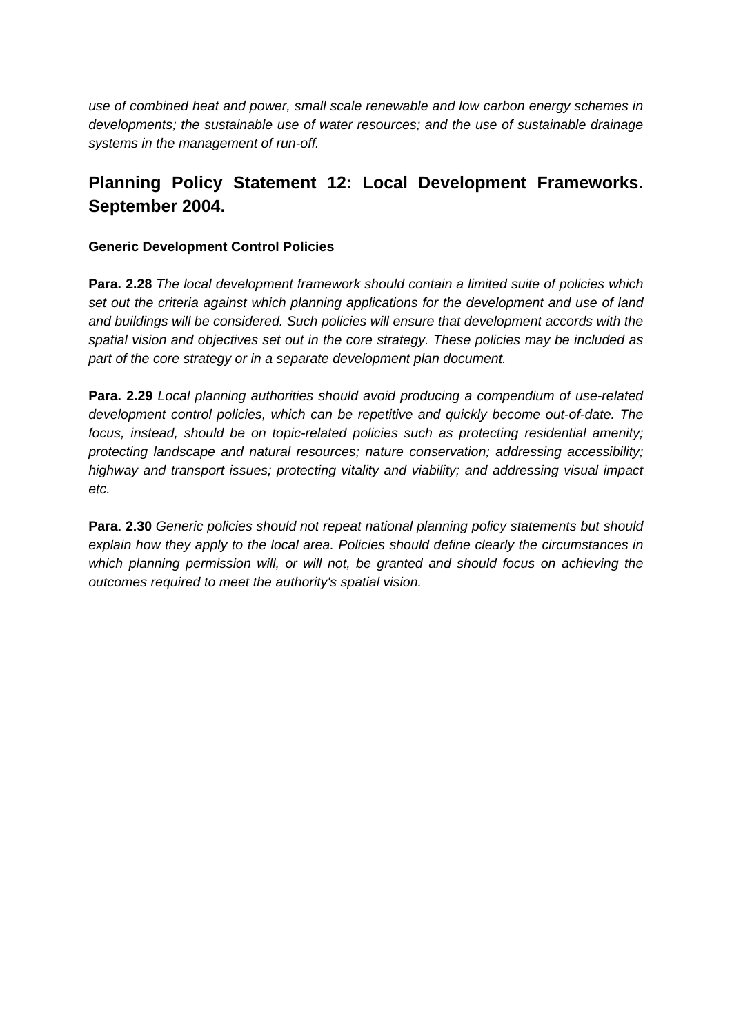*use of combined heat and power, small scale renewable and low carbon energy schemes in developments; the sustainable use of water resources; and the use of sustainable drainage systems in the management of run-off.*

## Planning Policy Statement 12: Local Development Frameworks. September 2004.

**Generic Development Control Policies**

**Para. 2.28** *The local development framework should contain a limited suite of policies which set out the criteria against which planning applications for the development and use of land and buildings will be considered. Such policies will ensure that development accords with the spatial vision and objectives set out in the core strategy. These policies may be included as part of the core strategy or in a separate development plan document.*

**Para. 2.29** *Local planning authorities should avoid producing a compendium of use-related development control policies, which can be repetitive and quickly become out-of-date. The focus, instead, should be on topic-related policies such as protecting residential amenity; protecting landscape and natural resources; nature conservation; addressing accessibility; highway and transport issues; protecting vitality and viability; and addressing visual impact etc.*

**Para. 2.30** *Generic policies should not repeat national planning policy statements but should explain how they apply to the local area. Policies should define clearly the circumstances in which planning permission will, or will not, be granted and should focus on achieving the outcomes required to meet the authority's spatial vision.*